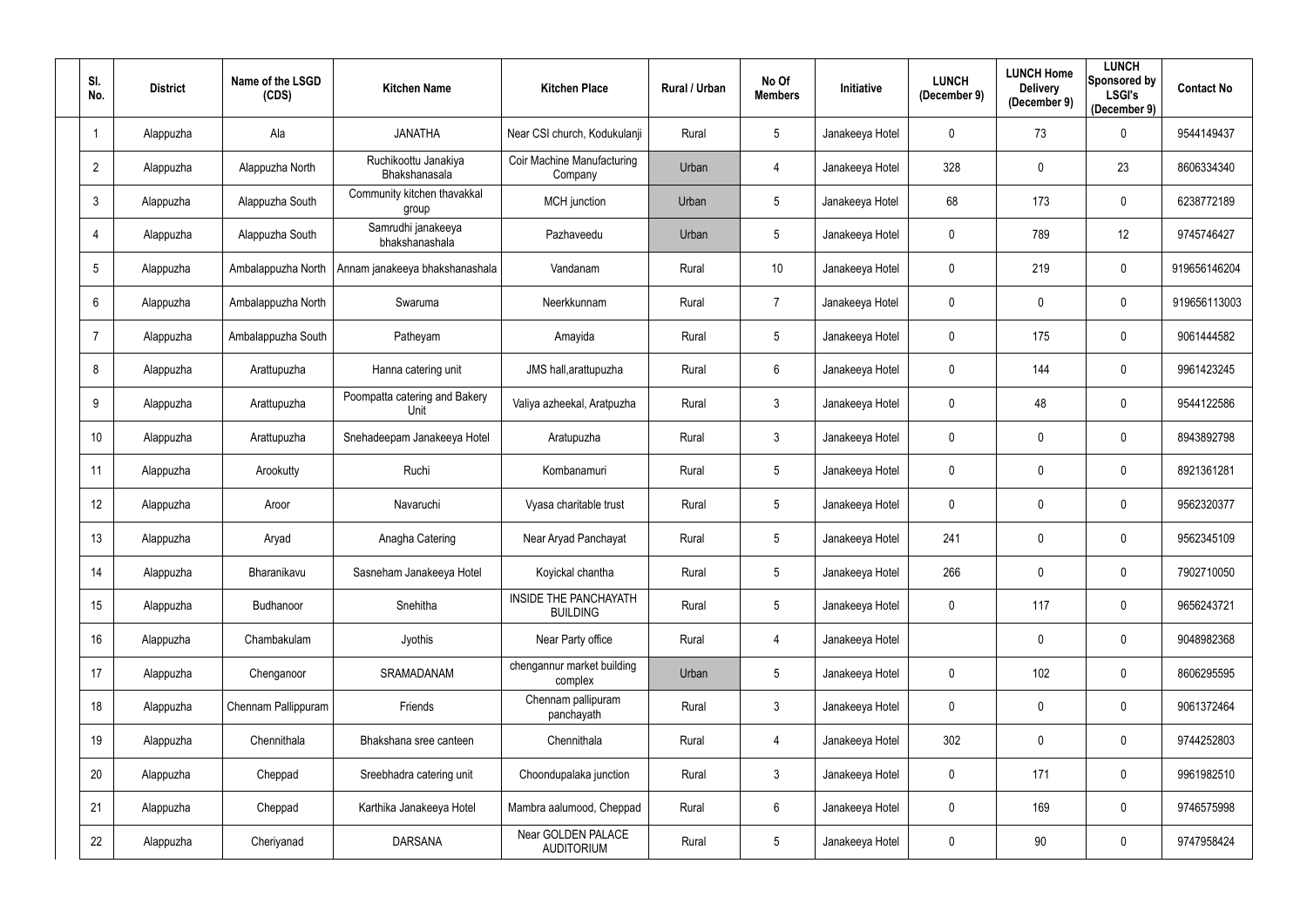| Sl. No. | District | Name of the LSGD (CDS) | Kitchen Name | Kitchen Place | Rural / Urban | No Of Members | Initiative | LUNCH (December 9) | LUNCH Home Delivery (December 9) | LUNCH Sponsored by LSGI's (December 9) | Contact No |
|---|---|---|---|---|---|---|---|---|---|---|---|
| 1 | Alappuzha | Ala | JANATHA | Near CSI church, Kodukulanji | Rural | 5 | Janakeeya Hotel | 0 | 73 | 0 | 9544149437 |
| 2 | Alappuzha | Alappuzha North | Ruchikoottu Janakiya Bhakshanasala | Coir Machine Manufacturing Company | Urban | 4 | Janakeeya Hotel | 328 | 0 | 23 | 8606334340 |
| 3 | Alappuzha | Alappuzha South | Community kitchen thavakkal group | MCH junction | Urban | 5 | Janakeeya Hotel | 68 | 173 | 0 | 6238772189 |
| 4 | Alappuzha | Alappuzha South | Samrudhi janakeeya bhakshanashala | Pazhaveedu | Urban | 5 | Janakeeya Hotel | 0 | 789 | 12 | 9745746427 |
| 5 | Alappuzha | Ambalappuzha North | Annam janakeeya bhakshanashala | Vandanam | Rural | 10 | Janakeeya Hotel | 0 | 219 | 0 | 919656146204 |
| 6 | Alappuzha | Ambalappuzha North | Swaruma | Neerkkunnam | Rural | 7 | Janakeeya Hotel | 0 | 0 | 0 | 919656113003 |
| 7 | Alappuzha | Ambalappuzha South | Patheyam | Amayida | Rural | 5 | Janakeeya Hotel | 0 | 175 | 0 | 9061444582 |
| 8 | Alappuzha | Arattupuzha | Hanna catering unit | JMS hall,arattupuzha | Rural | 6 | Janakeeya Hotel | 0 | 144 | 0 | 9961423245 |
| 9 | Alappuzha | Arattupuzha | Poompatta catering and Bakery Unit | Valiya azheekal, Aratpuzha | Rural | 3 | Janakeeya Hotel | 0 | 48 | 0 | 9544122586 |
| 10 | Alappuzha | Arattupuzha | Snehadeepam Janakeeya Hotel | Aratupuzha | Rural | 3 | Janakeeya Hotel | 0 | 0 | 0 | 8943892798 |
| 11 | Alappuzha | Arookutty | Ruchi | Kombanamuri | Rural | 5 | Janakeeya Hotel | 0 | 0 | 0 | 8921361281 |
| 12 | Alappuzha | Aroor | Navaruchi | Vyasa charitable trust | Rural | 5 | Janakeeya Hotel | 0 | 0 | 0 | 9562320377 |
| 13 | Alappuzha | Aryad | Anagha Catering | Near Aryad Panchayat | Rural | 5 | Janakeeya Hotel | 241 | 0 | 0 | 9562345109 |
| 14 | Alappuzha | Bharanikavu | Sasneham Janakeeya Hotel | Koyickal chantha | Rural | 5 | Janakeeya Hotel | 266 | 0 | 0 | 7902710050 |
| 15 | Alappuzha | Budhanoor | Snehitha | INSIDE THE PANCHAYATH BUILDING | Rural | 5 | Janakeeya Hotel | 0 | 117 | 0 | 9656243721 |
| 16 | Alappuzha | Chambakulam | Jyothis | Near Party office | Rural | 4 | Janakeeya Hotel | | 0 | 0 | 9048982368 |
| 17 | Alappuzha | Chenganoor | SRAMADANAM | chengannur market building complex | Urban | 5 | Janakeeya Hotel | 0 | 102 | 0 | 8606295595 |
| 18 | Alappuzha | Chennam Pallippuram | Friends | Chennam pallipuram panchayath | Rural | 3 | Janakeeya Hotel | 0 | 0 | 0 | 9061372464 |
| 19 | Alappuzha | Chennithala | Bhakshana sree canteen | Chennithala | Rural | 4 | Janakeeya Hotel | 302 | 0 | 0 | 9744252803 |
| 20 | Alappuzha | Cheppad | Sreebhadra catering unit | Choondupalaka junction | Rural | 3 | Janakeeya Hotel | 0 | 171 | 0 | 9961982510 |
| 21 | Alappuzha | Cheppad | Karthika Janakeeya Hotel | Mambra aalumood, Cheppad | Rural | 6 | Janakeeya Hotel | 0 | 169 | 0 | 9746575998 |
| 22 | Alappuzha | Cheriyanad | DARSANA | Near GOLDEN PALACE AUDITORIUM | Rural | 5 | Janakeeya Hotel | 0 | 90 | 0 | 9747958424 |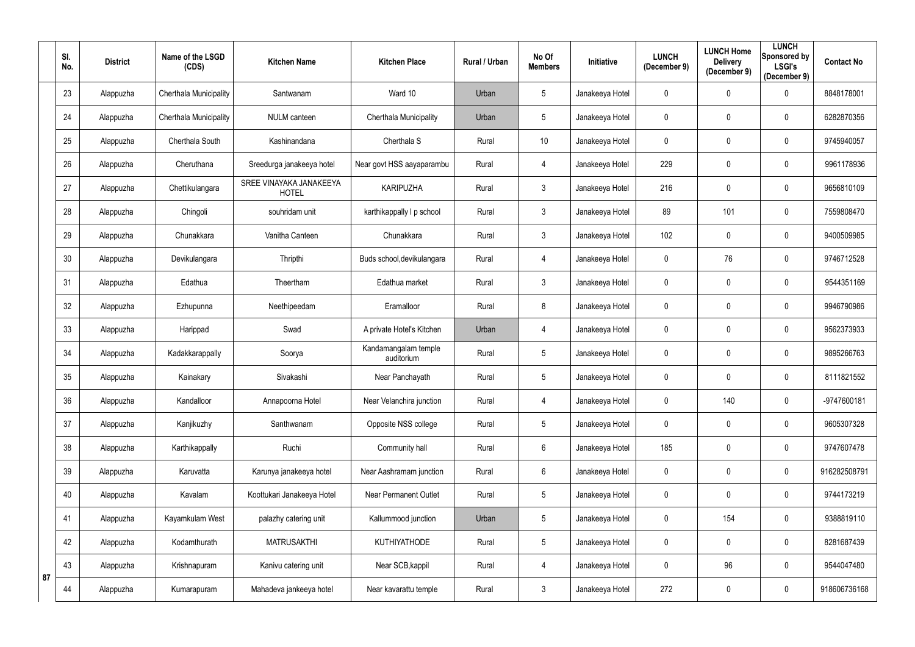| Sl. No. | District | Name of the LSGD (CDS) | Kitchen Name | Kitchen Place | Rural / Urban | No Of Members | Initiative | LUNCH (December 9) | LUNCH Home Delivery (December 9) | LUNCH Sponsored by LSGI's (December 9) | Contact No |
|---|---|---|---|---|---|---|---|---|---|---|---|
| 23 | Alappuzha | Cherthala Municipality | Santwanam | Ward 10 | Urban | 5 | Janakeeya Hotel | 0 | 0 | 0 | 8848178001 |
| 24 | Alappuzha | Cherthala Municipality | NULM canteen | Cherthala Municipality | Urban | 5 | Janakeeya Hotel | 0 | 0 | 0 | 6282870356 |
| 25 | Alappuzha | Cherthala South | Kashinandana | Cherthala S | Rural | 10 | Janakeeya Hotel | 0 | 0 | 0 | 9745940057 |
| 26 | Alappuzha | Cheruthana | Sreedurga janakeeya hotel | Near govt HSS aayaparambu | Rural | 4 | Janakeeya Hotel | 229 | 0 | 0 | 9961178936 |
| 27 | Alappuzha | Chettikulangara | SREE VINAYAKA JANAKEEYA HOTEL | KARIPUZHA | Rural | 3 | Janakeeya Hotel | 216 | 0 | 0 | 9656810109 |
| 28 | Alappuzha | Chingoli | souhridam unit | karthikappally l p school | Rural | 3 | Janakeeya Hotel | 89 | 101 | 0 | 7559808470 |
| 29 | Alappuzha | Chunakkara | Vanitha Canteen | Chunakkara | Rural | 3 | Janakeeya Hotel | 102 | 0 | 0 | 9400509985 |
| 30 | Alappuzha | Devikulangara | Thripthi | Buds school,devikulangara | Rural | 4 | Janakeeya Hotel | 0 | 76 | 0 | 9746712528 |
| 31 | Alappuzha | Edathua | Theertham | Edathua market | Rural | 3 | Janakeeya Hotel | 0 | 0 | 0 | 9544351169 |
| 32 | Alappuzha | Ezhupunna | Neethipeedam | Eramalloor | Rural | 8 | Janakeeya Hotel | 0 | 0 | 0 | 9946790986 |
| 33 | Alappuzha | Harippad | Swad | A private Hotel's Kitchen | Urban | 4 | Janakeeya Hotel | 0 | 0 | 0 | 9562373933 |
| 34 | Alappuzha | Kadakkarappally | Soorya | Kandamangalam temple auditorium | Rural | 5 | Janakeeya Hotel | 0 | 0 | 0 | 9895266763 |
| 35 | Alappuzha | Kainakary | Sivakashi | Near Panchayath | Rural | 5 | Janakeeya Hotel | 0 | 0 | 0 | 8111821552 |
| 36 | Alappuzha | Kandalloor | Annapoorna Hotel | Near Velanchira junction | Rural | 4 | Janakeeya Hotel | 0 | 140 | 0 | -9747600181 |
| 37 | Alappuzha | Kanjikuzhy | Santhwanam | Opposite NSS college | Rural | 5 | Janakeeya Hotel | 0 | 0 | 0 | 9605307328 |
| 38 | Alappuzha | Karthikappally | Ruchi | Community hall | Rural | 6 | Janakeeya Hotel | 185 | 0 | 0 | 9747607478 |
| 39 | Alappuzha | Karuvatta | Karunya janakeeya hotel | Near Aashramam junction | Rural | 6 | Janakeeya Hotel | 0 | 0 | 0 | 916282508791 |
| 40 | Alappuzha | Kavalam | Koottukari Janakeeya Hotel | Near Permanent Outlet | Rural | 5 | Janakeeya Hotel | 0 | 0 | 0 | 9744173219 |
| 41 | Alappuzha | Kayamkulam West | palazhy catering unit | Kallummood junction | Urban | 5 | Janakeeya Hotel | 0 | 154 | 0 | 9388819110 |
| 42 | Alappuzha | Kodamthurath | MATRUSAKTHI | KUTHIYATHODE | Rural | 5 | Janakeeya Hotel | 0 | 0 | 0 | 8281687439 |
| 43 | Alappuzha | Krishnapuram | Kanivu catering unit | Near SCB,kappil | Rural | 4 | Janakeeya Hotel | 0 | 96 | 0 | 9544047480 |
| 44 | Alappuzha | Kumarapuram | Mahadeva jankeeya hotel | Near kavarattu temple | Rural | 3 | Janakeeya Hotel | 272 | 0 | 0 | 918606736168 |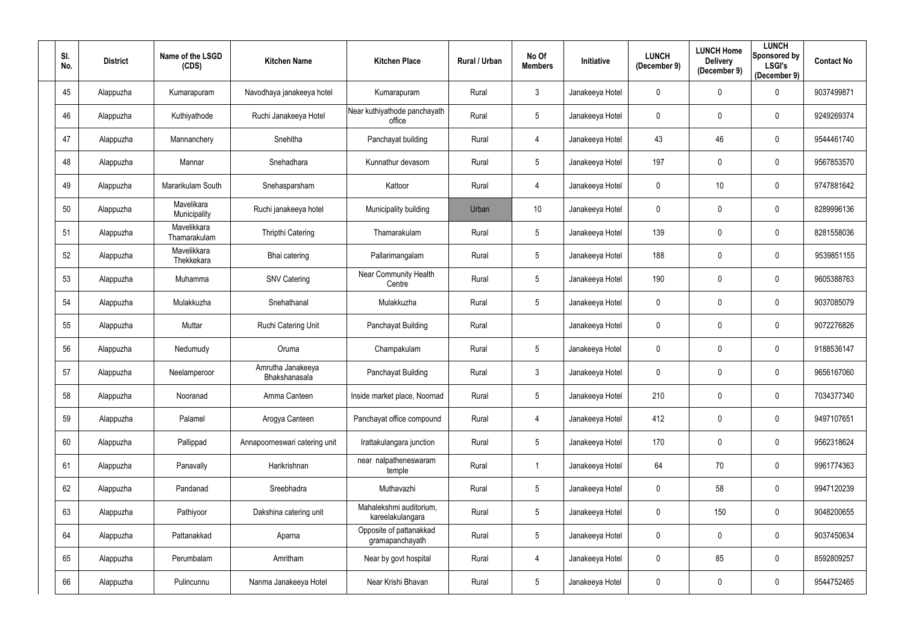| Sl. No. | District | Name of the LSGD (CDS) | Kitchen Name | Kitchen Place | Rural / Urban | No Of Members | Initiative | LUNCH (December 9) | LUNCH Home Delivery (December 9) | LUNCH Sponsored by LSGI's (December 9) | Contact No |
|---|---|---|---|---|---|---|---|---|---|---|---|
| 45 | Alappuzha | Kumarapuram | Navodhaya janakeeya hotel | Kumarapuram | Rural | 3 | Janakeeya Hotel | 0 | 0 | 0 | 9037499871 |
| 46 | Alappuzha | Kuthiyathode | Ruchi Janakeeya Hotel | Near kuthiyathode panchayath office | Rural | 5 | Janakeeya Hotel | 0 | 0 | 0 | 9249269374 |
| 47 | Alappuzha | Mannanchery | Snehitha | Panchayat building | Rural | 4 | Janakeeya Hotel | 43 | 46 | 0 | 9544461740 |
| 48 | Alappuzha | Mannar | Snehadhara | Kunnathur devasom | Rural | 5 | Janakeeya Hotel | 197 | 0 | 0 | 9567853570 |
| 49 | Alappuzha | Mararikulam South | Snehasparsham | Kattoor | Rural | 4 | Janakeeya Hotel | 0 | 10 | 0 | 9747881642 |
| 50 | Alappuzha | Mavelikara Municipality | Ruchi janakeeya hotel | Municipality building | Urban | 10 | Janakeeya Hotel | 0 | 0 | 0 | 8289996136 |
| 51 | Alappuzha | Mavelikkara Thamarakulam | Thripthi Catering | Thamarakulam | Rural | 5 | Janakeeya Hotel | 139 | 0 | 0 | 8281558036 |
| 52 | Alappuzha | Mavelikkara Thekkekara | Bhai catering | Pallarimangalam | Rural | 5 | Janakeeya Hotel | 188 | 0 | 0 | 9539851155 |
| 53 | Alappuzha | Muhamma | SNV Catering | Near Community Health Centre | Rural | 5 | Janakeeya Hotel | 190 | 0 | 0 | 9605388763 |
| 54 | Alappuzha | Mulakkuzha | Snehathanal | Mulakkuzha | Rural | 5 | Janakeeya Hotel | 0 | 0 | 0 | 9037085079 |
| 55 | Alappuzha | Muttar | Ruchi Catering Unit | Panchayat Building | Rural | | Janakeeya Hotel | 0 | 0 | 0 | 9072276826 |
| 56 | Alappuzha | Nedumudy | Oruma | Champakulam | Rural | 5 | Janakeeya Hotel | 0 | 0 | 0 | 9188536147 |
| 57 | Alappuzha | Neelamperoor | Amrutha Janakeeya Bhakshanasala | Panchayat Building | Rural | 3 | Janakeeya Hotel | 0 | 0 | 0 | 9656167060 |
| 58 | Alappuzha | Nooranad | Amma Canteen | Inside market place, Noornad | Rural | 5 | Janakeeya Hotel | 210 | 0 | 0 | 7034377340 |
| 59 | Alappuzha | Palamel | Arogya Canteen | Panchayat office compound | Rural | 4 | Janakeeya Hotel | 412 | 0 | 0 | 9497107651 |
| 60 | Alappuzha | Pallippad | Annapoorneswari catering unit | Irattakulangara junction | Rural | 5 | Janakeeya Hotel | 170 | 0 | 0 | 9562318624 |
| 61 | Alappuzha | Panavally | Harikrishnan | near nalpatheneswaram temple | Rural | 1 | Janakeeya Hotel | 64 | 70 | 0 | 9961774363 |
| 62 | Alappuzha | Pandanad | Sreebhadra | Muthavazhi | Rural | 5 | Janakeeya Hotel | 0 | 58 | 0 | 9947120239 |
| 63 | Alappuzha | Pathiyoor | Dakshina catering unit | Mahalekshmi auditorium, kareelakulangara | Rural | 5 | Janakeeya Hotel | 0 | 150 | 0 | 9048200655 |
| 64 | Alappuzha | Pattanakkad | Aparna | Opposite of pattanakkad gramapanchayath | Rural | 5 | Janakeeya Hotel | 0 | 0 | 0 | 9037450634 |
| 65 | Alappuzha | Perumbalam | Amritham | Near by govt hospital | Rural | 4 | Janakeeya Hotel | 0 | 85 | 0 | 8592809257 |
| 66 | Alappuzha | Pulincunnu | Nanma Janakeeya Hotel | Near Krishi Bhavan | Rural | 5 | Janakeeya Hotel | 0 | 0 | 0 | 9544752465 |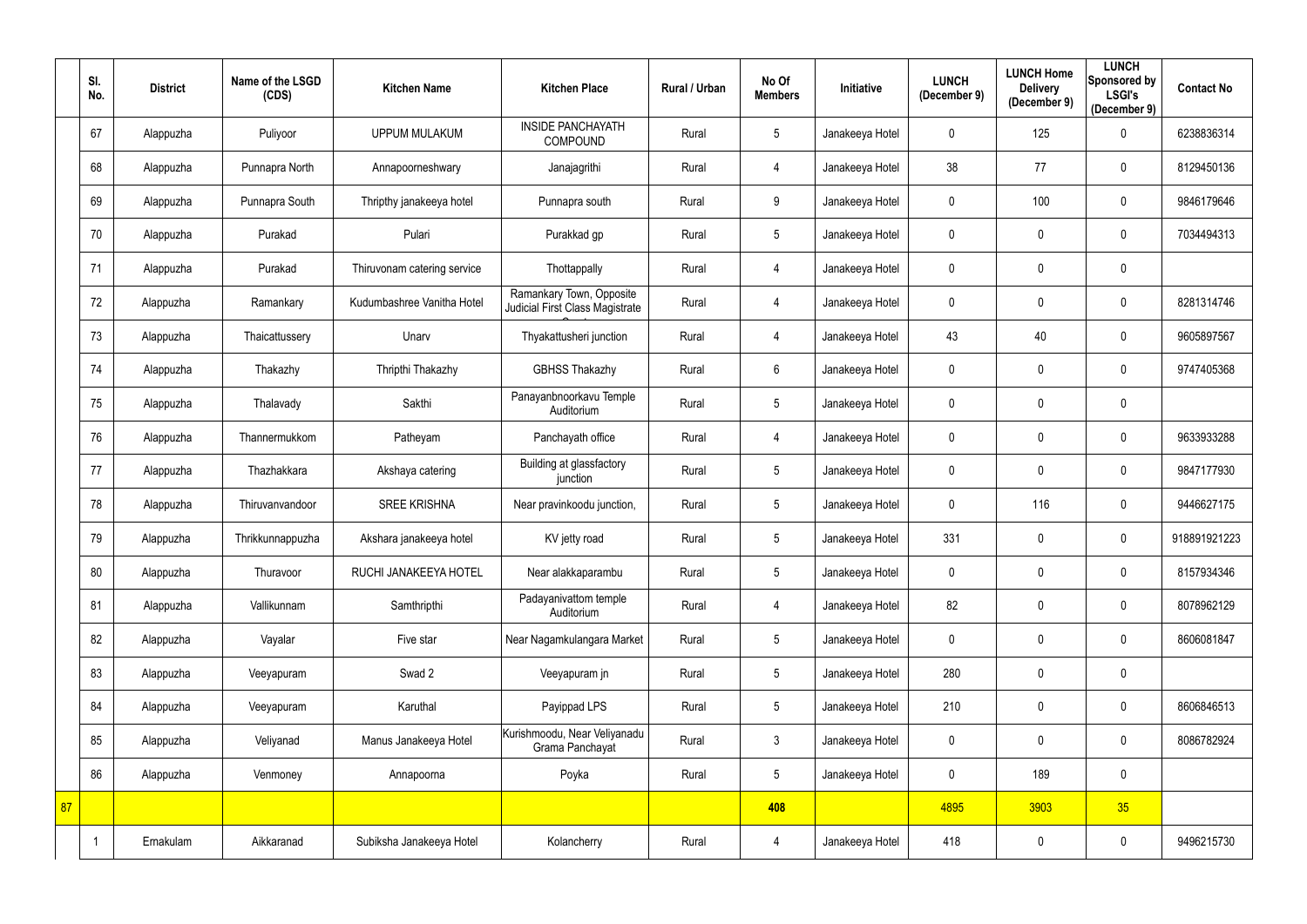| | Sl. No. | District | Name of the LSGD (CDS) | Kitchen Name | Kitchen Place | Rural / Urban | No Of Members | Initiative | LUNCH (December 9) | LUNCH Home Delivery (December 9) | LUNCH Sponsored by LSGI's (December 9) | Contact No |
|---|---|---|---|---|---|---|---|---|---|---|---|---|
| | 67 | Alappuzha | Puliyoor | UPPUM MULAKUM | INSIDE PANCHAYATH COMPOUND | Rural | 5 | Janakeeya Hotel | 0 | 125 | 0 | 6238836314 |
| | 68 | Alappuzha | Punnapra North | Annapoorneshwary | Janajagrithi | Rural | 4 | Janakeeya Hotel | 38 | 77 | 0 | 8129450136 |
| | 69 | Alappuzha | Punnapra South | Thripthy janakeeya hotel | Punnapra south | Rural | 9 | Janakeeya Hotel | 0 | 100 | 0 | 9846179646 |
| | 70 | Alappuzha | Purakad | Pulari | Purakkad gp | Rural | 5 | Janakeeya Hotel | 0 | 0 | 0 | 7034494313 |
| | 71 | Alappuzha | Purakad | Thiruvonam catering service | Thottappally | Rural | 4 | Janakeeya Hotel | 0 | 0 | 0 | |
| | 72 | Alappuzha | Ramankary | Kudumbashree Vanitha Hotel | Ramankary Town, Opposite Judicial First Class Magistrate Court | Rural | 4 | Janakeeya Hotel | 0 | 0 | 0 | 8281314746 |
| | 73 | Alappuzha | Thaicattussery | Unarv | Thyakattusheri junction | Rural | 4 | Janakeeya Hotel | 43 | 40 | 0 | 9605897567 |
| | 74 | Alappuzha | Thakazhy | Thripthi Thakazhy | GBHSS Thakazhy | Rural | 6 | Janakeeya Hotel | 0 | 0 | 0 | 9747405368 |
| | 75 | Alappuzha | Thalavady | Sakthi | Panayanbnoorkavu Temple Auditorium | Rural | 5 | Janakeeya Hotel | 0 | 0 | 0 | |
| | 76 | Alappuzha | Thannermukkom | Patheyam | Panchayath office | Rural | 4 | Janakeeya Hotel | 0 | 0 | 0 | 9633933288 |
| | 77 | Alappuzha | Thazhakkara | Akshaya catering | Building at glassfactory junction | Rural | 5 | Janakeeya Hotel | 0 | 0 | 0 | 9847177930 |
| | 78 | Alappuzha | Thiruvanvandoor | SREE KRISHNA | Near pravinkoodu junction, | Rural | 5 | Janakeeya Hotel | 0 | 116 | 0 | 9446627175 |
| | 79 | Alappuzha | Thrikkunnappuzha | Akshara janakeeya hotel | KV jetty road | Rural | 5 | Janakeeya Hotel | 331 | 0 | 0 | 918891921223 |
| | 80 | Alappuzha | Thuravoor | RUCHI JANAKEEYA HOTEL | Near alakkaparambu | Rural | 5 | Janakeeya Hotel | 0 | 0 | 0 | 8157934346 |
| | 81 | Alappuzha | Vallikunnam | Samthripthi | Padayanivattom temple Auditorium | Rural | 4 | Janakeeya Hotel | 82 | 0 | 0 | 8078962129 |
| | 82 | Alappuzha | Vayalar | Five star | Near Nagamkulangara Market | Rural | 5 | Janakeeya Hotel | 0 | 0 | 0 | 8606081847 |
| | 83 | Alappuzha | Veeyapuram | Swad 2 | Veeyapuram jn | Rural | 5 | Janakeeya Hotel | 280 | 0 | 0 | |
| | 84 | Alappuzha | Veeyapuram | Karuthal | Payippad LPS | Rural | 5 | Janakeeya Hotel | 210 | 0 | 0 | 8606846513 |
| | 85 | Alappuzha | Veliyanad | Manus Janakeeya Hotel | Kurishmoodu, Near Veliyanadu Grama Panchayat | Rural | 3 | Janakeeya Hotel | 0 | 0 | 0 | 8086782924 |
| | 86 | Alappuzha | Venmoney | Annapoorna | Poyka | Rural | 5 | Janakeeya Hotel | 0 | 189 | 0 | |
| 87 | | | | | | | 408 | | 4895 | 3903 | 35 | |
| | 1 | Ernakulam | Aikkaranad | Subiksha Janakeeya Hotel | Kolancherry | Rural | 4 | Janakeeya Hotel | 418 | 0 | 0 | 9496215730 |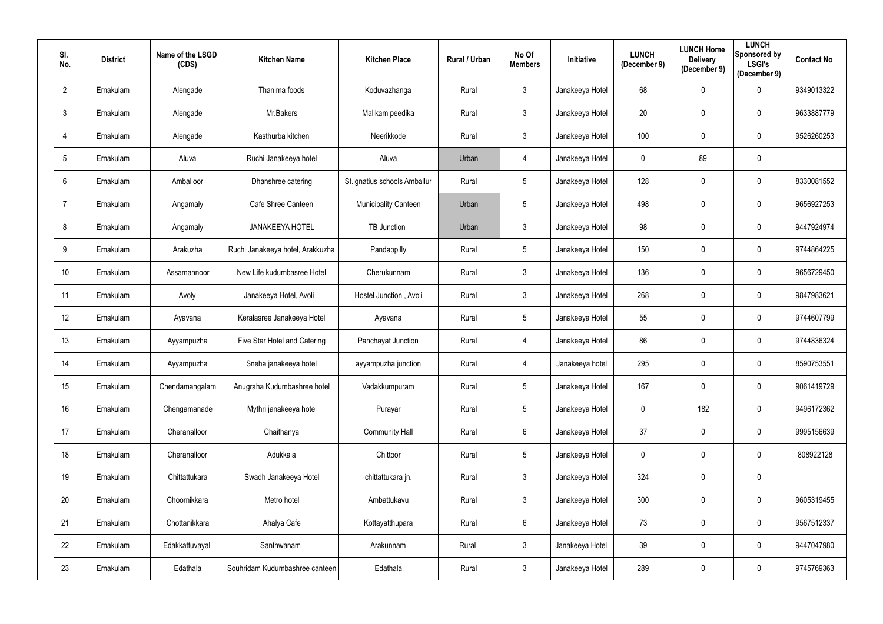| Sl. No. | District | Name of the LSGD (CDS) | Kitchen Name | Kitchen Place | Rural / Urban | No Of Members | Initiative | LUNCH (December 9) | LUNCH Home Delivery (December 9) | LUNCH Sponsored by LSGI's (December 9) | Contact No |
|---|---|---|---|---|---|---|---|---|---|---|---|
| 2 | Ernakulam | Alengade | Thanima foods | Koduvazhanga | Rural | 3 | Janakeeya Hotel | 68 | 0 | 0 | 9349013322 |
| 3 | Ernakulam | Alengade | Mr.Bakers | Malikam peedika | Rural | 3 | Janakeeya Hotel | 20 | 0 | 0 | 9633887779 |
| 4 | Ernakulam | Alengade | Kasthurba kitchen | Neerikkode | Rural | 3 | Janakeeya Hotel | 100 | 0 | 0 | 9526260253 |
| 5 | Ernakulam | Aluva | Ruchi Janakeeya hotel | Aluva | Urban | 4 | Janakeeya Hotel | 0 | 89 | 0 | |
| 6 | Ernakulam | Amballoor | Dhanshree catering | St.ignatius schools Amballur | Rural | 5 | Janakeeya Hotel | 128 | 0 | 0 | 8330081552 |
| 7 | Ernakulam | Angamaly | Cafe Shree Canteen | Municipality Canteen | Urban | 5 | Janakeeya Hotel | 498 | 0 | 0 | 9656927253 |
| 8 | Ernakulam | Angamaly | JANAKEEYA HOTEL | TB Junction | Urban | 3 | Janakeeya Hotel | 98 | 0 | 0 | 9447924974 |
| 9 | Ernakulam | Arakuzha | Ruchi Janakeeya hotel, Arakkuzha | Pandappilly | Rural | 5 | Janakeeya Hotel | 150 | 0 | 0 | 9744864225 |
| 10 | Ernakulam | Assamannoor | New Life kudumbasree Hotel | Cherukunnam | Rural | 3 | Janakeeya Hotel | 136 | 0 | 0 | 9656729450 |
| 11 | Ernakulam | Avoly | Janakeeya Hotel, Avoli | Hostel Junction , Avoli | Rural | 3 | Janakeeya Hotel | 268 | 0 | 0 | 9847983621 |
| 12 | Ernakulam | Ayavana | Keralasree Janakeeya Hotel | Ayavana | Rural | 5 | Janakeeya Hotel | 55 | 0 | 0 | 9744607799 |
| 13 | Ernakulam | Ayyampuzha | Five Star Hotel and Catering | Panchayat Junction | Rural | 4 | Janakeeya Hotel | 86 | 0 | 0 | 9744836324 |
| 14 | Ernakulam | Ayyampuzha | Sneha janakeeya hotel | ayyampuzha junction | Rural | 4 | Janakeeya hotel | 295 | 0 | 0 | 8590753551 |
| 15 | Ernakulam | Chendamangalam | Anugraha Kudumbashree hotel | Vadakkumpuram | Rural | 5 | Janakeeya Hotel | 167 | 0 | 0 | 9061419729 |
| 16 | Ernakulam | Chengamanade | Mythri janakeeya hotel | Purayar | Rural | 5 | Janakeeya Hotel | 0 | 182 | 0 | 9496172362 |
| 17 | Ernakulam | Cheranalloor | Chaithanya | Community Hall | Rural | 6 | Janakeeya Hotel | 37 | 0 | 0 | 9995156639 |
| 18 | Ernakulam | Cheranalloor | Adukkala | Chittoor | Rural | 5 | Janakeeya Hotel | 0 | 0 | 0 | 808922128 |
| 19 | Ernakulam | Chittattukara | Swadh Janakeeya Hotel | chittattukara jn. | Rural | 3 | Janakeeya Hotel | 324 | 0 | 0 | |
| 20 | Ernakulam | Choornikkara | Metro hotel | Ambattukavu | Rural | 3 | Janakeeya Hotel | 300 | 0 | 0 | 9605319455 |
| 21 | Ernakulam | Chottanikkara | Ahalya Cafe | Kottayatthupara | Rural | 6 | Janakeeya Hotel | 73 | 0 | 0 | 9567512337 |
| 22 | Ernakulam | Edakkattuvayal | Santhwanam | Arakunnam | Rural | 3 | Janakeeya Hotel | 39 | 0 | 0 | 9447047980 |
| 23 | Ernakulam | Edathala | Souhridam Kudumbashree canteen | Edathala | Rural | 3 | Janakeeya Hotel | 289 | 0 | 0 | 9745769363 |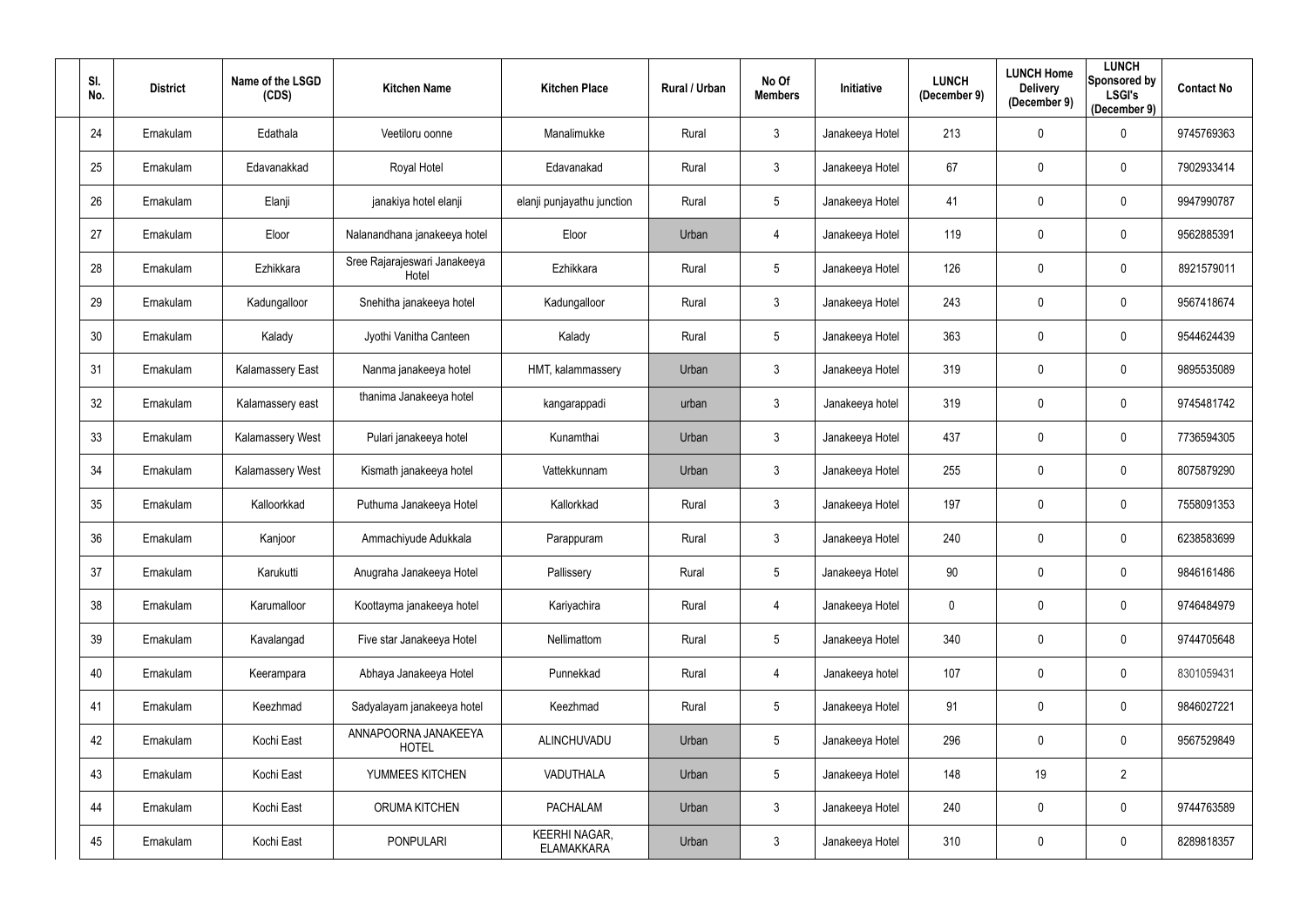| Sl. No. | District | Name of the LSGD (CDS) | Kitchen Name | Kitchen Place | Rural / Urban | No Of Members | Initiative | LUNCH (December 9) | LUNCH Home Delivery (December 9) | LUNCH Sponsored by LSGI's (December 9) | Contact No |
|---|---|---|---|---|---|---|---|---|---|---|---|
| 24 | Ernakulam | Edathala | Veetiloru oonne | Manalimukke | Rural | 3 | Janakeeya Hotel | 213 | 0 | 0 | 9745769363 |
| 25 | Ernakulam | Edavanakkad | Royal Hotel | Edavanakad | Rural | 3 | Janakeeya Hotel | 67 | 0 | 0 | 7902933414 |
| 26 | Ernakulam | Elanji | janakiya hotel elanji | elanji punjayathu junction | Rural | 5 | Janakeeya Hotel | 41 | 0 | 0 | 9947990787 |
| 27 | Ernakulam | Eloor | Nalanandhana janakeeya hotel | Eloor | Urban | 4 | Janakeeya Hotel | 119 | 0 | 0 | 9562885391 |
| 28 | Ernakulam | Ezhikkara | Sree Rajarajeswari Janakeeya Hotel | Ezhikkara | Rural | 5 | Janakeeya Hotel | 126 | 0 | 0 | 8921579011 |
| 29 | Ernakulam | Kadungalloor | Snehitha janakeeya hotel | Kadungalloor | Rural | 3 | Janakeeya Hotel | 243 | 0 | 0 | 9567418674 |
| 30 | Ernakulam | Kalady | Jyothi Vanitha Canteen | Kalady | Rural | 5 | Janakeeya Hotel | 363 | 0 | 0 | 9544624439 |
| 31 | Ernakulam | Kalamassery East | Nanma janakeeya hotel | HMT, kalammassery | Urban | 3 | Janakeeya Hotel | 319 | 0 | 0 | 9895535089 |
| 32 | Ernakulam | Kalamassery east | thanima Janakeeya hotel | kangarappadi | urban | 3 | Janakeeya hotel | 319 | 0 | 0 | 9745481742 |
| 33 | Ernakulam | Kalamassery West | Pulari janakeeya hotel | Kunamthai | Urban | 3 | Janakeeya Hotel | 437 | 0 | 0 | 7736594305 |
| 34 | Ernakulam | Kalamassery West | Kismath janakeeya hotel | Vattekkunnam | Urban | 3 | Janakeeya Hotel | 255 | 0 | 0 | 8075879290 |
| 35 | Ernakulam | Kalloorkkad | Puthuma Janakeeya Hotel | Kallorkkad | Rural | 3 | Janakeeya Hotel | 197 | 0 | 0 | 7558091353 |
| 36 | Ernakulam | Kanjoor | Ammachiyude Adukkala | Parappuram | Rural | 3 | Janakeeya Hotel | 240 | 0 | 0 | 6238583699 |
| 37 | Ernakulam | Karukutti | Anugraha Janakeeya Hotel | Pallissery | Rural | 5 | Janakeeya Hotel | 90 | 0 | 0 | 9846161486 |
| 38 | Ernakulam | Karumalloor | Koottayma janakeeya hotel | Kariyachira | Rural | 4 | Janakeeya Hotel | 0 | 0 | 0 | 9746484979 |
| 39 | Ernakulam | Kavalangad | Five star Janakeeya Hotel | Nellimattom | Rural | 5 | Janakeeya Hotel | 340 | 0 | 0 | 9744705648 |
| 40 | Ernakulam | Keerampara | Abhaya Janakeeya Hotel | Punnekkad | Rural | 4 | Janakeeya hotel | 107 | 0 | 0 | 8301059431 |
| 41 | Ernakulam | Keezhmad | Sadyalayam janakeeya hotel | Keezhmad | Rural | 5 | Janakeeya Hotel | 91 | 0 | 0 | 9846027221 |
| 42 | Ernakulam | Kochi East | ANNAPOORNA JANAKEEYA HOTEL | ALINCHUVADU | Urban | 5 | Janakeeya Hotel | 296 | 0 | 0 | 9567529849 |
| 43 | Ernakulam | Kochi East | YUMMEES KITCHEN | VADUTHALA | Urban | 5 | Janakeeya Hotel | 148 | 19 | 2 | |
| 44 | Ernakulam | Kochi East | ORUMA KITCHEN | PACHALAM | Urban | 3 | Janakeeya Hotel | 240 | 0 | 0 | 9744763589 |
| 45 | Ernakulam | Kochi East | PONPULARI | KEERHI NAGAR, ELAMAKKARA | Urban | 3 | Janakeeya Hotel | 310 | 0 | 0 | 8289818357 |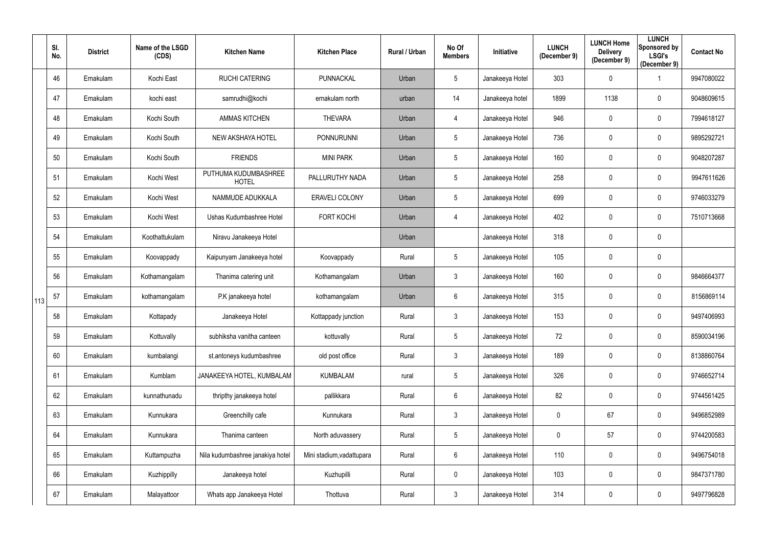| | Sl. No. | District | Name of the LSGD (CDS) | Kitchen Name | Kitchen Place | Rural / Urban | No Of Members | Initiative | LUNCH (December 9) | LUNCH Home Delivery (December 9) | LUNCH Sponsored by LSGI's (December 9) | Contact No |
|---|---|---|---|---|---|---|---|---|---|---|---|---|
| 113 | 46 | Ernakulam | Kochi East | RUCHI CATERING | PUNNACKAL | Urban | 5 | Janakeeya Hotel | 303 | 0 | 1 | 9947080022 |
| | 47 | Ernakulam | kochi east | samrudhi@kochi | ernakulam north | urban | 14 | Janakeeya hotel | 1899 | 1138 | 0 | 9048609615 |
| | 48 | Ernakulam | Kochi South | AMMAS KITCHEN | THEVARA | Urban | 4 | Janakeeya Hotel | 946 | 0 | 0 | 7994618127 |
| | 49 | Ernakulam | Kochi South | NEW AKSHAYA HOTEL | PONNURUNNI | Urban | 5 | Janakeeya Hotel | 736 | 0 | 0 | 9895292721 |
| | 50 | Ernakulam | Kochi South | FRIENDS | MINI PARK | Urban | 5 | Janakeeya Hotel | 160 | 0 | 0 | 9048207287 |
| | 51 | Ernakulam | Kochi West | PUTHUMA KUDUMBASHREE HOTEL | PALLURUTHY NADA | Urban | 5 | Janakeeya Hotel | 258 | 0 | 0 | 9947611626 |
| | 52 | Ernakulam | Kochi West | NAMMUDE ADUKKALA | ERAVELI COLONY | Urban | 5 | Janakeeya Hotel | 699 | 0 | 0 | 9746033279 |
| | 53 | Ernakulam | Kochi West | Ushas Kudumbashree Hotel | FORT KOCHI | Urban | 4 | Janakeeya Hotel | 402 | 0 | 0 | 7510713668 |
| | 54 | Ernakulam | Koothattukulam | Niravu Janakeeya Hotel | | Urban | | Janakeeya Hotel | 318 | 0 | 0 | |
| | 55 | Ernakulam | Koovappady | Kaipunyam Janakeeya hotel | Koovappady | Rural | 5 | Janakeeya Hotel | 105 | 0 | 0 | |
| | 56 | Ernakulam | Kothamangalam | Thanima catering unit | Kothamangalam | Urban | 3 | Janakeeya Hotel | 160 | 0 | 0 | 9846664377 |
| | 57 | Ernakulam | kothamangalam | P.K janakeeya hotel | kothamangalam | Urban | 6 | Janakeeya Hotel | 315 | 0 | 0 | 8156869114 |
| | 58 | Ernakulam | Kottapady | Janakeeya Hotel | Kottappady junction | Rural | 3 | Janakeeya Hotel | 153 | 0 | 0 | 9497406993 |
| | 59 | Ernakulam | Kottuvally | subhiksha vanitha canteen | kottuvally | Rural | 5 | Janakeeya Hotel | 72 | 0 | 0 | 8590034196 |
| | 60 | Ernakulam | kumbalangi | st.antoneys kudumbashree | old post office | Rural | 3 | Janakeeya Hotel | 189 | 0 | 0 | 8138860764 |
| | 61 | Ernakulam | Kumblam | JANAKEEYA HOTEL, KUMBALAM | KUMBALAM | rural | 5 | Janakeeya Hotel | 326 | 0 | 0 | 9746652714 |
| | 62 | Ernakulam | kunnathunadu | thripthy janakeeya hotel | pallikkara | Rural | 6 | Janakeeya Hotel | 82 | 0 | 0 | 9744561425 |
| | 63 | Ernakulam | Kunnukara | Greenchilly cafe | Kunnukara | Rural | 3 | Janakeeya Hotel | 0 | 67 | 0 | 9496852989 |
| | 64 | Ernakulam | Kunnukara | Thanima canteen | North aduvassery | Rural | 5 | Janakeeya Hotel | 0 | 57 | 0 | 9744200583 |
| | 65 | Ernakulam | Kuttampuzha | Nila kudumbashree janakiya hotel | Mini stadium,vadattupara | Rural | 6 | Janakeeya Hotel | 110 | 0 | 0 | 9496754018 |
| | 66 | Ernakulam | Kuzhippilly | Janakeeya hotel | Kuzhupilli | Rural | 0 | Janakeeya Hotel | 103 | 0 | 0 | 9847371780 |
| | 67 | Ernakulam | Malayattoor | Whats app Janakeeya Hotel | Thottuva | Rural | 3 | Janakeeya Hotel | 314 | 0 | 0 | 9497796828 |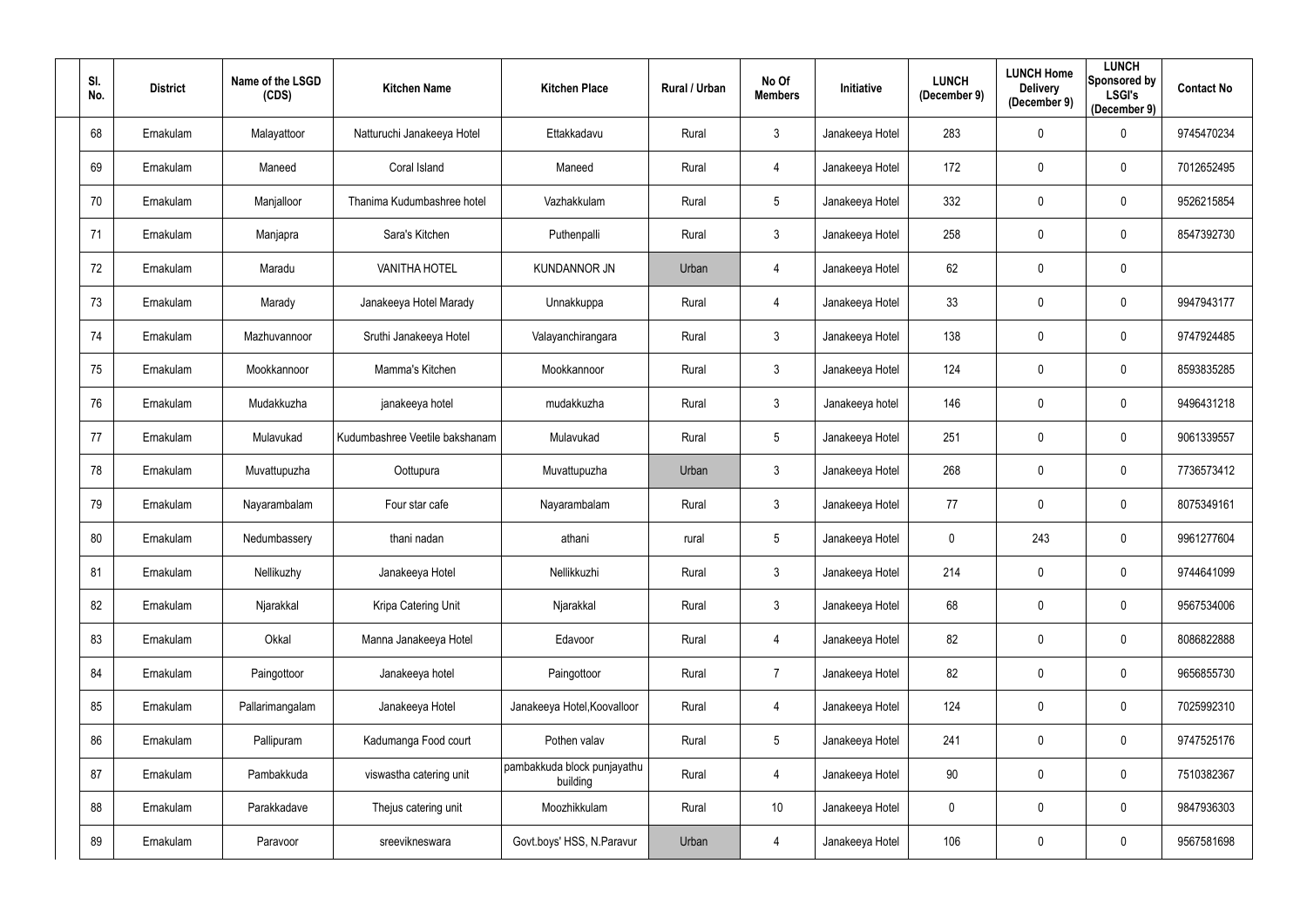| Sl. No. | District | Name of the LSGD (CDS) | Kitchen Name | Kitchen Place | Rural / Urban | No Of Members | Initiative | LUNCH (December 9) | LUNCH Home Delivery (December 9) | LUNCH Sponsored by LSGI's (December 9) | Contact No |
|---|---|---|---|---|---|---|---|---|---|---|---|
| 68 | Ernakulam | Malayattoor | Natturuchi Janakeeya Hotel | Ettakkadavu | Rural | 3 | Janakeeya Hotel | 283 | 0 | 0 | 9745470234 |
| 69 | Ernakulam | Maneed | Coral Island | Maneed | Rural | 4 | Janakeeya Hotel | 172 | 0 | 0 | 7012652495 |
| 70 | Ernakulam | Manjalloor | Thanima Kudumbashree hotel | Vazhakkulam | Rural | 5 | Janakeeya Hotel | 332 | 0 | 0 | 9526215854 |
| 71 | Ernakulam | Manjapra | Sara's Kitchen | Puthenpalli | Rural | 3 | Janakeeya Hotel | 258 | 0 | 0 | 8547392730 |
| 72 | Ernakulam | Maradu | VANITHA HOTEL | KUNDANNOR JN | Urban | 4 | Janakeeya Hotel | 62 | 0 | 0 | |
| 73 | Ernakulam | Marady | Janakeeya Hotel Marady | Unnakkuppa | Rural | 4 | Janakeeya Hotel | 33 | 0 | 0 | 9947943177 |
| 74 | Ernakulam | Mazhuvannoor | Sruthi Janakeeya Hotel | Valayanchirangara | Rural | 3 | Janakeeya Hotel | 138 | 0 | 0 | 9747924485 |
| 75 | Ernakulam | Mookkannoor | Mamma's Kitchen | Mookkannoor | Rural | 3 | Janakeeya Hotel | 124 | 0 | 0 | 8593835285 |
| 76 | Ernakulam | Mudakkuzha | janakeeya hotel | mudakkuzha | Rural | 3 | Janakeeya hotel | 146 | 0 | 0 | 9496431218 |
| 77 | Ernakulam | Mulavukad | Kudumbashree Veetile bakshanam | Mulavukad | Rural | 5 | Janakeeya Hotel | 251 | 0 | 0 | 9061339557 |
| 78 | Ernakulam | Muvattupuzha | Oottupura | Muvattupuzha | Urban | 3 | Janakeeya Hotel | 268 | 0 | 0 | 7736573412 |
| 79 | Ernakulam | Nayarambalam | Four star cafe | Nayarambalam | Rural | 3 | Janakeeya Hotel | 77 | 0 | 0 | 8075349161 |
| 80 | Ernakulam | Nedumbassery | thani nadan | athani | rural | 5 | Janakeeya Hotel | 0 | 243 | 0 | 9961277604 |
| 81 | Ernakulam | Nellikuzhy | Janakeeya Hotel | Nellikkuzhi | Rural | 3 | Janakeeya Hotel | 214 | 0 | 0 | 9744641099 |
| 82 | Ernakulam | Njarakkal | Kripa Catering Unit | Njarakkal | Rural | 3 | Janakeeya Hotel | 68 | 0 | 0 | 9567534006 |
| 83 | Ernakulam | Okkal | Manna Janakeeya Hotel | Edavoor | Rural | 4 | Janakeeya Hotel | 82 | 0 | 0 | 8086822888 |
| 84 | Ernakulam | Paingottoor | Janakeeya hotel | Paingottoor | Rural | 7 | Janakeeya Hotel | 82 | 0 | 0 | 9656855730 |
| 85 | Ernakulam | Pallarimangalam | Janakeeya Hotel | Janakeeya Hotel,Koovalloor | Rural | 4 | Janakeeya Hotel | 124 | 0 | 0 | 7025992310 |
| 86 | Ernakulam | Pallipuram | Kadumanga Food court | Pothen valav | Rural | 5 | Janakeeya Hotel | 241 | 0 | 0 | 9747525176 |
| 87 | Ernakulam | Pambakkuda | viswastha catering unit | pambakkuda block punjayathu building | Rural | 4 | Janakeeya Hotel | 90 | 0 | 0 | 7510382367 |
| 88 | Ernakulam | Parakkadave | Thejus catering unit | Moozhikkulam | Rural | 10 | Janakeeya Hotel | 0 | 0 | 0 | 9847936303 |
| 89 | Ernakulam | Paravoor | sreevikneswara | Govt.boys' HSS, N.Paravur | Urban | 4 | Janakeeya Hotel | 106 | 0 | 0 | 9567581698 |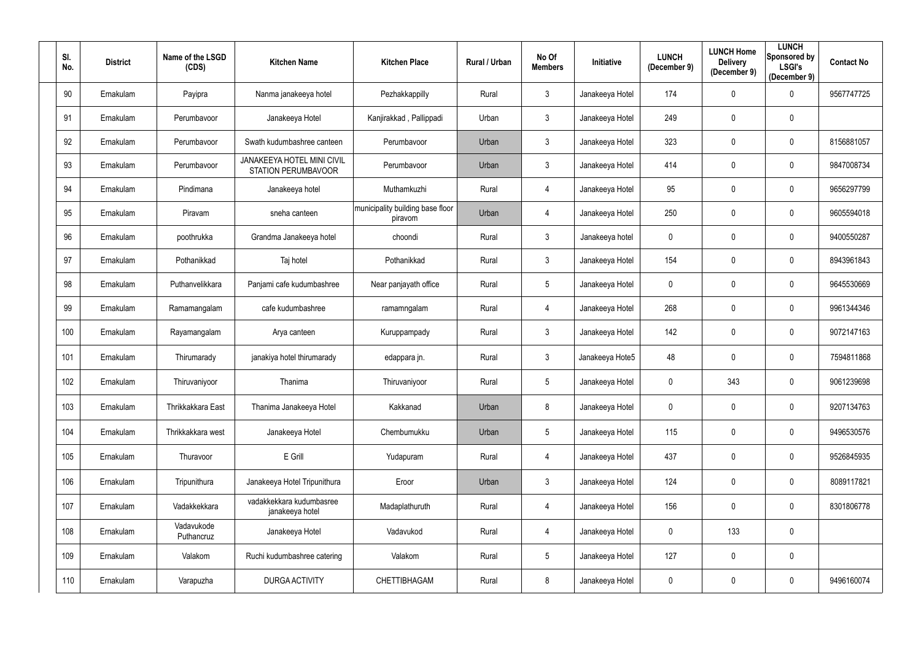| Sl. No. | District | Name of the LSGD (CDS) | Kitchen Name | Kitchen Place | Rural / Urban | No Of Members | Initiative | LUNCH (December 9) | LUNCH Home Delivery (December 9) | LUNCH Sponsored by LSGI's (December 9) | Contact No |
|---|---|---|---|---|---|---|---|---|---|---|---|
| 90 | Ernakulam | Payipra | Nanma janakeeya hotel | Pezhakkappilly | Rural | 3 | Janakeeya Hotel | 174 | 0 | 0 | 9567747725 |
| 91 | Ernakulam | Perumbavoor | Janakeeya Hotel | Kanjirakkad , Pallippadi | Urban | 3 | Janakeeya Hotel | 249 | 0 | 0 | |
| 92 | Ernakulam | Perumbavoor | Swath kudumbashree canteen | Perumbavoor | Urban | 3 | Janakeeya Hotel | 323 | 0 | 0 | 8156881057 |
| 93 | Ernakulam | Perumbavoor | JANAKEEYA HOTEL MINI CIVIL STATION PERUMBAVOOR | Perumbavoor | Urban | 3 | Janakeeya Hotel | 414 | 0 | 0 | 9847008734 |
| 94 | Ernakulam | Pindimana | Janakeeya hotel | Muthamkuzhi | Rural | 4 | Janakeeya Hotel | 95 | 0 | 0 | 9656297799 |
| 95 | Ernakulam | Piravam | sneha canteen | municipality building base floor piravom | Urban | 4 | Janakeeya Hotel | 250 | 0 | 0 | 9605594018 |
| 96 | Ernakulam | poothrukka | Grandma Janakeeya hotel | choondi | Rural | 3 | Janakeeya hotel | 0 | 0 | 0 | 9400550287 |
| 97 | Ernakulam | Pothanikkad | Taj hotel | Pothanikkad | Rural | 3 | Janakeeya Hotel | 154 | 0 | 0 | 8943961843 |
| 98 | Ernakulam | Puthanvelikkara | Panjami cafe kudumbashree | Near panjayath office | Rural | 5 | Janakeeya Hotel | 0 | 0 | 0 | 9645530669 |
| 99 | Ernakulam | Ramamangalam | cafe kudumbashree | ramamngalam | Rural | 4 | Janakeeya Hotel | 268 | 0 | 0 | 9961344346 |
| 100 | Ernakulam | Rayamangalam | Arya canteen | Kuruppampady | Rural | 3 | Janakeeya Hotel | 142 | 0 | 0 | 9072147163 |
| 101 | Ernakulam | Thirumarady | janakiya hotel thirumarady | edappara jn. | Rural | 3 | Janakeeya Hote5 | 48 | 0 | 0 | 7594811868 |
| 102 | Ernakulam | Thiruvaniyoor | Thanima | Thiruvaniyoor | Rural | 5 | Janakeeya Hotel | 0 | 343 | 0 | 9061239698 |
| 103 | Ernakulam | Thrikkakkara East | Thanima Janakeeya Hotel | Kakkanad | Urban | 8 | Janakeeya Hotel | 0 | 0 | 0 | 9207134763 |
| 104 | Ernakulam | Thrikkakkara west | Janakeeya Hotel | Chembumukku | Urban | 5 | Janakeeya Hotel | 115 | 0 | 0 | 9496530576 |
| 105 | Ernakulam | Thuravoor | E Grill | Yudapuram | Rural | 4 | Janakeeya Hotel | 437 | 0 | 0 | 9526845935 |
| 106 | Ernakulam | Tripunithura | Janakeeya Hotel Tripunithura | Eroor | Urban | 3 | Janakeeya Hotel | 124 | 0 | 0 | 8089117821 |
| 107 | Ernakulam | Vadakkekkara | vadakkekkara kudumbasree janakeeya hotel | Madaplathuruth | Rural | 4 | Janakeeya Hotel | 156 | 0 | 0 | 8301806778 |
| 108 | Ernakulam | Vadavukode Puthancruz | Janakeeya Hotel | Vadavukod | Rural | 4 | Janakeeya Hotel | 0 | 133 | 0 | |
| 109 | Ernakulam | Valakom | Ruchi kudumbashree catering | Valakom | Rural | 5 | Janakeeya Hotel | 127 | 0 | 0 | |
| 110 | Ernakulam | Varapuzha | DURGA ACTIVITY | CHETTIBHAGAM | Rural | 8 | Janakeeya Hotel | 0 | 0 | 0 | 9496160074 |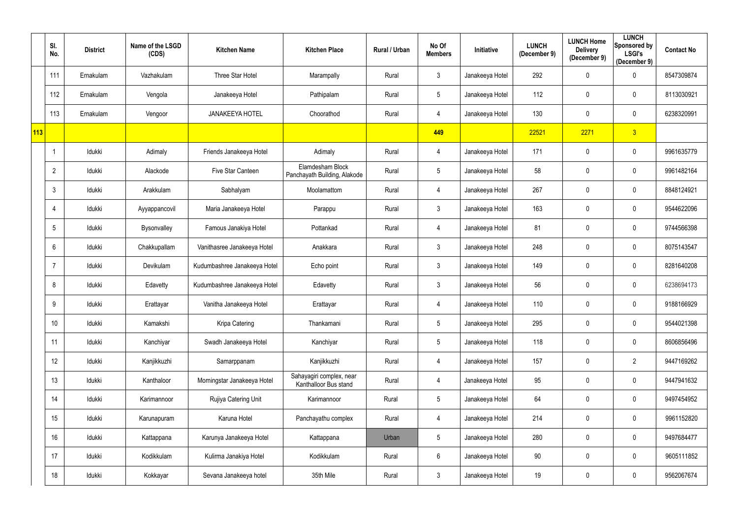| | Sl. No. | District | Name of the LSGD (CDS) | Kitchen Name | Kitchen Place | Rural / Urban | No Of Members | Initiative | LUNCH (December 9) | LUNCH Home Delivery (December 9) | LUNCH Sponsored by LSGI's (December 9) | Contact No |
|---|---|---|---|---|---|---|---|---|---|---|---|---|
| | 111 | Ernakulam | Vazhakulam | Three Star Hotel | Marampally | Rural | 3 | Janakeeya Hotel | 292 | 0 | 0 | 8547309874 |
| | 112 | Ernakulam | Vengola | Janakeeya Hotel | Pathipalam | Rural | 5 | Janakeeya Hotel | 112 | 0 | 0 | 8113030921 |
| | 113 | Ernakulam | Vengoor | JANAKEEYA HOTEL | Choorathod | Rural | 4 | Janakeeya Hotel | 130 | 0 | 0 | 6238320991 |
| 113 | | | | | | | 449 | | 22521 | 2271 | 3 | |
| | 1 | Idukki | Adimaly | Friends Janakeeya Hotel | Adimaly | Rural | 4 | Janakeeya Hotel | 171 | 0 | 0 | 9961635779 |
| | 2 | Idukki | Alackode | Five Star Canteen | Elamdesham Block Panchayath Building, Alakode | Rural | 5 | Janakeeya Hotel | 58 | 0 | 0 | 9961482164 |
| | 3 | Idukki | Arakkulam | Sabhalyam | Moolamattom | Rural | 4 | Janakeeya Hotel | 267 | 0 | 0 | 8848124921 |
| | 4 | Idukki | Ayyappancovil | Maria Janakeeya Hotel | Parappu | Rural | 3 | Janakeeya Hotel | 163 | 0 | 0 | 9544622096 |
| | 5 | Idukki | Bysonvalley | Famous Janakiya Hotel | Pottankad | Rural | 4 | Janakeeya Hotel | 81 | 0 | 0 | 9744566398 |
| | 6 | Idukki | Chakkupallam | Vanithasree Janakeeya Hotel | Anakkara | Rural | 3 | Janakeeya Hotel | 248 | 0 | 0 | 8075143547 |
| | 7 | Idukki | Devikulam | Kudumbashree Janakeeya Hotel | Echo point | Rural | 3 | Janakeeya Hotel | 149 | 0 | 0 | 8281640208 |
| | 8 | Idukki | Edavetty | Kudumbashree Janakeeya Hotel | Edavetty | Rural | 3 | Janakeeya Hotel | 56 | 0 | 0 | 6238694173 |
| | 9 | Idukki | Erattayar | Vanitha Janakeeya Hotel | Erattayar | Rural | 4 | Janakeeya Hotel | 110 | 0 | 0 | 9188166929 |
| | 10 | Idukki | Kamakshi | Kripa Catering | Thankamani | Rural | 5 | Janakeeya Hotel | 295 | 0 | 0 | 9544021398 |
| | 11 | Idukki | Kanchiyar | Swadh Janakeeya Hotel | Kanchiyar | Rural | 5 | Janakeeya Hotel | 118 | 0 | 0 | 8606856496 |
| | 12 | Idukki | Kanjikkuzhi | Samarppanam | Kanjikkuzhi | Rural | 4 | Janakeeya Hotel | 157 | 0 | 2 | 9447169262 |
| | 13 | Idukki | Kanthaloor | Morningstar Janakeeya Hotel | Sahayagiri complex, near Kanthalloor Bus stand | Rural | 4 | Janakeeya Hotel | 95 | 0 | 0 | 9447941632 |
| | 14 | Idukki | Karimannoor | Rujiya Catering Unit | Karimannoor | Rural | 5 | Janakeeya Hotel | 64 | 0 | 0 | 9497454952 |
| | 15 | Idukki | Karunapuram | Karuna Hotel | Panchayathu complex | Rural | 4 | Janakeeya Hotel | 214 | 0 | 0 | 9961152820 |
| | 16 | Idukki | Kattappana | Karunya Janakeeya Hotel | Kattappana | Urban | 5 | Janakeeya Hotel | 280 | 0 | 0 | 9497684477 |
| | 17 | Idukki | Kodikkulam | Kulirma Janakiya Hotel | Kodikkulam | Rural | 6 | Janakeeya Hotel | 90 | 0 | 0 | 9605111852 |
| | 18 | Idukki | Kokkayar | Sevana Janakeeya hotel | 35th Mile | Rural | 3 | Janakeeya Hotel | 19 | 0 | 0 | 9562067674 |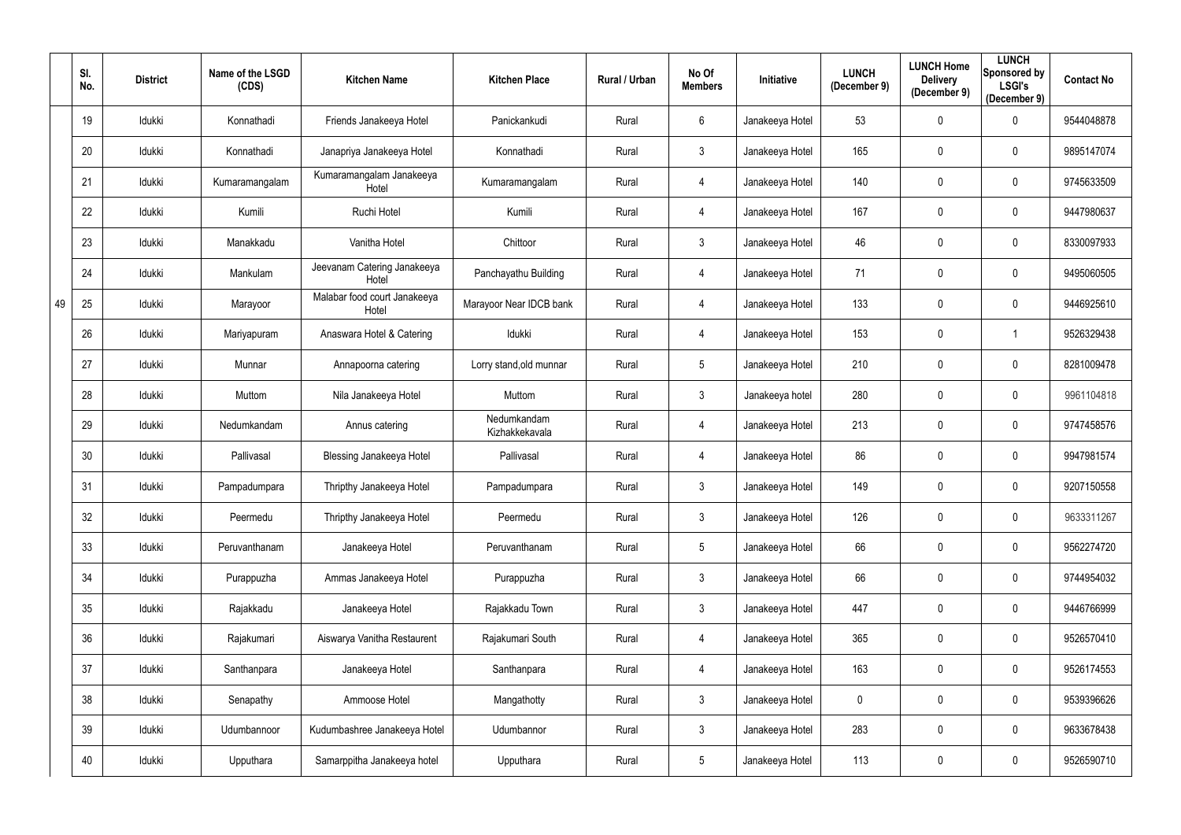| | Sl. No. | District | Name of the LSGD (CDS) | Kitchen Name | Kitchen Place | Rural / Urban | No Of Members | Initiative | LUNCH (December 9) | LUNCH Home Delivery (December 9) | LUNCH Sponsored by LSGI's (December 9) | Contact No |
|---|---|---|---|---|---|---|---|---|---|---|---|---|
| 49 | 19 | Idukki | Konnathadi | Friends Janakeeya Hotel | Panickankudi | Rural | 6 | Janakeeya Hotel | 53 | 0 | 0 | 9544048878 |
| | 20 | Idukki | Konnathadi | Janapriya Janakeeya Hotel | Konnathadi | Rural | 3 | Janakeeya Hotel | 165 | 0 | 0 | 9895147074 |
| | 21 | Idukki | Kumaramangalam | Kumaramangalam Janakeeya Hotel | Kumaramangalam | Rural | 4 | Janakeeya Hotel | 140 | 0 | 0 | 9745633509 |
| | 22 | Idukki | Kumili | Ruchi Hotel | Kumili | Rural | 4 | Janakeeya Hotel | 167 | 0 | 0 | 9447980637 |
| | 23 | Idukki | Manakkadu | Vanitha Hotel | Chittoor | Rural | 3 | Janakeeya Hotel | 46 | 0 | 0 | 8330097933 |
| | 24 | Idukki | Mankulam | Jeevanam Catering Janakeeya Hotel | Panchayathu Building | Rural | 4 | Janakeeya Hotel | 71 | 0 | 0 | 9495060505 |
| | 25 | Idukki | Marayoor | Malabar food court Janakeeya Hotel | Marayoor Near IDCB bank | Rural | 4 | Janakeeya Hotel | 133 | 0 | 0 | 9446925610 |
| | 26 | Idukki | Mariyapuram | Anaswara Hotel & Catering | Idukki | Rural | 4 | Janakeeya Hotel | 153 | 0 | 1 | 9526329438 |
| | 27 | Idukki | Munnar | Annapoorna catering | Lorry stand,old munnar | Rural | 5 | Janakeeya Hotel | 210 | 0 | 0 | 8281009478 |
| | 28 | Idukki | Muttom | Nila Janakeeya Hotel | Muttom | Rural | 3 | Janakeeya hotel | 280 | 0 | 0 | 9961104818 |
| | 29 | Idukki | Nedumkandam | Annus catering | Nedumkandam Kizhakkekavala | Rural | 4 | Janakeeya Hotel | 213 | 0 | 0 | 9747458576 |
| | 30 | Idukki | Pallivasal | Blessing Janakeeya Hotel | Pallivasal | Rural | 4 | Janakeeya Hotel | 86 | 0 | 0 | 9947981574 |
| | 31 | Idukki | Pampadumpara | Thripthy Janakeeya Hotel | Pampadumpara | Rural | 3 | Janakeeya Hotel | 149 | 0 | 0 | 9207150558 |
| | 32 | Idukki | Peermedu | Thripthy Janakeeya Hotel | Peermedu | Rural | 3 | Janakeeya Hotel | 126 | 0 | 0 | 9633311267 |
| | 33 | Idukki | Peruvanthanam | Janakeeya Hotel | Peruvanthanam | Rural | 5 | Janakeeya Hotel | 66 | 0 | 0 | 9562274720 |
| | 34 | Idukki | Purappuzha | Ammas Janakeeya Hotel | Purappuzha | Rural | 3 | Janakeeya Hotel | 66 | 0 | 0 | 9744954032 |
| | 35 | Idukki | Rajakkadu | Janakeeya Hotel | Rajakkadu Town | Rural | 3 | Janakeeya Hotel | 447 | 0 | 0 | 9446766999 |
| | 36 | Idukki | Rajakumari | Aiswarya Vanitha Restaurent | Rajakumari South | Rural | 4 | Janakeeya Hotel | 365 | 0 | 0 | 9526570410 |
| | 37 | Idukki | Santhanpara | Janakeeya Hotel | Santhanpara | Rural | 4 | Janakeeya Hotel | 163 | 0 | 0 | 9526174553 |
| | 38 | Idukki | Senapathy | Ammoose Hotel | Mangathotty | Rural | 3 | Janakeeya Hotel | 0 | 0 | 0 | 9539396626 |
| | 39 | Idukki | Udumbannoor | Kudumbashree Janakeeya Hotel | Udumbannor | Rural | 3 | Janakeeya Hotel | 283 | 0 | 0 | 9633678438 |
| | 40 | Idukki | Upputhara | Samarppitha Janakeeya hotel | Upputhara | Rural | 5 | Janakeeya Hotel | 113 | 0 | 0 | 9526590710 |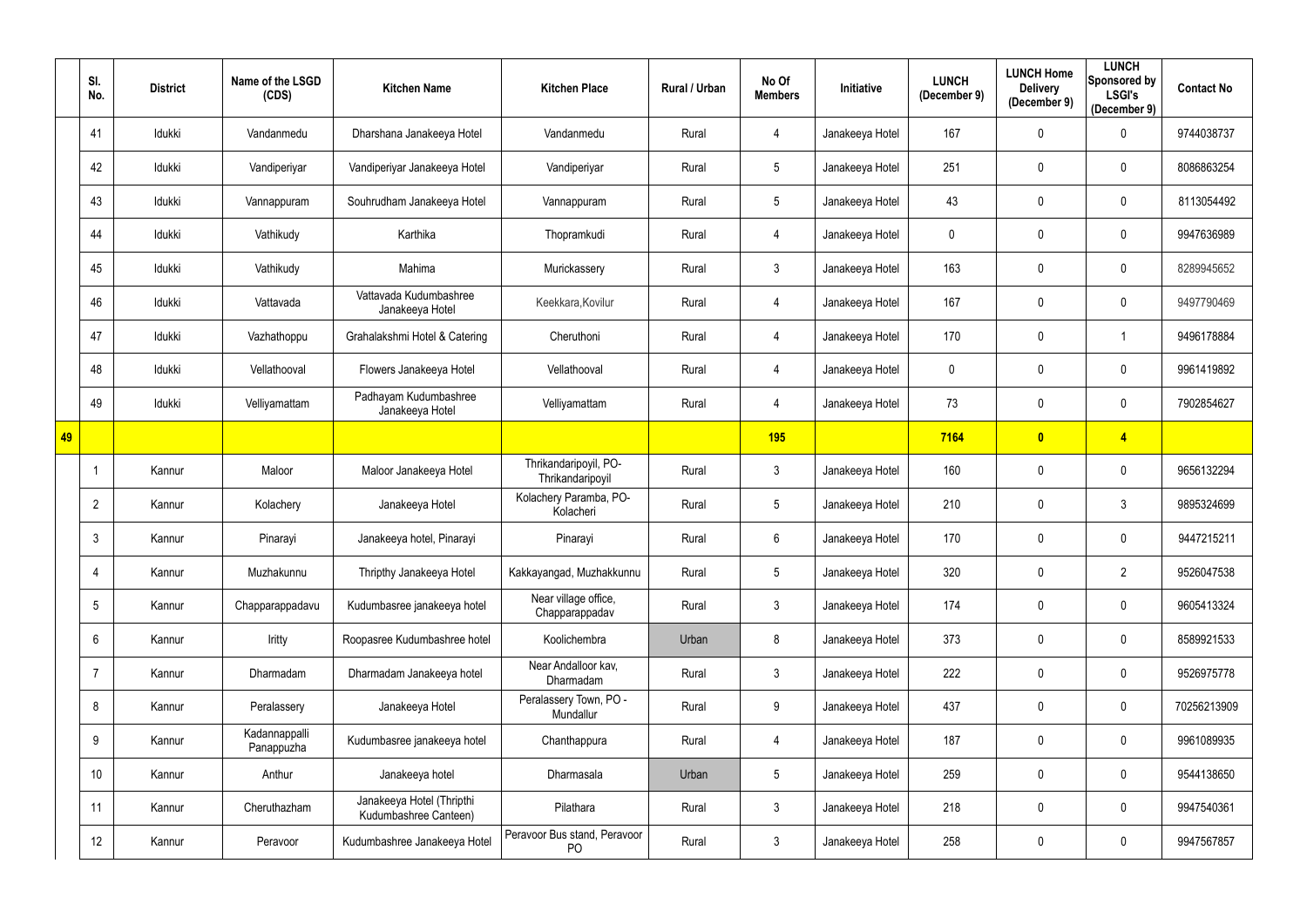| | Sl. No. | District | Name of the LSGD (CDS) | Kitchen Name | Kitchen Place | Rural / Urban | No Of Members | Initiative | LUNCH (December 9) | LUNCH Home Delivery (December 9) | LUNCH Sponsored by LSGI's (December 9) | Contact No |
|---|---|---|---|---|---|---|---|---|---|---|---|---|
| | 41 | Idukki | Vandanmedu | Dharshana Janakeeya Hotel | Vandanmedu | Rural | 4 | Janakeeya Hotel | 167 | 0 | 0 | 9744038737 |
| | 42 | Idukki | Vandiperiyar | Vandiperiyar Janakeeya Hotel | Vandiperiyar | Rural | 5 | Janakeeya Hotel | 251 | 0 | 0 | 8086863254 |
| | 43 | Idukki | Vannappuram | Souhrudham Janakeeya Hotel | Vannappuram | Rural | 5 | Janakeeya Hotel | 43 | 0 | 0 | 8113054492 |
| | 44 | Idukki | Vathikudy | Karthika | Thopramkudi | Rural | 4 | Janakeeya Hotel | 0 | 0 | 0 | 9947636989 |
| | 45 | Idukki | Vathikudy | Mahima | Murickassery | Rural | 3 | Janakeeya Hotel | 163 | 0 | 0 | 8289945652 |
| | 46 | Idukki | Vattavada | Vattavada Kudumbashree Janakeeya Hotel | Keekkara,Kovilur | Rural | 4 | Janakeeya Hotel | 167 | 0 | 0 | 9497790469 |
| | 47 | Idukki | Vazhathoppu | Grahalakshmi Hotel & Catering | Cheruthoni | Rural | 4 | Janakeeya Hotel | 170 | 0 | 1 | 9496178884 |
| | 48 | Idukki | Vellathooval | Flowers Janakeeya Hotel | Vellathooval | Rural | 4 | Janakeeya Hotel | 0 | 0 | 0 | 9961419892 |
| | 49 | Idukki | Velliyamattam | Padhayam Kudumbashree Janakeeya Hotel | Velliyamattam | Rural | 4 | Janakeeya Hotel | 73 | 0 | 0 | 7902854627 |
| **49** | | | | | | | **195** | | **7164** | **0** | **4** | |
| | 1 | Kannur | Maloor | Maloor Janakeeya Hotel | Thrikandaripoyil, PO-Thrikandaripoyil | Rural | 3 | Janakeeya Hotel | 160 | 0 | 0 | 9656132294 |
| | 2 | Kannur | Kolachery | Janakeeya Hotel | Kolachery Paramba, PO-Kolacheri | Rural | 5 | Janakeeya Hotel | 210 | 0 | 3 | 9895324699 |
| | 3 | Kannur | Pinarayi | Janakeeya hotel, Pinarayi | Pinarayi | Rural | 6 | Janakeeya Hotel | 170 | 0 | 0 | 9447215211 |
| | 4 | Kannur | Muzhakunnu | Thripthy Janakeeya Hotel | Kakkayangad, Muzhakkunnu | Rural | 5 | Janakeeya Hotel | 320 | 0 | 2 | 9526047538 |
| | 5 | Kannur | Chapparappadavu | Kudumbasree janakeeya hotel | Near village office, Chapparappadav | Rural | 3 | Janakeeya Hotel | 174 | 0 | 0 | 9605413324 |
| | 6 | Kannur | Iritty | Roopasree Kudumbashree hotel | Koolichembra | Urban | 8 | Janakeeya Hotel | 373 | 0 | 0 | 8589921533 |
| | 7 | Kannur | Dharmadam | Dharmadam Janakeeya hotel | Near Andalloor kav, Dharmadam | Rural | 3 | Janakeeya Hotel | 222 | 0 | 0 | 9526975778 |
| | 8 | Kannur | Peralassery | Janakeeya Hotel | Peralassery Town, PO - Mundallur | Rural | 9 | Janakeeya Hotel | 437 | 0 | 0 | 70256213909 |
| | 9 | Kannur | Kadannappalli Panappuzha | Kudumbasree janakeeya hotel | Chanthappura | Rural | 4 | Janakeeya Hotel | 187 | 0 | 0 | 9961089935 |
| | 10 | Kannur | Anthur | Janakeeya hotel | Dharmasala | Urban | 5 | Janakeeya Hotel | 259 | 0 | 0 | 9544138650 |
| | 11 | Kannur | Cheruthazham | Janakeeya Hotel (Thripthi Kudumbashree Canteen) | Pilathara | Rural | 3 | Janakeeya Hotel | 218 | 0 | 0 | 9947540361 |
| | 12 | Kannur | Peravoor | Kudumbashree Janakeeya Hotel | Peravoor Bus stand, Peravoor PO | Rural | 3 | Janakeeya Hotel | 258 | 0 | 0 | 9947567857 |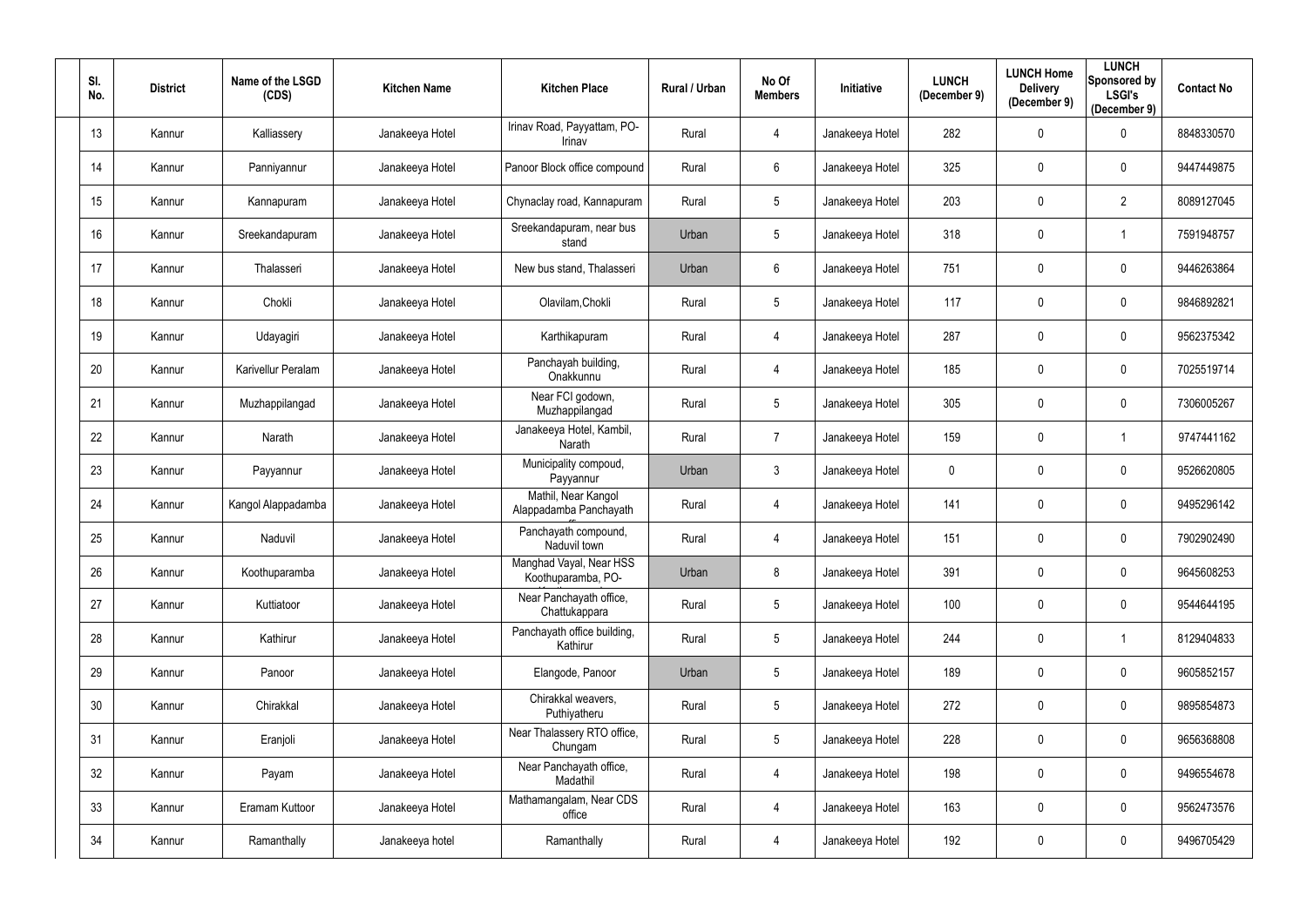| Sl. No. | District | Name of the LSGD (CDS) | Kitchen Name | Kitchen Place | Rural / Urban | No Of Members | Initiative | LUNCH (December 9) | LUNCH Home Delivery (December 9) | LUNCH Sponsored by LSGI's (December 9) | Contact No |
|---|---|---|---|---|---|---|---|---|---|---|---|
| 13 | Kannur | Kalliassery | Janakeeya Hotel | Irinav Road, Payyattam, PO-Irinav | Rural | 4 | Janakeeya Hotel | 282 | 0 | 0 | 8848330570 |
| 14 | Kannur | Panniyannur | Janakeeya Hotel | Panoor Block office compound | Rural | 6 | Janakeeya Hotel | 325 | 0 | 0 | 9447449875 |
| 15 | Kannur | Kannapuram | Janakeeya Hotel | Chynaclay road, Kannapuram | Rural | 5 | Janakeeya Hotel | 203 | 0 | 2 | 8089127045 |
| 16 | Kannur | Sreekandapuram | Janakeeya Hotel | Sreekandapuram, near bus stand | Urban | 5 | Janakeeya Hotel | 318 | 0 | 1 | 7591948757 |
| 17 | Kannur | Thalasseri | Janakeeya Hotel | New bus stand, Thalasseri | Urban | 6 | Janakeeya Hotel | 751 | 0 | 0 | 9446263864 |
| 18 | Kannur | Chokli | Janakeeya Hotel | Olavilam,Chokli | Rural | 5 | Janakeeya Hotel | 117 | 0 | 0 | 9846892821 |
| 19 | Kannur | Udayagiri | Janakeeya Hotel | Karthikapuram | Rural | 4 | Janakeeya Hotel | 287 | 0 | 0 | 9562375342 |
| 20 | Kannur | Karivellur Peralam | Janakeeya Hotel | Panchayah building, Onakkunnu | Rural | 4 | Janakeeya Hotel | 185 | 0 | 0 | 7025519714 |
| 21 | Kannur | Muzhappilangad | Janakeeya Hotel | Near FCI godown, Muzhappilangad | Rural | 5 | Janakeeya Hotel | 305 | 0 | 0 | 7306005267 |
| 22 | Kannur | Narath | Janakeeya Hotel | Janakeeya Hotel, Kambil, Narath | Rural | 7 | Janakeeya Hotel | 159 | 0 | 1 | 9747441162 |
| 23 | Kannur | Payyannur | Janakeeya Hotel | Municipality compoud, Payyannur | Urban | 3 | Janakeeya Hotel | 0 | 0 | 0 | 9526620805 |
| 24 | Kannur | Kangol Alappadamba | Janakeeya Hotel | Mathil, Near Kangol Alappadamba Panchayath | Rural | 4 | Janakeeya Hotel | 141 | 0 | 0 | 9495296142 |
| 25 | Kannur | Naduvil | Janakeeya Hotel | Panchayath compound, Naduvil town | Rural | 4 | Janakeeya Hotel | 151 | 0 | 0 | 7902902490 |
| 26 | Kannur | Koothuparamba | Janakeeya Hotel | Manghad Vayal, Near HSS Koothuparamba, PO- | Urban | 8 | Janakeeya Hotel | 391 | 0 | 0 | 9645608253 |
| 27 | Kannur | Kuttiatoor | Janakeeya Hotel | Near Panchayath office, Chattukappara | Rural | 5 | Janakeeya Hotel | 100 | 0 | 0 | 9544644195 |
| 28 | Kannur | Kathirur | Janakeeya Hotel | Panchayath office building, Kathirur | Rural | 5 | Janakeeya Hotel | 244 | 0 | 1 | 8129404833 |
| 29 | Kannur | Panoor | Janakeeya Hotel | Elangode, Panoor | Urban | 5 | Janakeeya Hotel | 189 | 0 | 0 | 9605852157 |
| 30 | Kannur | Chirakkal | Janakeeya Hotel | Chirakkal weavers, Puthiyatheru | Rural | 5 | Janakeeya Hotel | 272 | 0 | 0 | 9895854873 |
| 31 | Kannur | Eranjoli | Janakeeya Hotel | Near Thalassery RTO office, Chungam | Rural | 5 | Janakeeya Hotel | 228 | 0 | 0 | 9656368808 |
| 32 | Kannur | Payam | Janakeeya Hotel | Near Panchayath office, Madathil | Rural | 4 | Janakeeya Hotel | 198 | 0 | 0 | 9496554678 |
| 33 | Kannur | Eramam Kuttoor | Janakeeya Hotel | Mathamangalam, Near CDS office | Rural | 4 | Janakeeya Hotel | 163 | 0 | 0 | 9562473576 |
| 34 | Kannur | Ramanthally | Janakeeya hotel | Ramanthally | Rural | 4 | Janakeeya Hotel | 192 | 0 | 0 | 9496705429 |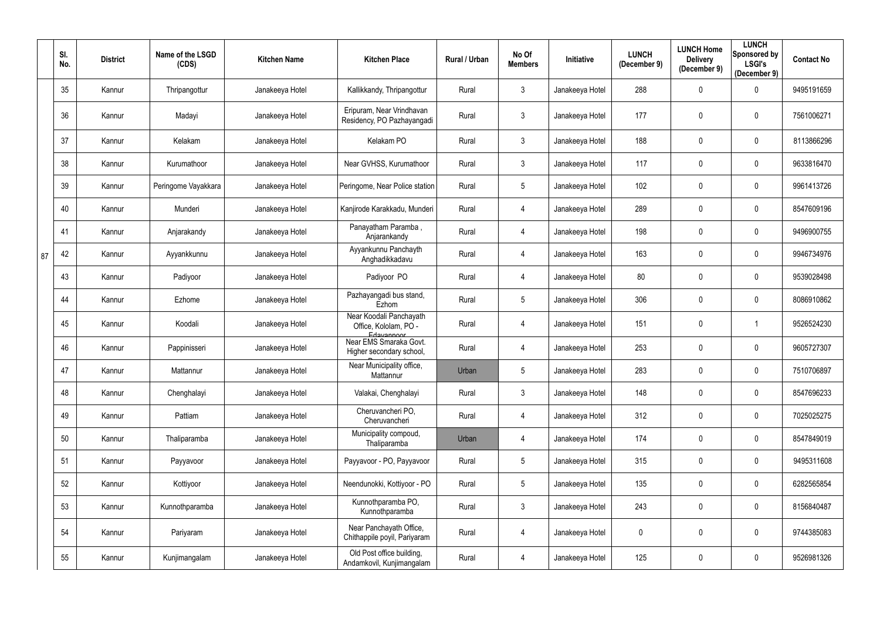| | Sl. No. | District | Name of the LSGD (CDS) | Kitchen Name | Kitchen Place | Rural / Urban | No Of Members | Initiative | LUNCH (December 9) | LUNCH Home Delivery (December 9) | LUNCH Sponsored by LSGI's (December 9) | Contact No |
|---|---|---|---|---|---|---|---|---|---|---|---|---|
| 87 | 35 | Kannur | Thripangottur | Janakeeya Hotel | Kallikkandy, Thripangottur | Rural | 3 | Janakeeya Hotel | 288 | 0 | 0 | 9495191659 |
| | 36 | Kannur | Madayi | Janakeeya Hotel | Eripuram, Near Vrindhavan Residency, PO Pazhayangadi | Rural | 3 | Janakeeya Hotel | 177 | 0 | 0 | 7561006271 |
| | 37 | Kannur | Kelakam | Janakeeya Hotel | Kelakam PO | Rural | 3 | Janakeeya Hotel | 188 | 0 | 0 | 8113866296 |
| | 38 | Kannur | Kurumathoor | Janakeeya Hotel | Near GVHSS, Kurumathoor | Rural | 3 | Janakeeya Hotel | 117 | 0 | 0 | 9633816470 |
| | 39 | Kannur | Peringome Vayakkara | Janakeeya Hotel | Peringome, Near Police station | Rural | 5 | Janakeeya Hotel | 102 | 0 | 0 | 9961413726 |
| | 40 | Kannur | Munderi | Janakeeya Hotel | Kanjirode Karakkadu, Munderi | Rural | 4 | Janakeeya Hotel | 289 | 0 | 0 | 8547609196 |
| | 41 | Kannur | Anjarakandy | Janakeeya Hotel | Panayatham Paramba , Anjarankandy | Rural | 4 | Janakeeya Hotel | 198 | 0 | 0 | 9496900755 |
| | 42 | Kannur | Ayyankkunnu | Janakeeya Hotel | Ayyankunnu Panchayth Anghadikkadavu | Rural | 4 | Janakeeya Hotel | 163 | 0 | 0 | 9946734976 |
| | 43 | Kannur | Padiyoor | Janakeeya Hotel | Padiyoor PO | Rural | 4 | Janakeeya Hotel | 80 | 0 | 0 | 9539028498 |
| | 44 | Kannur | Ezhome | Janakeeya Hotel | Pazhayangadi bus stand, Ezhom | Rural | 5 | Janakeeya Hotel | 306 | 0 | 0 | 8086910862 |
| | 45 | Kannur | Koodali | Janakeeya Hotel | Near Koodali Panchayath Office, Kololam, PO - Edayannoor | Rural | 4 | Janakeeya Hotel | 151 | 0 | 1 | 9526524230 |
| | 46 | Kannur | Pappinisseri | Janakeeya Hotel | Near EMS Smaraka Govt. Higher secondary school, | Rural | 4 | Janakeeya Hotel | 253 | 0 | 0 | 9605727307 |
| | 47 | Kannur | Mattannur | Janakeeya Hotel | Near Municipality office, Mattannur | Urban | 5 | Janakeeya Hotel | 283 | 0 | 0 | 7510706897 |
| | 48 | Kannur | Chenghalayi | Janakeeya Hotel | Valakai, Chenghalayi | Rural | 3 | Janakeeya Hotel | 148 | 0 | 0 | 8547696233 |
| | 49 | Kannur | Pattiam | Janakeeya Hotel | Cheruvancheri PO, Cheruvancheri | Rural | 4 | Janakeeya Hotel | 312 | 0 | 0 | 7025025275 |
| | 50 | Kannur | Thaliparamba | Janakeeya Hotel | Municipality compoud, Thaliparamba | Urban | 4 | Janakeeya Hotel | 174 | 0 | 0 | 8547849019 |
| | 51 | Kannur | Payyavoor | Janakeeya Hotel | Payyavoor - PO, Payyavoor | Rural | 5 | Janakeeya Hotel | 315 | 0 | 0 | 9495311608 |
| | 52 | Kannur | Kottiyoor | Janakeeya Hotel | Neendunokki, Kottiyoor - PO | Rural | 5 | Janakeeya Hotel | 135 | 0 | 0 | 6282565854 |
| | 53 | Kannur | Kunnothparamba | Janakeeya Hotel | Kunnothparamba PO, Kunnothparamba | Rural | 3 | Janakeeya Hotel | 243 | 0 | 0 | 8156840487 |
| | 54 | Kannur | Pariyaram | Janakeeya Hotel | Near Panchayath Office, Chithappile poyil, Pariyaram | Rural | 4 | Janakeeya Hotel | 0 | 0 | 0 | 9744385083 |
| | 55 | Kannur | Kunjimangalam | Janakeeya Hotel | Old Post office building, Andamkovil, Kunjimangalam | Rural | 4 | Janakeeya Hotel | 125 | 0 | 0 | 9526981326 |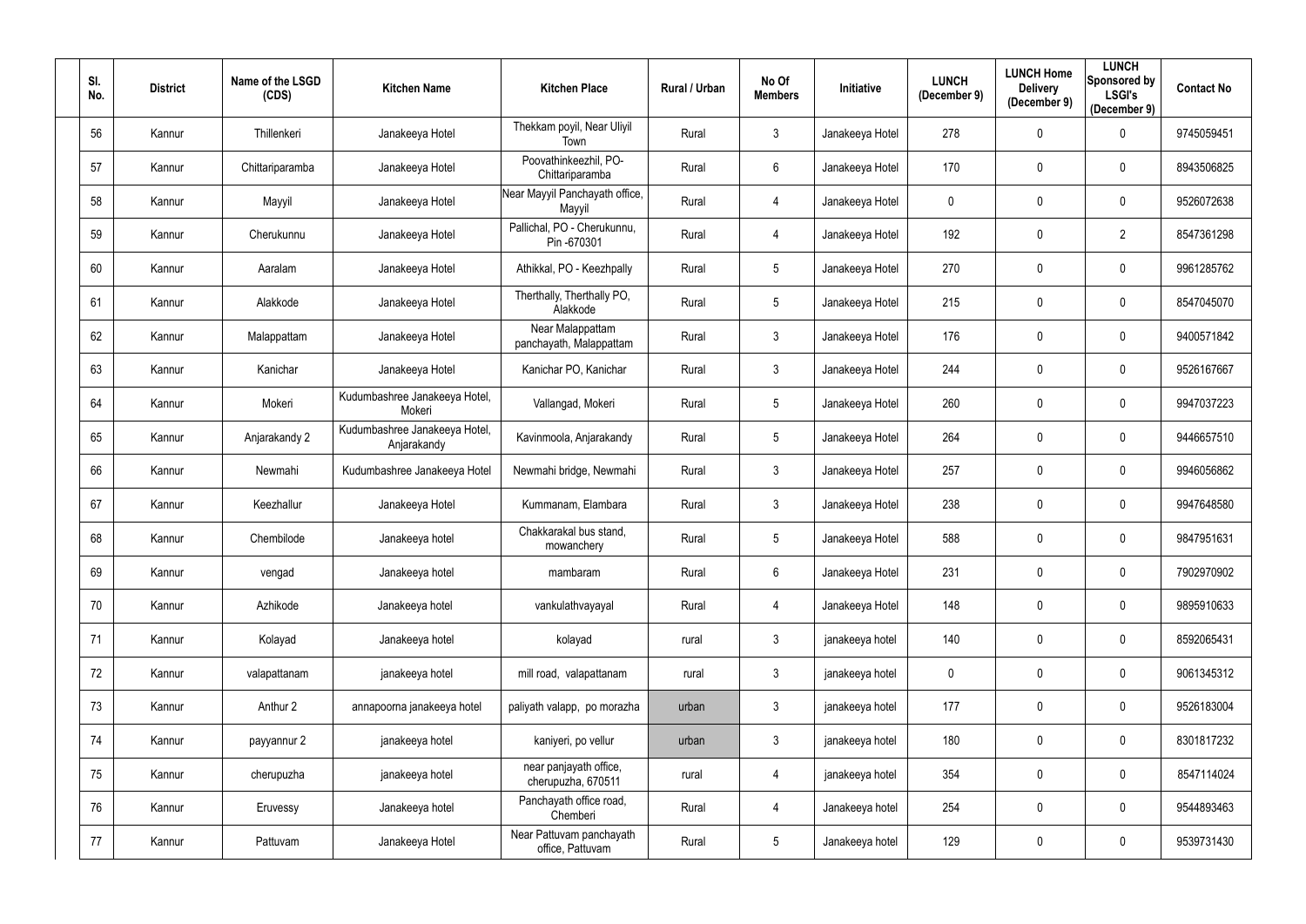| Sl. No. | District | Name of the LSGD (CDS) | Kitchen Name | Kitchen Place | Rural / Urban | No Of Members | Initiative | LUNCH (December 9) | LUNCH Home Delivery (December 9) | LUNCH Sponsored by LSGI's (December 9) | Contact No |
|---|---|---|---|---|---|---|---|---|---|---|---|
| 56 | Kannur | Thillenkeri | Janakeeya Hotel | Thekkam poyil, Near Uliyil Town | Rural | 3 | Janakeeya Hotel | 278 | 0 | 0 | 9745059451 |
| 57 | Kannur | Chittariparamba | Janakeeya Hotel | Poovathinkeezhil, PO-Chittariparamba | Rural | 6 | Janakeeya Hotel | 170 | 0 | 0 | 8943506825 |
| 58 | Kannur | Mayyil | Janakeeya Hotel | Near Mayyil Panchayath office, Mayyil | Rural | 4 | Janakeeya Hotel | 0 | 0 | 0 | 9526072638 |
| 59 | Kannur | Cherukunnu | Janakeeya Hotel | Pallichal, PO - Cherukunnu, Pin -670301 | Rural | 4 | Janakeeya Hotel | 192 | 0 | 2 | 8547361298 |
| 60 | Kannur | Aaralam | Janakeeya Hotel | Athikkal, PO - Keezhpally | Rural | 5 | Janakeeya Hotel | 270 | 0 | 0 | 9961285762 |
| 61 | Kannur | Alakkode | Janakeeya Hotel | Therthally, Therthally PO, Alakkode | Rural | 5 | Janakeeya Hotel | 215 | 0 | 0 | 8547045070 |
| 62 | Kannur | Malappattam | Janakeeya Hotel | Near Malappattam panchayath, Malappattam | Rural | 3 | Janakeeya Hotel | 176 | 0 | 0 | 9400571842 |
| 63 | Kannur | Kanichar | Janakeeya Hotel | Kanichar PO, Kanichar | Rural | 3 | Janakeeya Hotel | 244 | 0 | 0 | 9526167667 |
| 64 | Kannur | Mokeri | Kudumbashree Janakeeya Hotel, Mokeri | Vallangad, Mokeri | Rural | 5 | Janakeeya Hotel | 260 | 0 | 0 | 9947037223 |
| 65 | Kannur | Anjarakandy 2 | Kudumbashree Janakeeya Hotel, Anjarakandy | Kavinmoola, Anjarakandy | Rural | 5 | Janakeeya Hotel | 264 | 0 | 0 | 9446657510 |
| 66 | Kannur | Newmahi | Kudumbashree Janakeeya Hotel | Newmahi bridge, Newmahi | Rural | 3 | Janakeeya Hotel | 257 | 0 | 0 | 9946056862 |
| 67 | Kannur | Keezhallur | Janakeeya Hotel | Kummanam, Elambara | Rural | 3 | Janakeeya Hotel | 238 | 0 | 0 | 9947648580 |
| 68 | Kannur | Chembilode | Janakeeya hotel | Chakkarakal bus stand, mowanchery | Rural | 5 | Janakeeya Hotel | 588 | 0 | 0 | 9847951631 |
| 69 | Kannur | vengad | Janakeeya hotel | mambaram | Rural | 6 | Janakeeya Hotel | 231 | 0 | 0 | 7902970902 |
| 70 | Kannur | Azhikode | Janakeeya hotel | vankulathvayayal | Rural | 4 | Janakeeya Hotel | 148 | 0 | 0 | 9895910633 |
| 71 | Kannur | Kolayad | Janakeeya hotel | kolayad | rural | 3 | janakeeya hotel | 140 | 0 | 0 | 8592065431 |
| 72 | Kannur | valapattanam | janakeeya hotel | mill road, valapattanam | rural | 3 | janakeeya hotel | 0 | 0 | 0 | 9061345312 |
| 73 | Kannur | Anthur 2 | annapoorna janakeeya hotel | paliyath valapp, po morazha | urban | 3 | janakeeya hotel | 177 | 0 | 0 | 9526183004 |
| 74 | Kannur | payyannur 2 | janakeeya hotel | kaniyeri, po vellur | urban | 3 | janakeeya hotel | 180 | 0 | 0 | 8301817232 |
| 75 | Kannur | cherupuzha | janakeeya hotel | near panjayath office, cherupuzha, 670511 | rural | 4 | janakeeya hotel | 354 | 0 | 0 | 8547114024 |
| 76 | Kannur | Eruvessy | Janakeeya hotel | Panchayath office road, Chemberi | Rural | 4 | Janakeeya hotel | 254 | 0 | 0 | 9544893463 |
| 77 | Kannur | Pattuvam | Janakeeya Hotel | Near Pattuvam panchayath office, Pattuvam | Rural | 5 | Janakeeya hotel | 129 | 0 | 0 | 9539731430 |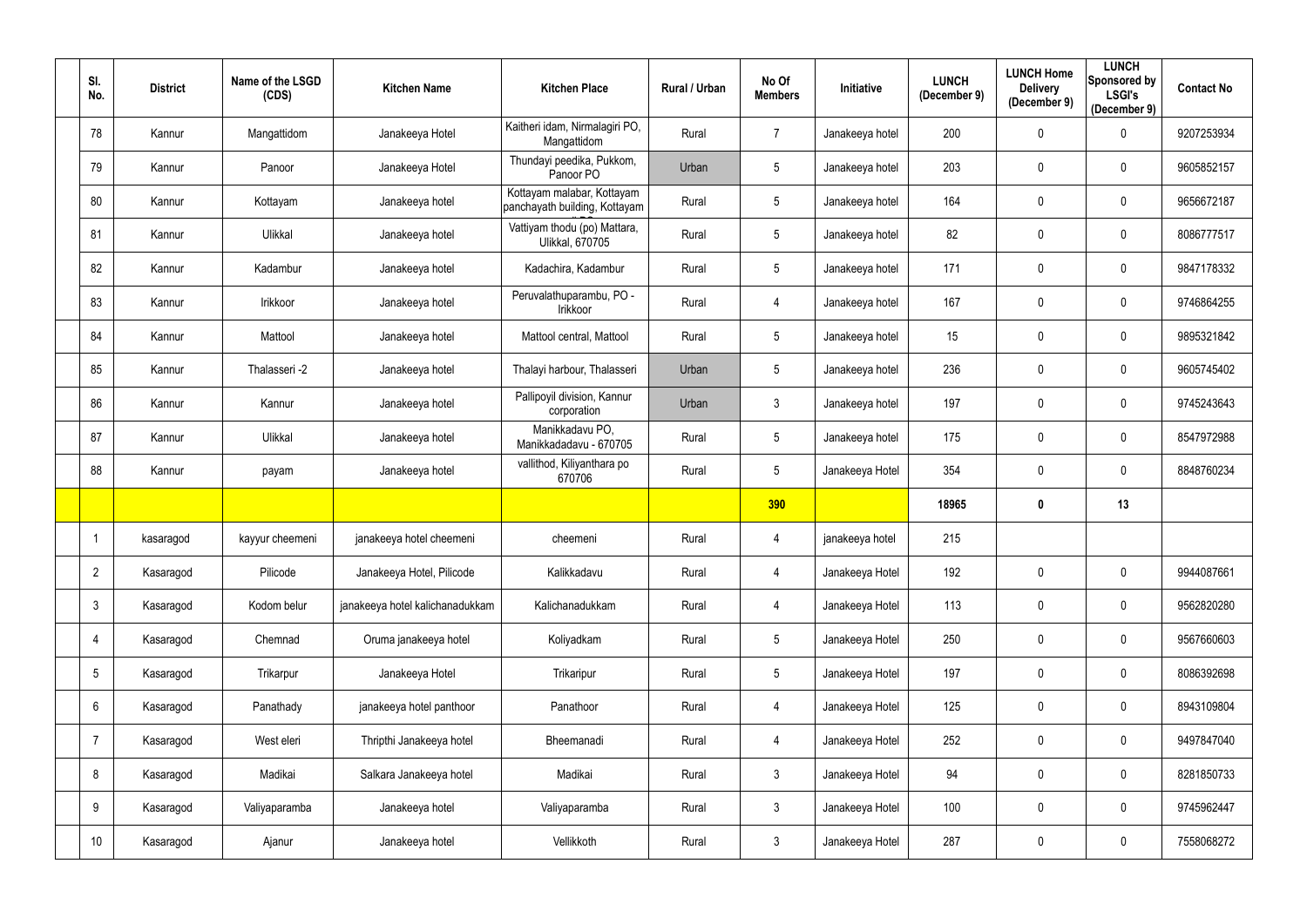| Sl. No. | District | Name of the LSGD (CDS) | Kitchen Name | Kitchen Place | Rural / Urban | No Of Members | Initiative | LUNCH (December 9) | LUNCH Home Delivery (December 9) | LUNCH Sponsored by LSGI's (December 9) | Contact No |
|---|---|---|---|---|---|---|---|---|---|---|---|
| 78 | Kannur | Mangattidom | Janakeeya Hotel | Kaitheri idam, Nirmalagiri PO, Mangattidom | Rural | 7 | Janakeeya hotel | 200 | 0 | 0 | 9207253934 |
| 79 | Kannur | Panoor | Janakeeya Hotel | Thundayi peedika, Pukkom, Panoor PO | Urban | 5 | Janakeeya hotel | 203 | 0 | 0 | 9605852157 |
| 80 | Kannur | Kottayam | Janakeeya hotel | Kottayam malabar, Kottayam panchayath building, Kottayam | Rural | 5 | Janakeeya hotel | 164 | 0 | 0 | 9656672187 |
| 81 | Kannur | Ulikkal | Janakeeya hotel | Vattiyam thodu (po) Mattara, Ulikkal, 670705 | Rural | 5 | Janakeeya hotel | 82 | 0 | 0 | 8086777517 |
| 82 | Kannur | Kadambur | Janakeeya hotel | Kadachira, Kadambur | Rural | 5 | Janakeeya hotel | 171 | 0 | 0 | 9847178332 |
| 83 | Kannur | Irikkoor | Janakeeya hotel | Peruvalathuparambu, PO - Irikkoor | Rural | 4 | Janakeeya hotel | 167 | 0 | 0 | 9746864255 |
| 84 | Kannur | Mattool | Janakeeya hotel | Mattool central, Mattool | Rural | 5 | Janakeeya hotel | 15 | 0 | 0 | 9895321842 |
| 85 | Kannur | Thalasseri -2 | Janakeeya hotel | Thalayi harbour, Thalasseri | Urban | 5 | Janakeeya hotel | 236 | 0 | 0 | 9605745402 |
| 86 | Kannur | Kannur | Janakeeya hotel | Pallipoyil division, Kannur corporation | Urban | 3 | Janakeeya hotel | 197 | 0 | 0 | 9745243643 |
| 87 | Kannur | Ulikkal | Janakeeya hotel | Manikkadavu PO, Manikkadadavu - 670705 | Rural | 5 | Janakeeya hotel | 175 | 0 | 0 | 8547972988 |
| 88 | Kannur | payam | Janakeeya hotel | vallithod, Kiliyanthara po 670706 | Rural | 5 | Janakeeya Hotel | 354 | 0 | 0 | 8848760234 |
| | | | | | | **390** | | **18965** | **0** | **13** | |
| 1 | kasaragod | kayyur cheemeni | janakeeya hotel cheemeni | cheemeni | Rural | 4 | janakeeya hotel | 215 | | | |
| 2 | Kasaragod | Pilicode | Janakeeya Hotel, Pilicode | Kalikkadavu | Rural | 4 | Janakeeya Hotel | 192 | 0 | 0 | 9944087661 |
| 3 | Kasaragod | Kodom belur | janakeeya hotel kalichanadukkam | Kalichanadukkam | Rural | 4 | Janakeeya Hotel | 113 | 0 | 0 | 9562820280 |
| 4 | Kasaragod | Chemnad | Oruma janakeeya hotel | Koliyadkam | Rural | 5 | Janakeeya Hotel | 250 | 0 | 0 | 9567660603 |
| 5 | Kasaragod | Trikarpur | Janakeeya Hotel | Trikaripur | Rural | 5 | Janakeeya Hotel | 197 | 0 | 0 | 8086392698 |
| 6 | Kasaragod | Panathady | janakeeya hotel panthoor | Panathoor | Rural | 4 | Janakeeya Hotel | 125 | 0 | 0 | 8943109804 |
| 7 | Kasaragod | West eleri | Thripthi Janakeeya hotel | Bheemanadi | Rural | 4 | Janakeeya Hotel | 252 | 0 | 0 | 9497847040 |
| 8 | Kasaragod | Madikai | Salkara Janakeeya hotel | Madikai | Rural | 3 | Janakeeya Hotel | 94 | 0 | 0 | 8281850733 |
| 9 | Kasaragod | Valiyaparamba | Janakeeya hotel | Valiyaparamba | Rural | 3 | Janakeeya Hotel | 100 | 0 | 0 | 9745962447 |
| 10 | Kasaragod | Ajanur | Janakeeya hotel | Vellikkoth | Rural | 3 | Janakeeya Hotel | 287 | 0 | 0 | 7558068272 |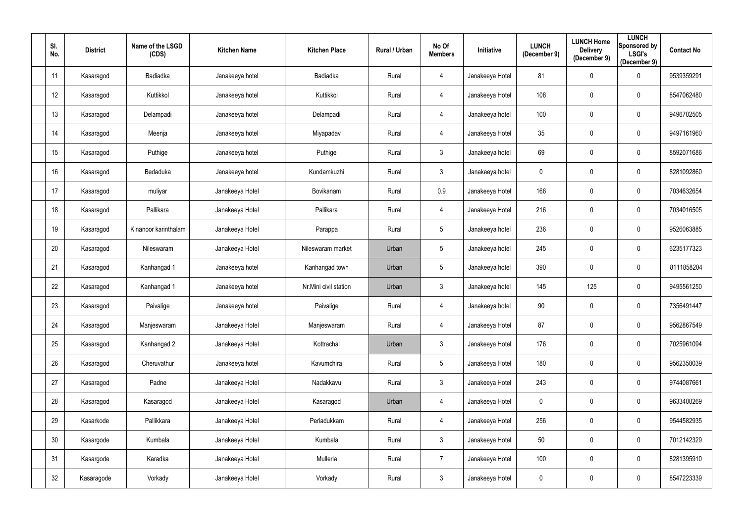| Sl. No. | District | Name of the LSGD (CDS) | Kitchen Name | Kitchen Place | Rural / Urban | No Of Members | Initiative | LUNCH (December 9) | LUNCH Home Delivery (December 9) | LUNCH Sponsored by LSGI's (December 9) | Contact No |
|---|---|---|---|---|---|---|---|---|---|---|---|
| 11 | Kasaragod | Badiadka | Janakeeya hotel | Badiadka | Rural | 4 | Janakeeya Hotel | 81 | 0 | 0 | 9539359291 |
| 12 | Kasaragod | Kuttikkol | Janakeeya hotel | Kuttikkol | Rural | 4 | Janakeeya Hotel | 108 | 0 | 0 | 8547062480 |
| 13 | Kasaragod | Delampadi | Janakeeya hotel | Delampadi | Rural | 4 | Janakeeya hotel | 100 | 0 | 0 | 9496702505 |
| 14 | Kasaragod | Meenja | Janakeeya hotel | Miyapadav | Rural | 4 | Janakeeya Hotel | 35 | 0 | 0 | 9497161960 |
| 15 | Kasaragod | Puthige | Janakeeya hotel | Puthige | Rural | 3 | Janakeeya hotel | 69 | 0 | 0 | 8592071686 |
| 16 | Kasaragod | Bedaduka | Janakeeya hotel | Kundamkuzhi | Rural | 3 | Janakeeya hotel | 0 | 0 | 0 | 8281092860 |
| 17 | Kasaragod | muliyar | Janakeeya Hotel | Bovikanam | Rural | 0.9 | Janakeeya Hotel | 166 | 0 | 0 | 7034632654 |
| 18 | Kasaragod | Pallikara | Janakeeya Hotel | Pallikara | Rural | 4 | Janakeeya Hotel | 216 | 0 | 0 | 7034016505 |
| 19 | Kasaragod | Kinanoor karinthalam | Janakeeya Hotel | Parappa | Rural | 5 | Janakeeya hotel | 236 | 0 | 0 | 9526063885 |
| 20 | Kasaragod | Nileswaram | Janakeeya Hotel | Nileswaram market | Urban | 5 | Janakeeya hotel | 245 | 0 | 0 | 6235177323 |
| 21 | Kasaragod | Kanhangad 1 | Janakeeya hotel | Kanhangad town | Urban | 5 | Janakeeya hotel | 390 | 0 | 0 | 8111858204 |
| 22 | Kasaragod | Kanhangad 1 | Janakeeya hotel | Nr.Mini civil station | Urban | 3 | Janakeeya hotel | 145 | 125 | 0 | 9495561250 |
| 23 | Kasaragod | Paivalige | Janakeeya hotel | Paivalige | Rural | 4 | Janakeeya hotel | 90 | 0 | 0 | 7356491447 |
| 24 | Kasaragod | Manjeswaram | Janakeeya Hotel | Manjeswaram | Rural | 4 | Janakeeya Hotel | 87 | 0 | 0 | 9562867549 |
| 25 | Kasaragod | Kanhangad 2 | Janakeeya Hotel | Kottrachal | Urban | 3 | Janakeeya Hotel | 176 | 0 | 0 | 7025961094 |
| 26 | Kasaragod | Cheruvathur | Janakeeya hotel | Kavumchira | Rural | 5 | Janakeeya Hotel | 180 | 0 | 0 | 9562358039 |
| 27 | Kasaragod | Padne | Janakeeya Hotel | Nadakkavu | Rural | 3 | Janakeeya Hotel | 243 | 0 | 0 | 9744087661 |
| 28 | Kasaragod | Kasaragod | Janakeeya Hotel | Kasaragod | Urban | 4 | Janakeeya Hotel | 0 | 0 | 0 | 9633400269 |
| 29 | Kasarkode | Pallikkara | Janakeeya Hotel | Perladukkam | Rural | 4 | Janakeeya Hotel | 256 | 0 | 0 | 9544582935 |
| 30 | Kasargode | Kumbala | Janakeeya Hotel | Kumbala | Rural | 3 | Janakeeya Hotel | 50 | 0 | 0 | 7012142329 |
| 31 | Kasargode | Karadka | Janakeeya Hotel | Mulleria | Rural | 7 | Janakeeya Hotel | 100 | 0 | 0 | 8281395910 |
| 32 | Kasaragode | Vorkady | Janakeeya Hotel | Vorkady | Rural | 3 | Janakeeya Hotel | 0 | 0 | 0 | 8547223339 |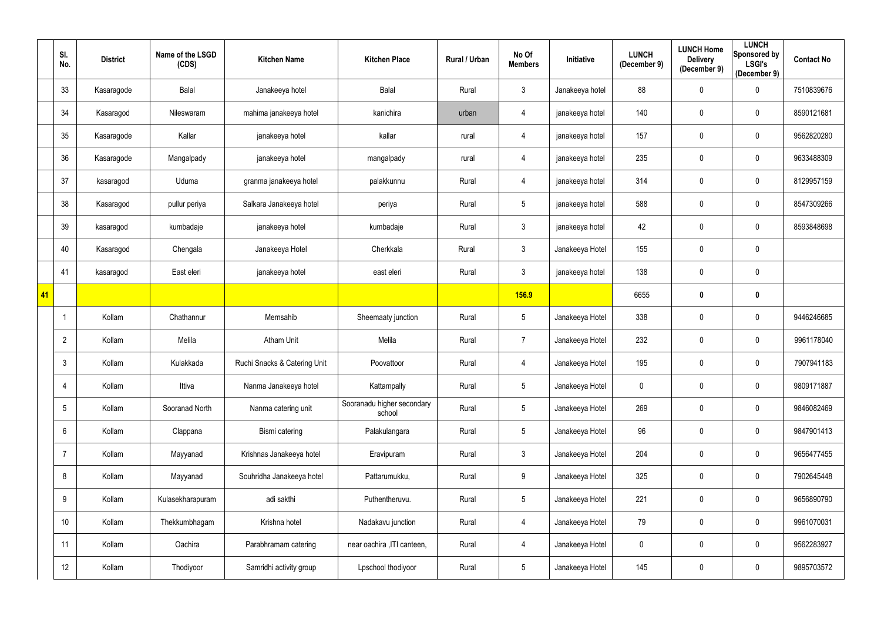| | Sl. No. | District | Name of the LSGD (CDS) | Kitchen Name | Kitchen Place | Rural / Urban | No Of Members | Initiative | LUNCH (December 9) | LUNCH Home Delivery (December 9) | LUNCH Sponsored by LSGI's (December 9) | Contact No |
|---|---|---|---|---|---|---|---|---|---|---|---|---|
| | 33 | Kasaragode | Balal | Janakeeya hotel | Balal | Rural | 3 | Janakeeya hotel | 88 | 0 | 0 | 7510839676 |
| | 34 | Kasaragod | Nileswaram | mahima janakeeya hotel | kanichira | urban | 4 | janakeeya hotel | 140 | 0 | 0 | 8590121681 |
| | 35 | Kasaragode | Kallar | janakeeya hotel | kallar | rural | 4 | janakeeya hotel | 157 | 0 | 0 | 9562820280 |
| | 36 | Kasaragode | Mangalpady | janakeeya hotel | mangalpady | rural | 4 | janakeeya hotel | 235 | 0 | 0 | 9633488309 |
| | 37 | kasaragod | Uduma | granma janakeeya hotel | palakkunnu | Rural | 4 | janakeeya hotel | 314 | 0 | 0 | 8129957159 |
| | 38 | Kasaragod | pullur periya | Salkara Janakeeya hotel | periya | Rural | 5 | janakeeya hotel | 588 | 0 | 0 | 8547309266 |
| | 39 | kasaragod | kumbadaje | janakeeya hotel | kumbadaje | Rural | 3 | janakeeya hotel | 42 | 0 | 0 | 8593848698 |
| | 40 | Kasaragod | Chengala | Janakeeya Hotel | Cherkkala | Rural | 3 | Janakeeya Hotel | 155 | 0 | 0 | |
| | 41 | kasaragod | East eleri | janakeeya hotel | east eleri | Rural | 3 | janakeeya hotel | 138 | 0 | 0 | |
| **41** | | | | | | | **156.9** | | 6655 | **0** | **0** | |
| | 1 | Kollam | Chathannur | Memsahib | Sheemaaty junction | Rural | 5 | Janakeeya Hotel | 338 | 0 | 0 | 9446246685 |
| | 2 | Kollam | Melila | Atham Unit | Melila | Rural | 7 | Janakeeya Hotel | 232 | 0 | 0 | 9961178040 |
| | 3 | Kollam | Kulakkada | Ruchi Snacks & Catering Unit | Poovattoor | Rural | 4 | Janakeeya Hotel | 195 | 0 | 0 | 7907941183 |
| | 4 | Kollam | Ittiva | Nanma Janakeeya hotel | Kattampally | Rural | 5 | Janakeeya Hotel | 0 | 0 | 0 | 9809171887 |
| | 5 | Kollam | Sooranad North | Nanma catering unit | Sooranadu higher secondary school | Rural | 5 | Janakeeya Hotel | 269 | 0 | 0 | 9846082469 |
| | 6 | Kollam | Clappana | Bismi catering | Palakulangara | Rural | 5 | Janakeeya Hotel | 96 | 0 | 0 | 9847901413 |
| | 7 | Kollam | Mayyanad | Krishnas Janakeeya hotel | Eravipuram | Rural | 3 | Janakeeya Hotel | 204 | 0 | 0 | 9656477455 |
| | 8 | Kollam | Mayyanad | Souhridha Janakeeya hotel | Pattarumukku, | Rural | 9 | Janakeeya Hotel | 325 | 0 | 0 | 7902645448 |
| | 9 | Kollam | Kulasekharapuram | adi sakthi | Puthentheruvu. | Rural | 5 | Janakeeya Hotel | 221 | 0 | 0 | 9656890790 |
| | 10 | Kollam | Thekkumbhagam | Krishna hotel | Nadakavu junction | Rural | 4 | Janakeeya Hotel | 79 | 0 | 0 | 9961070031 |
| | 11 | Kollam | Oachira | Parabhramam catering | near oachira ,ITI canteen, | Rural | 4 | Janakeeya Hotel | 0 | 0 | 0 | 9562283927 |
| | 12 | Kollam | Thodiyoor | Samridhi activity group | Lpschool thodiyoor | Rural | 5 | Janakeeya Hotel | 145 | 0 | 0 | 9895703572 |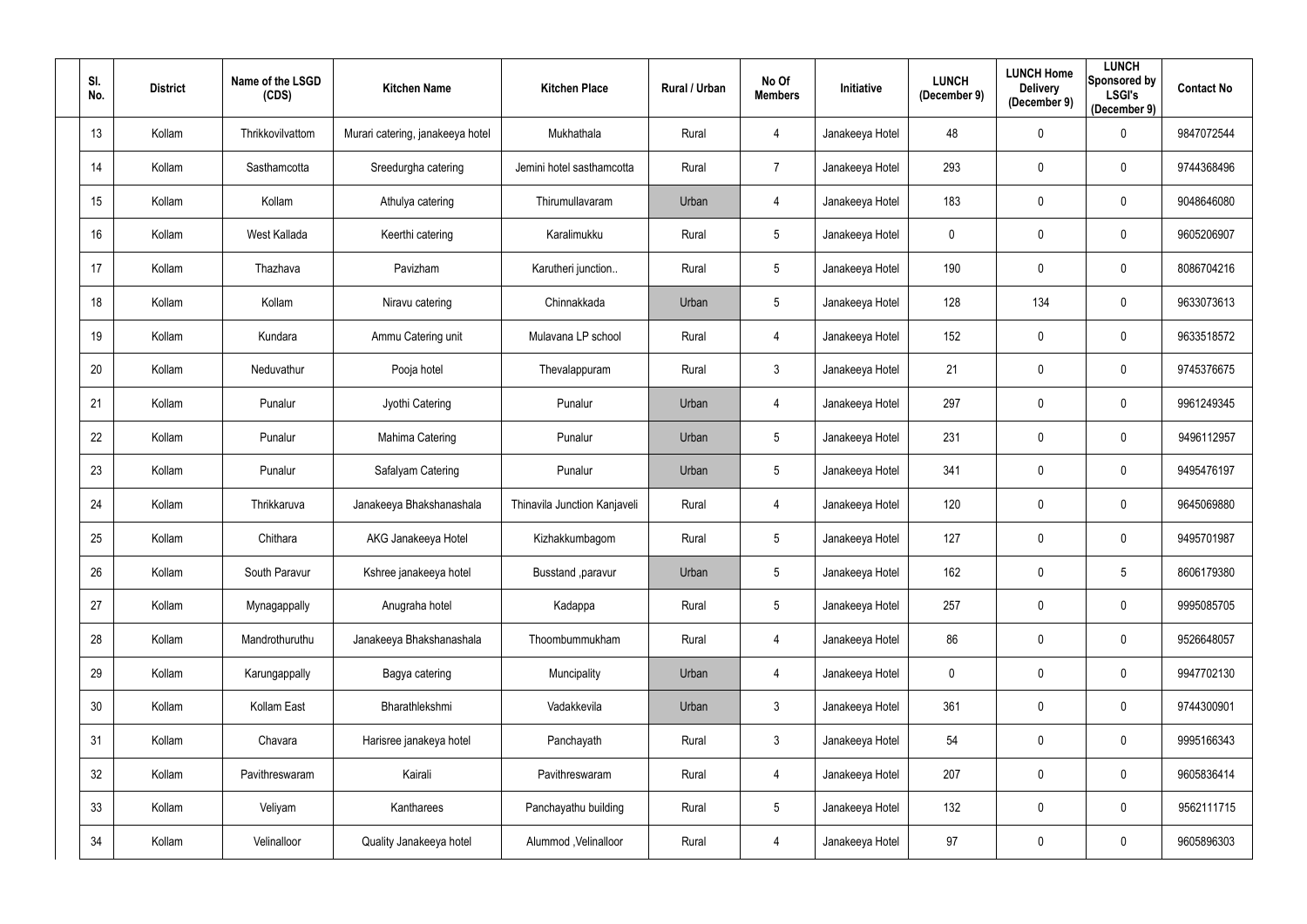| Sl. No. | District | Name of the LSGD (CDS) | Kitchen Name | Kitchen Place | Rural / Urban | No Of Members | Initiative | LUNCH (December 9) | LUNCH Home Delivery (December 9) | LUNCH Sponsored by LSGI's (December 9) | Contact No |
|---|---|---|---|---|---|---|---|---|---|---|---|
| 13 | Kollam | Thrikkovilvattom | Murari catering, janakeeya hotel | Mukhathala | Rural | 4 | Janakeeya Hotel | 48 | 0 | 0 | 9847072544 |
| 14 | Kollam | Sasthamcotta | Sreedurgha catering | Jemini hotel sasthamcotta | Rural | 7 | Janakeeya Hotel | 293 | 0 | 0 | 9744368496 |
| 15 | Kollam | Kollam | Athulya catering | Thirumullavaram | Urban | 4 | Janakeeya Hotel | 183 | 0 | 0 | 9048646080 |
| 16 | Kollam | West Kallada | Keerthi catering | Karalimukku | Rural | 5 | Janakeeya Hotel | 0 | 0 | 0 | 9605206907 |
| 17 | Kollam | Thazhava | Pavizham | Karutheri junction.. | Rural | 5 | Janakeeya Hotel | 190 | 0 | 0 | 8086704216 |
| 18 | Kollam | Kollam | Niravu catering | Chinnakkada | Urban | 5 | Janakeeya Hotel | 128 | 134 | 0 | 9633073613 |
| 19 | Kollam | Kundara | Ammu Catering unit | Mulavana LP school | Rural | 4 | Janakeeya Hotel | 152 | 0 | 0 | 9633518572 |
| 20 | Kollam | Neduvathur | Pooja hotel | Thevalappuram | Rural | 3 | Janakeeya Hotel | 21 | 0 | 0 | 9745376675 |
| 21 | Kollam | Punalur | Jyothi Catering | Punalur | Urban | 4 | Janakeeya Hotel | 297 | 0 | 0 | 9961249345 |
| 22 | Kollam | Punalur | Mahima Catering | Punalur | Urban | 5 | Janakeeya Hotel | 231 | 0 | 0 | 9496112957 |
| 23 | Kollam | Punalur | Safalyam Catering | Punalur | Urban | 5 | Janakeeya Hotel | 341 | 0 | 0 | 9495476197 |
| 24 | Kollam | Thrikkaruva | Janakeeya Bhakshanashala | Thinavila Junction Kanjaveli | Rural | 4 | Janakeeya Hotel | 120 | 0 | 0 | 9645069880 |
| 25 | Kollam | Chithara | AKG Janakeeya Hotel | Kizhakkumbagom | Rural | 5 | Janakeeya Hotel | 127 | 0 | 0 | 9495701987 |
| 26 | Kollam | South Paravur | Kshree janakeeya hotel | Busstand ,paravur | Urban | 5 | Janakeeya Hotel | 162 | 0 | 5 | 8606179380 |
| 27 | Kollam | Mynagappally | Anugraha hotel | Kadappa | Rural | 5 | Janakeeya Hotel | 257 | 0 | 0 | 9995085705 |
| 28 | Kollam | Mandrothuruthu | Janakeeya Bhakshanashala | Thoombummukham | Rural | 4 | Janakeeya Hotel | 86 | 0 | 0 | 9526648057 |
| 29 | Kollam | Karungappally | Bagya catering | Muncipality | Urban | 4 | Janakeeya Hotel | 0 | 0 | 0 | 9947702130 |
| 30 | Kollam | Kollam East | Bharathlekshmi | Vadakkevila | Urban | 3 | Janakeeya Hotel | 361 | 0 | 0 | 9744300901 |
| 31 | Kollam | Chavara | Harisree janakeya hotel | Panchayath | Rural | 3 | Janakeeya Hotel | 54 | 0 | 0 | 9995166343 |
| 32 | Kollam | Pavithreswaram | Kairali | Pavithreswaram | Rural | 4 | Janakeeya Hotel | 207 | 0 | 0 | 9605836414 |
| 33 | Kollam | Veliyam | Kantharees | Panchayathu building | Rural | 5 | Janakeeya Hotel | 132 | 0 | 0 | 9562111715 |
| 34 | Kollam | Velinalloor | Quality Janakeeya hotel | Alummod ,Velinalloor | Rural | 4 | Janakeeya Hotel | 97 | 0 | 0 | 9605896303 |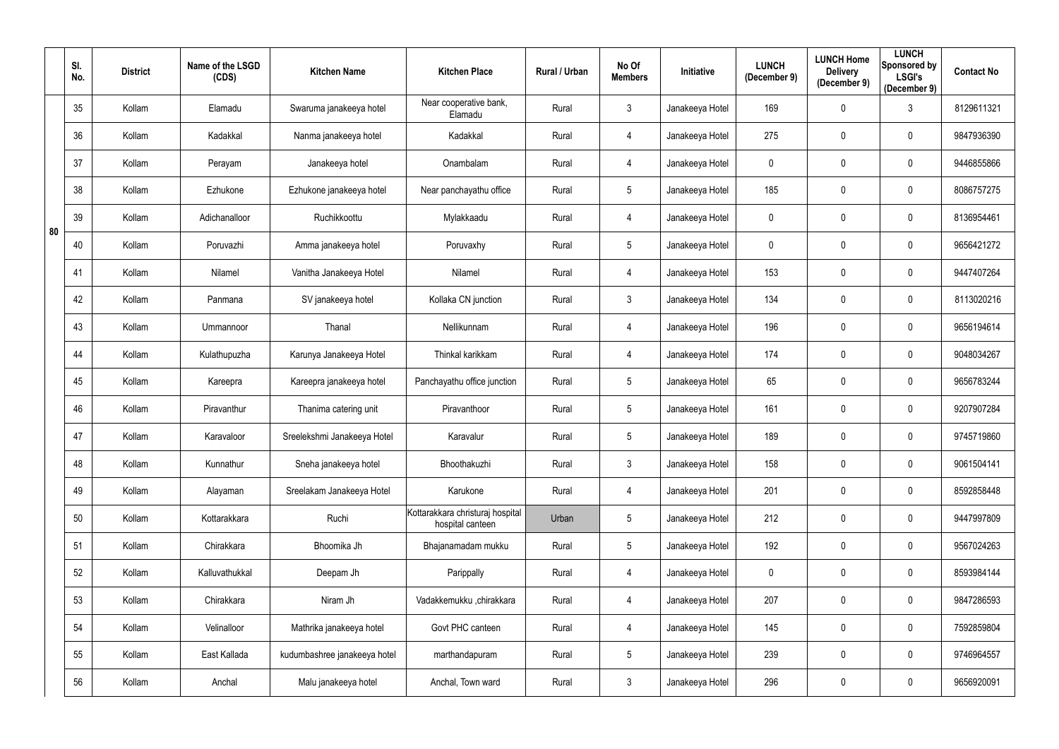| | Sl. No. | District | Name of the LSGD (CDS) | Kitchen Name | Kitchen Place | Rural / Urban | No Of Members | Initiative | LUNCH (December 9) | LUNCH Home Delivery (December 9) | LUNCH Sponsored by LSGI's (December 9) | Contact No |
|---|---|---|---|---|---|---|---|---|---|---|---|---|
| 80 | 35 | Kollam | Elamadu | Swaruma janakeeya hotel | Near cooperative bank, Elamadu | Rural | 3 | Janakeeya Hotel | 169 | 0 | 3 | 8129611321 |
| | 36 | Kollam | Kadakkal | Nanma janakeeya hotel | Kadakkal | Rural | 4 | Janakeeya Hotel | 275 | 0 | 0 | 9847936390 |
| | 37 | Kollam | Perayam | Janakeeya hotel | Onambalam | Rural | 4 | Janakeeya Hotel | 0 | 0 | 0 | 9446855866 |
| | 38 | Kollam | Ezhukone | Ezhukone janakeeya hotel | Near panchayathu office | Rural | 5 | Janakeeya Hotel | 185 | 0 | 0 | 8086757275 |
| | 39 | Kollam | Adichanalloor | Ruchikkoottu | Mylakkaadu | Rural | 4 | Janakeeya Hotel | 0 | 0 | 0 | 8136954461 |
| | 40 | Kollam | Poruvazhi | Amma janakeeya hotel | Poruvaxhy | Rural | 5 | Janakeeya Hotel | 0 | 0 | 0 | 9656421272 |
| | 41 | Kollam | Nilamel | Vanitha Janakeeya Hotel | Nilamel | Rural | 4 | Janakeeya Hotel | 153 | 0 | 0 | 9447407264 |
| | 42 | Kollam | Panmana | SV janakeeya hotel | Kollaka CN junction | Rural | 3 | Janakeeya Hotel | 134 | 0 | 0 | 8113020216 |
| | 43 | Kollam | Ummannoor | Thanal | Nellikunnam | Rural | 4 | Janakeeya Hotel | 196 | 0 | 0 | 9656194614 |
| | 44 | Kollam | Kulathupuzha | Karunya Janakeeya Hotel | Thinkal karikkam | Rural | 4 | Janakeeya Hotel | 174 | 0 | 0 | 9048034267 |
| | 45 | Kollam | Kareepra | Kareepra janakeeya hotel | Panchayathu office junction | Rural | 5 | Janakeeya Hotel | 65 | 0 | 0 | 9656783244 |
| | 46 | Kollam | Piravanthur | Thanima catering unit | Piravanthoor | Rural | 5 | Janakeeya Hotel | 161 | 0 | 0 | 9207907284 |
| | 47 | Kollam | Karavaloor | Sreelekshmi Janakeeya Hotel | Karavalur | Rural | 5 | Janakeeya Hotel | 189 | 0 | 0 | 9745719860 |
| | 48 | Kollam | Kunnathur | Sneha janakeeya hotel | Bhoothakuzhi | Rural | 3 | Janakeeya Hotel | 158 | 0 | 0 | 9061504141 |
| | 49 | Kollam | Alayaman | Sreelakam Janakeeya Hotel | Karukone | Rural | 4 | Janakeeya Hotel | 201 | 0 | 0 | 8592858448 |
| | 50 | Kollam | Kottarakkara | Ruchi | Kottarakkara christuraj hospital hospital canteen | Urban | 5 | Janakeeya Hotel | 212 | 0 | 0 | 9447997809 |
| | 51 | Kollam | Chirakkara | Bhoomika Jh | Bhajanamadam mukku | Rural | 5 | Janakeeya Hotel | 192 | 0 | 0 | 9567024263 |
| | 52 | Kollam | Kalluvathukkal | Deepam Jh | Parippally | Rural | 4 | Janakeeya Hotel | 0 | 0 | 0 | 8593984144 |
| | 53 | Kollam | Chirakkara | Niram Jh | Vadakkemukku ,chirakkara | Rural | 4 | Janakeeya Hotel | 207 | 0 | 0 | 9847286593 |
| | 54 | Kollam | Velinalloor | Mathrika janakeeya hotel | Govt PHC canteen | Rural | 4 | Janakeeya Hotel | 145 | 0 | 0 | 7592859804 |
| | 55 | Kollam | East Kallada | kudumbashree janakeeya hotel | marthandapuram | Rural | 5 | Janakeeya Hotel | 239 | 0 | 0 | 9746964557 |
| | 56 | Kollam | Anchal | Malu janakeeya hotel | Anchal, Town ward | Rural | 3 | Janakeeya Hotel | 296 | 0 | 0 | 9656920091 |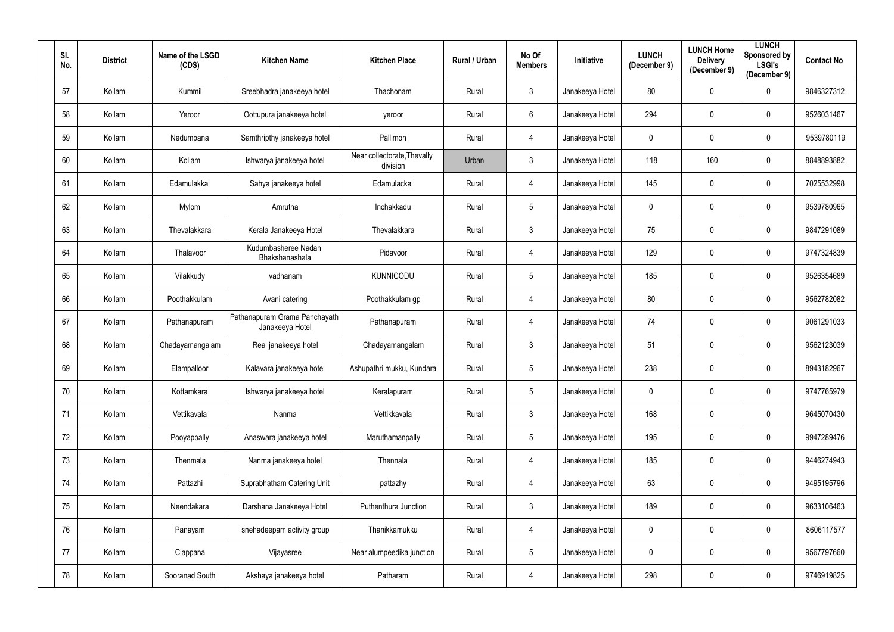| Sl. No. | District | Name of the LSGD (CDS) | Kitchen Name | Kitchen Place | Rural / Urban | No Of Members | Initiative | LUNCH (December 9) | LUNCH Home Delivery (December 9) | LUNCH Sponsored by LSGI's (December 9) | Contact No |
|---|---|---|---|---|---|---|---|---|---|---|---|
| 57 | Kollam | Kummil | Sreebhadra janakeeya hotel | Thachonam | Rural | 3 | Janakeeya Hotel | 80 | 0 | 0 | 9846327312 |
| 58 | Kollam | Yeroor | Oottupura janakeeya hotel | yeroor | Rural | 6 | Janakeeya Hotel | 294 | 0 | 0 | 9526031467 |
| 59 | Kollam | Nedumpana | Samthripthy janakeeya hotel | Pallimon | Rural | 4 | Janakeeya Hotel | 0 | 0 | 0 | 9539780119 |
| 60 | Kollam | Kollam | Ishwarya janakeeya hotel | Near collectorate,Thevally division | Urban | 3 | Janakeeya Hotel | 118 | 160 | 0 | 8848893882 |
| 61 | Kollam | Edamulakkal | Sahya janakeeya hotel | Edamulackal | Rural | 4 | Janakeeya Hotel | 145 | 0 | 0 | 7025532998 |
| 62 | Kollam | Mylom | Amrutha | Inchakkadu | Rural | 5 | Janakeeya Hotel | 0 | 0 | 0 | 9539780965 |
| 63 | Kollam | Thevalakkara | Kerala Janakeeya Hotel | Thevalakkara | Rural | 3 | Janakeeya Hotel | 75 | 0 | 0 | 9847291089 |
| 64 | Kollam | Thalavoor | Kudumbasheree Nadan Bhakshanashala | Pidavoor | Rural | 4 | Janakeeya Hotel | 129 | 0 | 0 | 9747324839 |
| 65 | Kollam | Vilakkudy | vadhanam | KUNNICODU | Rural | 5 | Janakeeya Hotel | 185 | 0 | 0 | 9526354689 |
| 66 | Kollam | Poothakkulam | Avani catering | Poothakkulam gp | Rural | 4 | Janakeeya Hotel | 80 | 0 | 0 | 9562782082 |
| 67 | Kollam | Pathanapuram | Pathanapuram Grama Panchayath Janakeeya Hotel | Pathanapuram | Rural | 4 | Janakeeya Hotel | 74 | 0 | 0 | 9061291033 |
| 68 | Kollam | Chadayamangalam | Real janakeeya hotel | Chadayamangalam | Rural | 3 | Janakeeya Hotel | 51 | 0 | 0 | 9562123039 |
| 69 | Kollam | Elampalloor | Kalavara janakeeya hotel | Ashupathri mukku, Kundara | Rural | 5 | Janakeeya Hotel | 238 | 0 | 0 | 8943182967 |
| 70 | Kollam | Kottamkara | Ishwarya janakeeya hotel | Keralapuram | Rural | 5 | Janakeeya Hotel | 0 | 0 | 0 | 9747765979 |
| 71 | Kollam | Vettikavala | Nanma | Vettikkavala | Rural | 3 | Janakeeya Hotel | 168 | 0 | 0 | 9645070430 |
| 72 | Kollam | Pooyappally | Anaswara janakeeya hotel | Maruthamanpally | Rural | 5 | Janakeeya Hotel | 195 | 0 | 0 | 9947289476 |
| 73 | Kollam | Thenmala | Nanma janakeeya hotel | Thennala | Rural | 4 | Janakeeya Hotel | 185 | 0 | 0 | 9446274943 |
| 74 | Kollam | Pattazhi | Suprabhatham Catering Unit | pattazhy | Rural | 4 | Janakeeya Hotel | 63 | 0 | 0 | 9495195796 |
| 75 | Kollam | Neendakara | Darshana Janakeeya Hotel | Puthenthura Junction | Rural | 3 | Janakeeya Hotel | 189 | 0 | 0 | 9633106463 |
| 76 | Kollam | Panayam | snehadeepam activity group | Thanikkamukku | Rural | 4 | Janakeeya Hotel | 0 | 0 | 0 | 8606117577 |
| 77 | Kollam | Clappana | Vijayasree | Near alumpeedika junction | Rural | 5 | Janakeeya Hotel | 0 | 0 | 0 | 9567797660 |
| 78 | Kollam | Sooranad South | Akshaya janakeeya hotel | Patharam | Rural | 4 | Janakeeya Hotel | 298 | 0 | 0 | 9746919825 |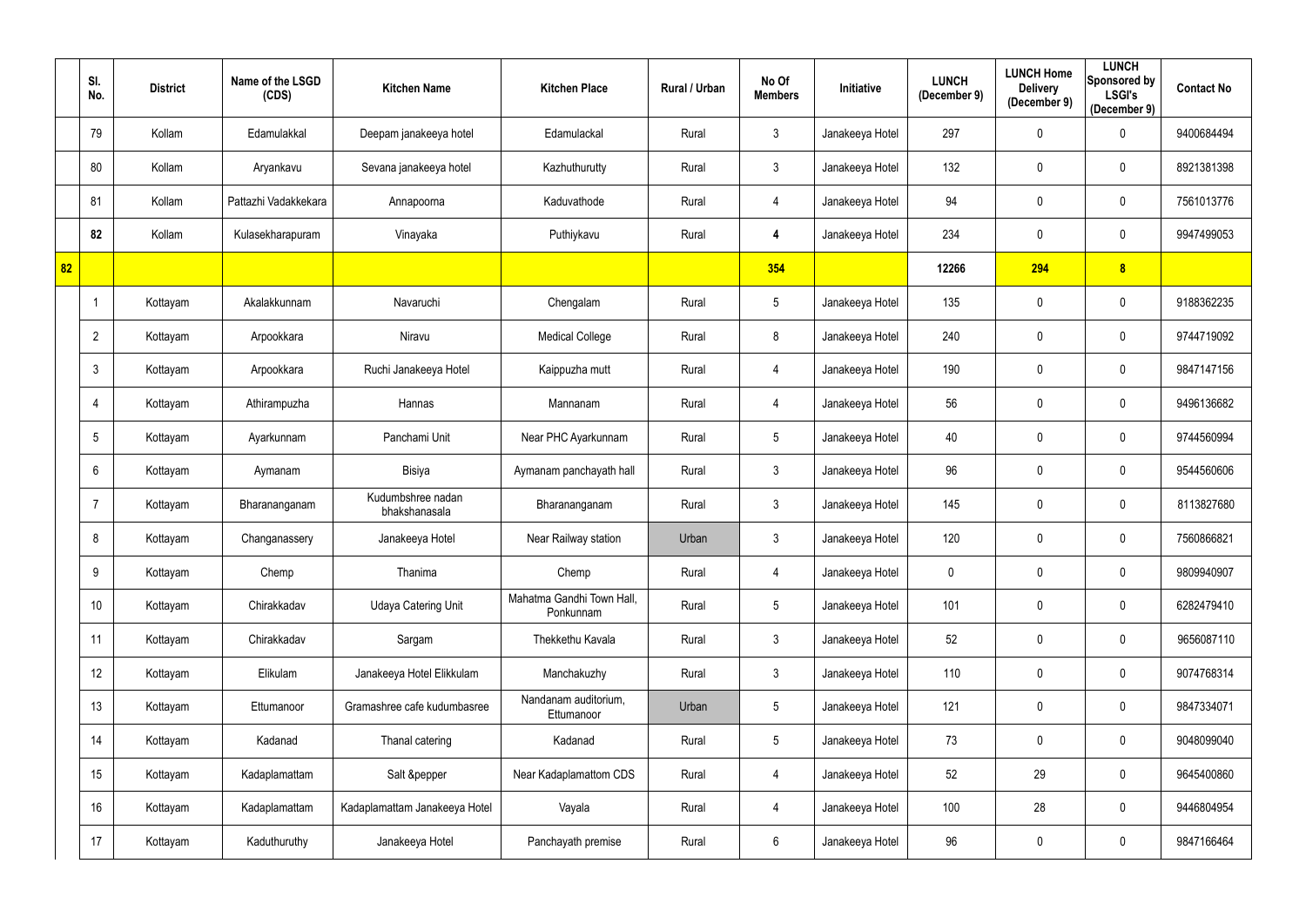| | Sl. No. | District | Name of the LSGD (CDS) | Kitchen Name | Kitchen Place | Rural / Urban | No Of Members | Initiative | LUNCH (December 9) | LUNCH Home Delivery (December 9) | LUNCH Sponsored by LSGI's (December 9) | Contact No |
|---|---|---|---|---|---|---|---|---|---|---|---|---|
| | 79 | Kollam | Edamulakkal | Deepam janakeeya hotel | Edamulackal | Rural | 3 | Janakeeya Hotel | 297 | 0 | 0 | 9400684494 |
| | 80 | Kollam | Aryankavu | Sevana janakeeya hotel | Kazhuthurutty | Rural | 3 | Janakeeya Hotel | 132 | 0 | 0 | 8921381398 |
| | 81 | Kollam | Pattazhi Vadakkekara | Annapoorna | Kaduvathode | Rural | 4 | Janakeeya Hotel | 94 | 0 | 0 | 7561013776 |
| | **82** | Kollam | Kulasekharapuram | Vinayaka | Puthiykavu | Rural | **4** | Janakeeya Hotel | 234 | 0 | 0 | 9947499053 |
| **82** | | | | | | | **354** | | **12266** | **294** | **8** | |
| | 1 | Kottayam | Akalakkunnam | Navaruchi | Chengalam | Rural | 5 | Janakeeya Hotel | 135 | 0 | 0 | 9188362235 |
| | 2 | Kottayam | Arpookkara | Niravu | Medical College | Rural | 8 | Janakeeya Hotel | 240 | 0 | 0 | 9744719092 |
| | 3 | Kottayam | Arpookkara | Ruchi Janakeeya Hotel | Kaippuzha mutt | Rural | 4 | Janakeeya Hotel | 190 | 0 | 0 | 9847147156 |
| | 4 | Kottayam | Athirampuzha | Hannas | Mannanam | Rural | 4 | Janakeeya Hotel | 56 | 0 | 0 | 9496136682 |
| | 5 | Kottayam | Ayarkunnam | Panchami Unit | Near PHC Ayarkunnam | Rural | 5 | Janakeeya Hotel | 40 | 0 | 0 | 9744560994 |
| | 6 | Kottayam | Aymanam | Bisiya | Aymanam panchayath hall | Rural | 3 | Janakeeya Hotel | 96 | 0 | 0 | 9544560606 |
| | 7 | Kottayam | Bharananganam | Kudumbshree nadan bhakshanasala | Bharananganam | Rural | 3 | Janakeeya Hotel | 145 | 0 | 0 | 8113827680 |
| | 8 | Kottayam | Changanassery | Janakeeya Hotel | Near Railway station | Urban | 3 | Janakeeya Hotel | 120 | 0 | 0 | 7560866821 |
| | 9 | Kottayam | Chemp | Thanima | Chemp | Rural | 4 | Janakeeya Hotel | 0 | 0 | 0 | 9809940907 |
| | 10 | Kottayam | Chirakkadav | Udaya Catering Unit | Mahatma Gandhi Town Hall, Ponkunnam | Rural | 5 | Janakeeya Hotel | 101 | 0 | 0 | 6282479410 |
| | 11 | Kottayam | Chirakkadav | Sargam | Thekkethu Kavala | Rural | 3 | Janakeeya Hotel | 52 | 0 | 0 | 9656087110 |
| | 12 | Kottayam | Elikulam | Janakeeya Hotel Elikkulam | Manchakuzhy | Rural | 3 | Janakeeya Hotel | 110 | 0 | 0 | 9074768314 |
| | 13 | Kottayam | Ettumanoor | Gramashree cafe kudumbasree | Nandanam auditorium, Ettumanoor | Urban | 5 | Janakeeya Hotel | 121 | 0 | 0 | 9847334071 |
| | 14 | Kottayam | Kadanad | Thanal catering | Kadanad | Rural | 5 | Janakeeya Hotel | 73 | 0 | 0 | 9048099040 |
| | 15 | Kottayam | Kadaplamattam | Salt &pepper | Near Kadaplamattom CDS | Rural | 4 | Janakeeya Hotel | 52 | 29 | 0 | 9645400860 |
| | 16 | Kottayam | Kadaplamattam | Kadaplamattam Janakeeya Hotel | Vayala | Rural | 4 | Janakeeya Hotel | 100 | 28 | 0 | 9446804954 |
| | 17 | Kottayam | Kaduthuruthy | Janakeeya Hotel | Panchayath premise | Rural | 6 | Janakeeya Hotel | 96 | 0 | 0 | 9847166464 |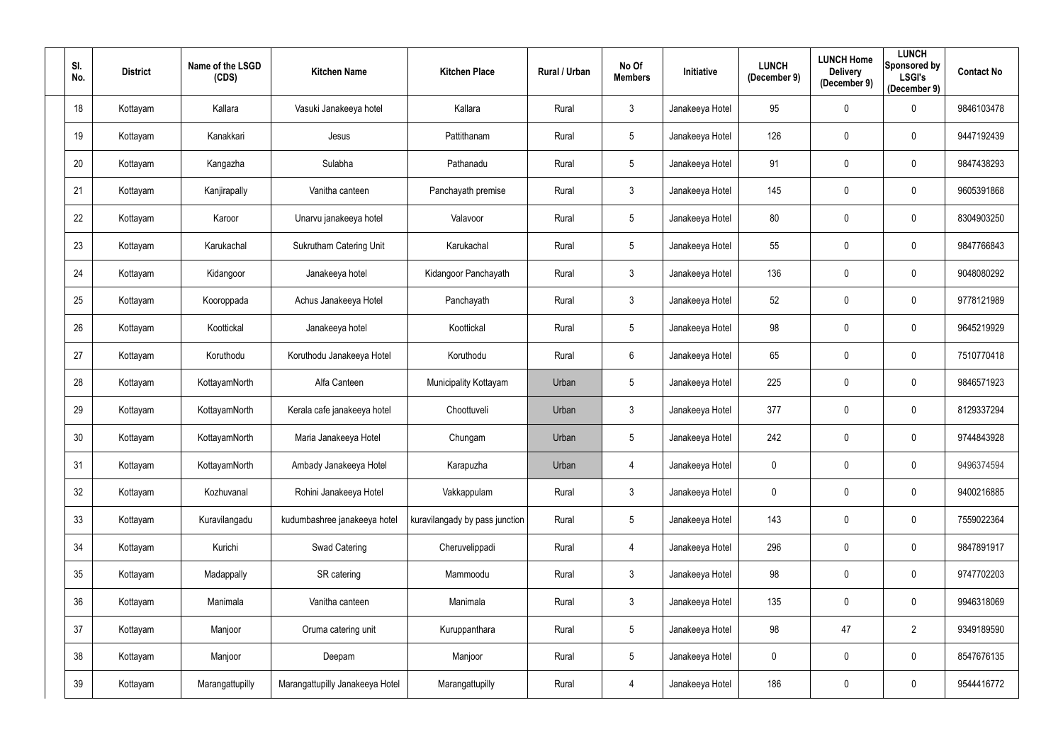| Sl. No. | District | Name of the LSGD (CDS) | Kitchen Name | Kitchen Place | Rural / Urban | No Of Members | Initiative | LUNCH (December 9) | LUNCH Home Delivery (December 9) | LUNCH Sponsored by LSGI's (December 9) | Contact No |
|---|---|---|---|---|---|---|---|---|---|---|---|
| 18 | Kottayam | Kallara | Vasuki Janakeeya hotel | Kallara | Rural | 3 | Janakeeya Hotel | 95 | 0 | 0 | 9846103478 |
| 19 | Kottayam | Kanakkari | Jesus | Pattithanam | Rural | 5 | Janakeeya Hotel | 126 | 0 | 0 | 9447192439 |
| 20 | Kottayam | Kangazha | Sulabha | Pathanadu | Rural | 5 | Janakeeya Hotel | 91 | 0 | 0 | 9847438293 |
| 21 | Kottayam | Kanjirapally | Vanitha canteen | Panchayath premise | Rural | 3 | Janakeeya Hotel | 145 | 0 | 0 | 9605391868 |
| 22 | Kottayam | Karoor | Unarvu janakeeya hotel | Valavoor | Rural | 5 | Janakeeya Hotel | 80 | 0 | 0 | 8304903250 |
| 23 | Kottayam | Karukachal | Sukrutham Catering Unit | Karukachal | Rural | 5 | Janakeeya Hotel | 55 | 0 | 0 | 9847766843 |
| 24 | Kottayam | Kidangoor | Janakeeya hotel | Kidangoor Panchayath | Rural | 3 | Janakeeya Hotel | 136 | 0 | 0 | 9048080292 |
| 25 | Kottayam | Kooroppada | Achus Janakeeya Hotel | Panchayath | Rural | 3 | Janakeeya Hotel | 52 | 0 | 0 | 9778121989 |
| 26 | Kottayam | Koottickal | Janakeeya hotel | Koottickal | Rural | 5 | Janakeeya Hotel | 98 | 0 | 0 | 9645219929 |
| 27 | Kottayam | Koruthodu | Koruthodu Janakeeya Hotel | Koruthodu | Rural | 6 | Janakeeya Hotel | 65 | 0 | 0 | 7510770418 |
| 28 | Kottayam | KottayamNorth | Alfa Canteen | Municipality Kottayam | Urban | 5 | Janakeeya Hotel | 225 | 0 | 0 | 9846571923 |
| 29 | Kottayam | KottayamNorth | Kerala cafe janakeeya hotel | Choottuveli | Urban | 3 | Janakeeya Hotel | 377 | 0 | 0 | 8129337294 |
| 30 | Kottayam | KottayamNorth | Maria Janakeeya Hotel | Chungam | Urban | 5 | Janakeeya Hotel | 242 | 0 | 0 | 9744843928 |
| 31 | Kottayam | KottayamNorth | Ambady Janakeeya Hotel | Karapuzha | Urban | 4 | Janakeeya Hotel | 0 | 0 | 0 | 9496374594 |
| 32 | Kottayam | Kozhuvanal | Rohini Janakeeya Hotel | Vakkappulam | Rural | 3 | Janakeeya Hotel | 0 | 0 | 0 | 9400216885 |
| 33 | Kottayam | Kuravilangadu | kudumbashree janakeeya hotel | kuravilangady by pass junction | Rural | 5 | Janakeeya Hotel | 143 | 0 | 0 | 7559022364 |
| 34 | Kottayam | Kurichi | Swad Catering | Cheruvelippadi | Rural | 4 | Janakeeya Hotel | 296 | 0 | 0 | 9847891917 |
| 35 | Kottayam | Madappally | SR catering | Mammoodu | Rural | 3 | Janakeeya Hotel | 98 | 0 | 0 | 9747702203 |
| 36 | Kottayam | Manimala | Vanitha canteen | Manimala | Rural | 3 | Janakeeya Hotel | 135 | 0 | 0 | 9946318069 |
| 37 | Kottayam | Manjoor | Oruma catering unit | Kuruppanthara | Rural | 5 | Janakeeya Hotel | 98 | 47 | 2 | 9349189590 |
| 38 | Kottayam | Manjoor | Deepam | Manjoor | Rural | 5 | Janakeeya Hotel | 0 | 0 | 0 | 8547676135 |
| 39 | Kottayam | Marangattupilly | Marangattupilly Janakeeya Hotel | Marangattupilly | Rural | 4 | Janakeeya Hotel | 186 | 0 | 0 | 9544416772 |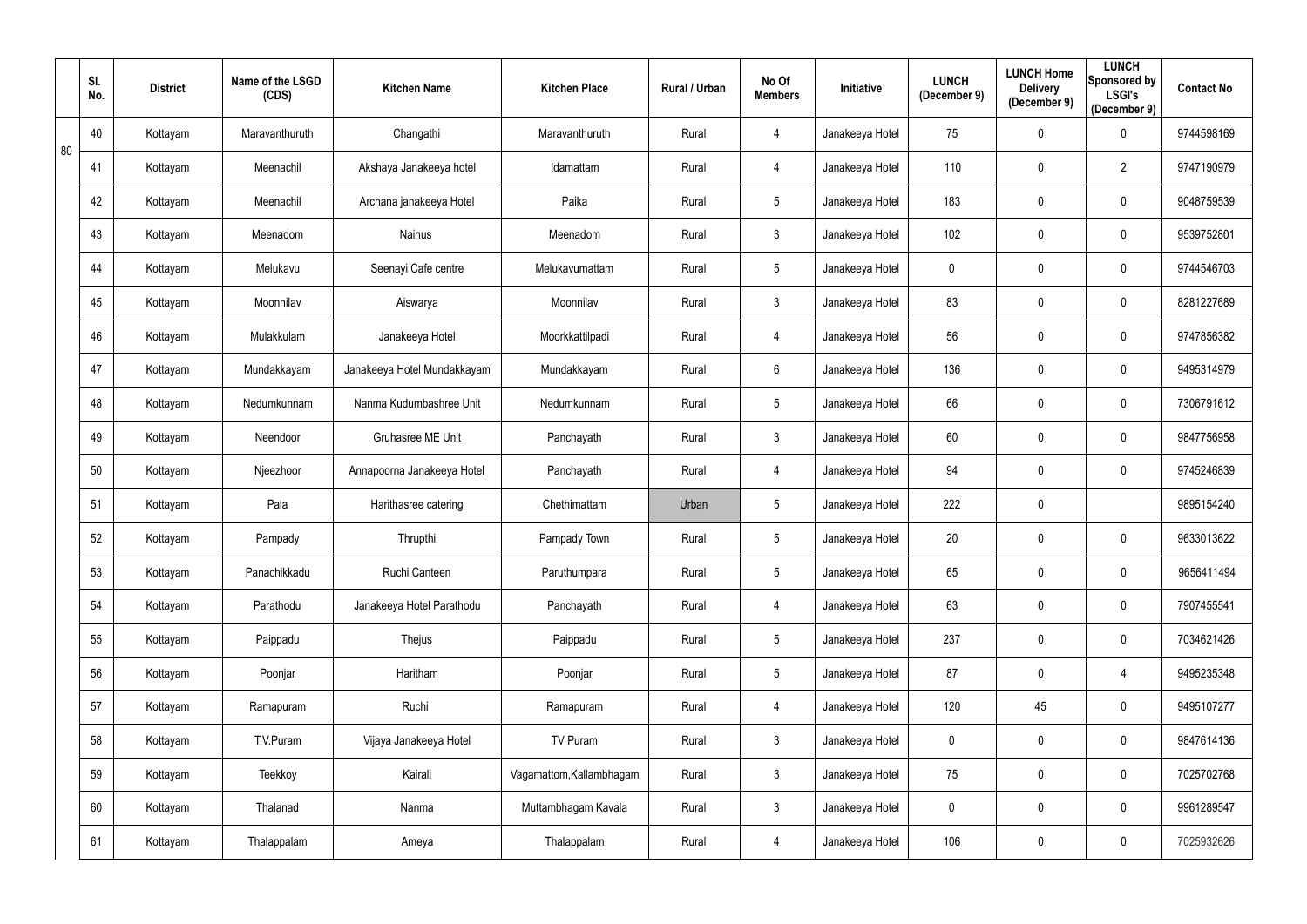|  | Sl. No. | District | Name of the LSGD (CDS) | Kitchen Name | Kitchen Place | Rural / Urban | No Of Members | Initiative | LUNCH (December 9) | LUNCH Home Delivery (December 9) | LUNCH Sponsored by LSGI's (December 9) | Contact No |
|---|---|---|---|---|---|---|---|---|---|---|---|---|
| 80 | 40 | Kottayam | Maravanthuruth | Changathi | Maravanthuruth | Rural | 4 | Janakeeya Hotel | 75 | 0 | 0 | 9744598169 |
|  | 41 | Kottayam | Meenachil | Akshaya Janakeeya hotel | Idamattam | Rural | 4 | Janakeeya Hotel | 110 | 0 | 2 | 9747190979 |
|  | 42 | Kottayam | Meenachil | Archana janakeeya Hotel | Paika | Rural | 5 | Janakeeya Hotel | 183 | 0 | 0 | 9048759539 |
|  | 43 | Kottayam | Meenadom | Nainus | Meenadom | Rural | 3 | Janakeeya Hotel | 102 | 0 | 0 | 9539752801 |
|  | 44 | Kottayam | Melukavu | Seenayi Cafe centre | Melukavumattam | Rural | 5 | Janakeeya Hotel | 0 | 0 | 0 | 9744546703 |
|  | 45 | Kottayam | Moonnilav | Aiswarya | Moonnilav | Rural | 3 | Janakeeya Hotel | 83 | 0 | 0 | 8281227689 |
|  | 46 | Kottayam | Mulakkulam | Janakeeya Hotel | Moorkkattilpadi | Rural | 4 | Janakeeya Hotel | 56 | 0 | 0 | 9747856382 |
|  | 47 | Kottayam | Mundakkayam | Janakeeya Hotel Mundakkayam | Mundakkayam | Rural | 6 | Janakeeya Hotel | 136 | 0 | 0 | 9495314979 |
|  | 48 | Kottayam | Nedumkunnam | Nanma Kudumbashree Unit | Nedumkunnam | Rural | 5 | Janakeeya Hotel | 66 | 0 | 0 | 7306791612 |
|  | 49 | Kottayam | Neendoor | Gruhasree ME Unit | Panchayath | Rural | 3 | Janakeeya Hotel | 60 | 0 | 0 | 9847756958 |
|  | 50 | Kottayam | Njeezhoor | Annapoorna Janakeeya Hotel | Panchayath | Rural | 4 | Janakeeya Hotel | 94 | 0 | 0 | 9745246839 |
|  | 51 | Kottayam | Pala | Harithasree catering | Chethimattam | Urban | 5 | Janakeeya Hotel | 222 | 0 |  | 9895154240 |
|  | 52 | Kottayam | Pampady | Thrupthi | Pampady Town | Rural | 5 | Janakeeya Hotel | 20 | 0 | 0 | 9633013622 |
|  | 53 | Kottayam | Panachikkadu | Ruchi Canteen | Paruthumpara | Rural | 5 | Janakeeya Hotel | 65 | 0 | 0 | 9656411494 |
|  | 54 | Kottayam | Parathodu | Janakeeya Hotel Parathodu | Panchayath | Rural | 4 | Janakeeya Hotel | 63 | 0 | 0 | 7907455541 |
|  | 55 | Kottayam | Paippadu | Thejus | Paippadu | Rural | 5 | Janakeeya Hotel | 237 | 0 | 0 | 7034621426 |
|  | 56 | Kottayam | Poonjar | Haritham | Poonjar | Rural | 5 | Janakeeya Hotel | 87 | 0 | 4 | 9495235348 |
|  | 57 | Kottayam | Ramapuram | Ruchi | Ramapuram | Rural | 4 | Janakeeya Hotel | 120 | 45 | 0 | 9495107277 |
|  | 58 | Kottayam | T.V.Puram | Vijaya Janakeeya Hotel | TV Puram | Rural | 3 | Janakeeya Hotel | 0 | 0 | 0 | 9847614136 |
|  | 59 | Kottayam | Teekkoy | Kairali | Vagamattom,Kallambhagam | Rural | 3 | Janakeeya Hotel | 75 | 0 | 0 | 7025702768 |
|  | 60 | Kottayam | Thalanad | Nanma | Muttambhagam Kavala | Rural | 3 | Janakeeya Hotel | 0 | 0 | 0 | 9961289547 |
|  | 61 | Kottayam | Thalappalam | Ameya | Thalappalam | Rural | 4 | Janakeeya Hotel | 106 | 0 | 0 | 7025932626 |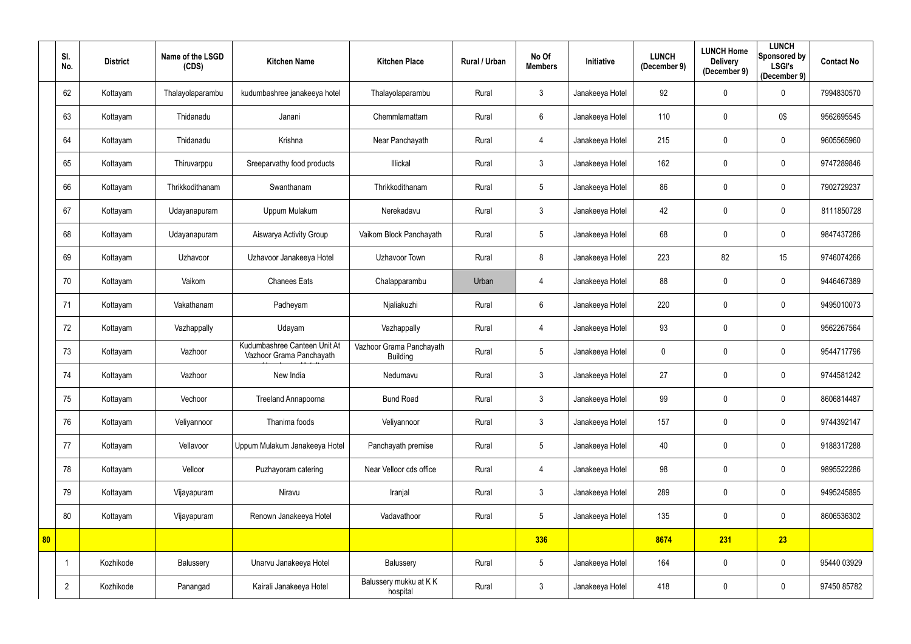| | Sl. No. | District | Name of the LSGD (CDS) | Kitchen Name | Kitchen Place | Rural / Urban | No Of Members | Initiative | LUNCH (December 9) | LUNCH Home Delivery (December 9) | LUNCH Sponsored by LSGI's (December 9) | Contact No |
|---|---|---|---|---|---|---|---|---|---|---|---|---|
| | 62 | Kottayam | Thalayolaparambu | kudumbashree janakeeya hotel | Thalayolaparambu | Rural | 3 | Janakeeya Hotel | 92 | 0 | 0 | 7994830570 |
| | 63 | Kottayam | Thidanadu | Janani | Chemmlamattam | Rural | 6 | Janakeeya Hotel | 110 | 0 | 0$ | 9562695545 |
| | 64 | Kottayam | Thidanadu | Krishna | Near Panchayath | Rural | 4 | Janakeeya Hotel | 215 | 0 | 0 | 9605565960 |
| | 65 | Kottayam | Thiruvarppu | Sreeparvathy food products | Illickal | Rural | 3 | Janakeeya Hotel | 162 | 0 | 0 | 9747289846 |
| | 66 | Kottayam | Thrikkodithanam | Swanthanam | Thrikkodithanam | Rural | 5 | Janakeeya Hotel | 86 | 0 | 0 | 7902729237 |
| | 67 | Kottayam | Udayanapuram | Uppum Mulakum | Nerekadavu | Rural | 3 | Janakeeya Hotel | 42 | 0 | 0 | 8111850728 |
| | 68 | Kottayam | Udayanapuram | Aiswarya Activity Group | Vaikom Block Panchayath | Rural | 5 | Janakeeya Hotel | 68 | 0 | 0 | 9847437286 |
| | 69 | Kottayam | Uzhavoor | Uzhavoor Janakeeya Hotel | Uzhavoor Town | Rural | 8 | Janakeeya Hotel | 223 | 82 | 15 | 9746074266 |
| | 70 | Kottayam | Vaikom | Chanees Eats | Chalapparambu | Urban | 4 | Janakeeya Hotel | 88 | 0 | 0 | 9446467389 |
| | 71 | Kottayam | Vakathanam | Padheyam | Njaliakuzhi | Rural | 6 | Janakeeya Hotel | 220 | 0 | 0 | 9495010073 |
| | 72 | Kottayam | Vazhappally | Udayam | Vazhappally | Rural | 4 | Janakeeya Hotel | 93 | 0 | 0 | 9562267564 |
| | 73 | Kottayam | Vazhoor | Kudumbashree Canteen Unit At Vazhoor Grama Panchayath | Vazhoor Grama Panchayath Building | Rural | 5 | Janakeeya Hotel | 0 | 0 | 0 | 9544717796 |
| | 74 | Kottayam | Vazhoor | New India | Nedumavu | Rural | 3 | Janakeeya Hotel | 27 | 0 | 0 | 9744581242 |
| | 75 | Kottayam | Vechoor | Treeland Annapoorna | Bund Road | Rural | 3 | Janakeeya Hotel | 99 | 0 | 0 | 8606814487 |
| | 76 | Kottayam | Veliyannoor | Thanima foods | Veliyannoor | Rural | 3 | Janakeeya Hotel | 157 | 0 | 0 | 9744392147 |
| | 77 | Kottayam | Vellavoor | Uppum Mulakum Janakeeya Hotel | Panchayath premise | Rural | 5 | Janakeeya Hotel | 40 | 0 | 0 | 9188317288 |
| | 78 | Kottayam | Velloor | Puzhayoram catering | Near Velloor cds office | Rural | 4 | Janakeeya Hotel | 98 | 0 | 0 | 9895522286 |
| | 79 | Kottayam | Vijayapuram | Niravu | Iranjal | Rural | 3 | Janakeeya Hotel | 289 | 0 | 0 | 9495245895 |
| | 80 | Kottayam | Vijayapuram | Renown Janakeeya Hotel | Vadavathoor | Rural | 5 | Janakeeya Hotel | 135 | 0 | 0 | 8606536302 |
| **80** | | | | | | | **336** | | **8674** | **231** | **23** | |
| | 1 | Kozhikode | Balussery | Unarvu Janakeeya Hotel | Balussery | Rural | 5 | Janakeeya Hotel | 164 | 0 | 0 | 95440 03929 |
| | 2 | Kozhikode | Panangad | Kairali Janakeeya Hotel | Balussery mukku at K K hospital | Rural | 3 | Janakeeya Hotel | 418 | 0 | 0 | 97450 85782 |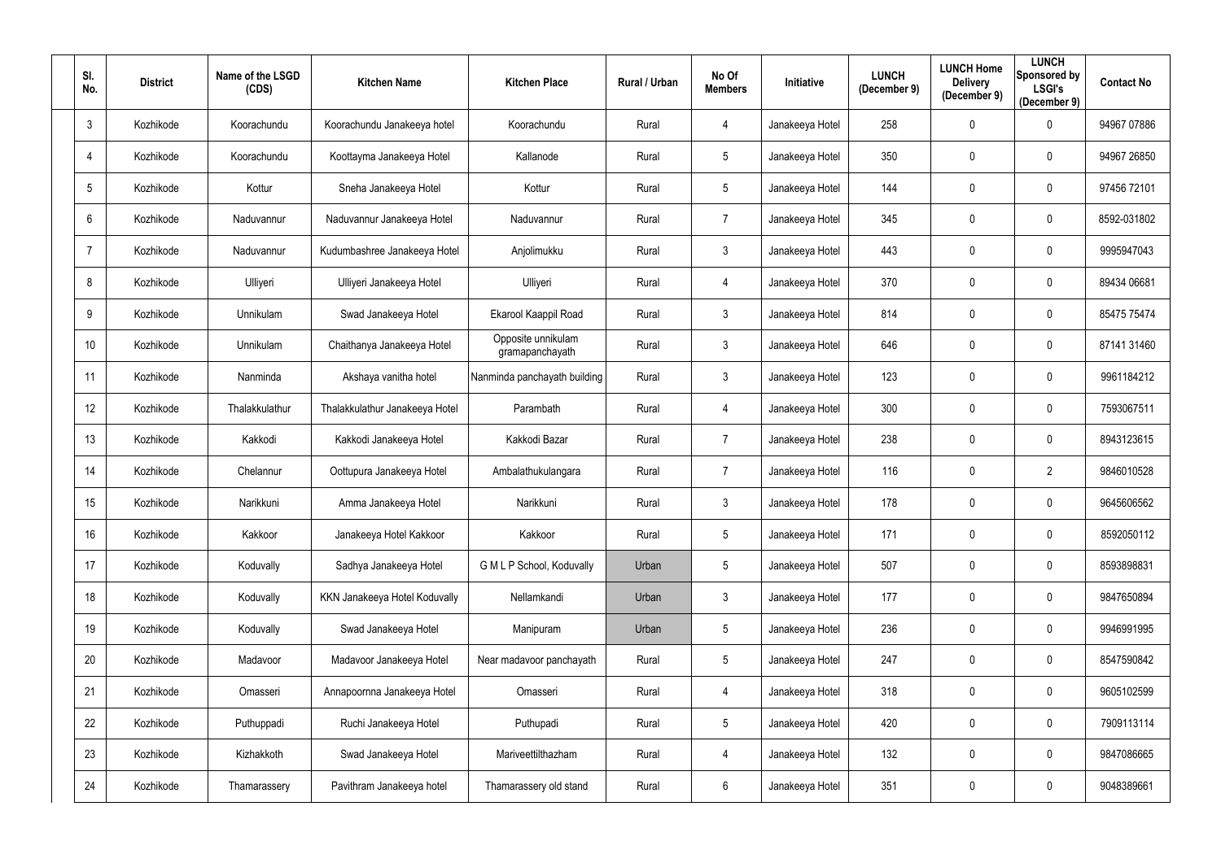| Sl. No. | District | Name of the LSGD (CDS) | Kitchen Name | Kitchen Place | Rural / Urban | No Of Members | Initiative | LUNCH (December 9) | LUNCH Home Delivery (December 9) | LUNCH Sponsored by LSGI's (December 9) | Contact No |
|---|---|---|---|---|---|---|---|---|---|---|---|
| 3 | Kozhikode | Koorachundu | Koorachundu Janakeeya hotel | Koorachundu | Rural | 4 | Janakeeya Hotel | 258 | 0 | 0 | 94967 07886 |
| 4 | Kozhikode | Koorachundu | Koottayma Janakeeya Hotel | Kallanode | Rural | 5 | Janakeeya Hotel | 350 | 0 | 0 | 94967 26850 |
| 5 | Kozhikode | Kottur | Sneha Janakeeya Hotel | Kottur | Rural | 5 | Janakeeya Hotel | 144 | 0 | 0 | 97456 72101 |
| 6 | Kozhikode | Naduvannur | Naduvannur Janakeeya Hotel | Naduvannur | Rural | 7 | Janakeeya Hotel | 345 | 0 | 0 | 8592-031802 |
| 7 | Kozhikode | Naduvannur | Kudumbashree Janakeeya Hotel | Anjolimukku | Rural | 3 | Janakeeya Hotel | 443 | 0 | 0 | 9995947043 |
| 8 | Kozhikode | Ulliyeri | Ulliyeri Janakeeya Hotel | Ulliyeri | Rural | 4 | Janakeeya Hotel | 370 | 0 | 0 | 89434 06681 |
| 9 | Kozhikode | Unnikulam | Swad Janakeeya Hotel | Ekarool Kaappil Road | Rural | 3 | Janakeeya Hotel | 814 | 0 | 0 | 85475 75474 |
| 10 | Kozhikode | Unnikulam | Chaithanya Janakeeya Hotel | Opposite unnikulam gramapanchayath | Rural | 3 | Janakeeya Hotel | 646 | 0 | 0 | 87141 31460 |
| 11 | Kozhikode | Nanminda | Akshaya vanitha hotel | Nanminda panchayath building | Rural | 3 | Janakeeya Hotel | 123 | 0 | 0 | 9961184212 |
| 12 | Kozhikode | Thalakkulathur | Thalakkulathur Janakeeya Hotel | Parambath | Rural | 4 | Janakeeya Hotel | 300 | 0 | 0 | 7593067511 |
| 13 | Kozhikode | Kakkodi | Kakkodi Janakeeya Hotel | Kakkodi Bazar | Rural | 7 | Janakeeya Hotel | 238 | 0 | 0 | 8943123615 |
| 14 | Kozhikode | Chelannur | Oottupura Janakeeya Hotel | Ambalathukulangara | Rural | 7 | Janakeeya Hotel | 116 | 0 | 2 | 9846010528 |
| 15 | Kozhikode | Narikkuni | Amma Janakeeya Hotel | Narikkuni | Rural | 3 | Janakeeya Hotel | 178 | 0 | 0 | 9645606562 |
| 16 | Kozhikode | Kakkoor | Janakeeya Hotel Kakkoor | Kakkoor | Rural | 5 | Janakeeya Hotel | 171 | 0 | 0 | 8592050112 |
| 17 | Kozhikode | Koduvally | Sadhya Janakeeya Hotel | G M L P School, Koduvally | Urban | 5 | Janakeeya Hotel | 507 | 0 | 0 | 8593898831 |
| 18 | Kozhikode | Koduvally | KKN Janakeeya Hotel Koduvally | Nellamkandi | Urban | 3 | Janakeeya Hotel | 177 | 0 | 0 | 9847650894 |
| 19 | Kozhikode | Koduvally | Swad Janakeeya Hotel | Manipuram | Urban | 5 | Janakeeya Hotel | 236 | 0 | 0 | 9946991995 |
| 20 | Kozhikode | Madavoor | Madavoor Janakeeya Hotel | Near madavoor panchayath | Rural | 5 | Janakeeya Hotel | 247 | 0 | 0 | 8547590842 |
| 21 | Kozhikode | Omasseri | Annapoornna Janakeeya Hotel | Omasseri | Rural | 4 | Janakeeya Hotel | 318 | 0 | 0 | 9605102599 |
| 22 | Kozhikode | Puthuppadi | Ruchi Janakeeya Hotel | Puthupadi | Rural | 5 | Janakeeya Hotel | 420 | 0 | 0 | 7909113114 |
| 23 | Kozhikode | Kizhakkoth | Swad Janakeeya Hotel | Mariveettilthazham | Rural | 4 | Janakeeya Hotel | 132 | 0 | 0 | 9847086665 |
| 24 | Kozhikode | Thamarassery | Pavithram Janakeeya hotel | Thamarassery old stand | Rural | 6 | Janakeeya Hotel | 351 | 0 | 0 | 9048389661 |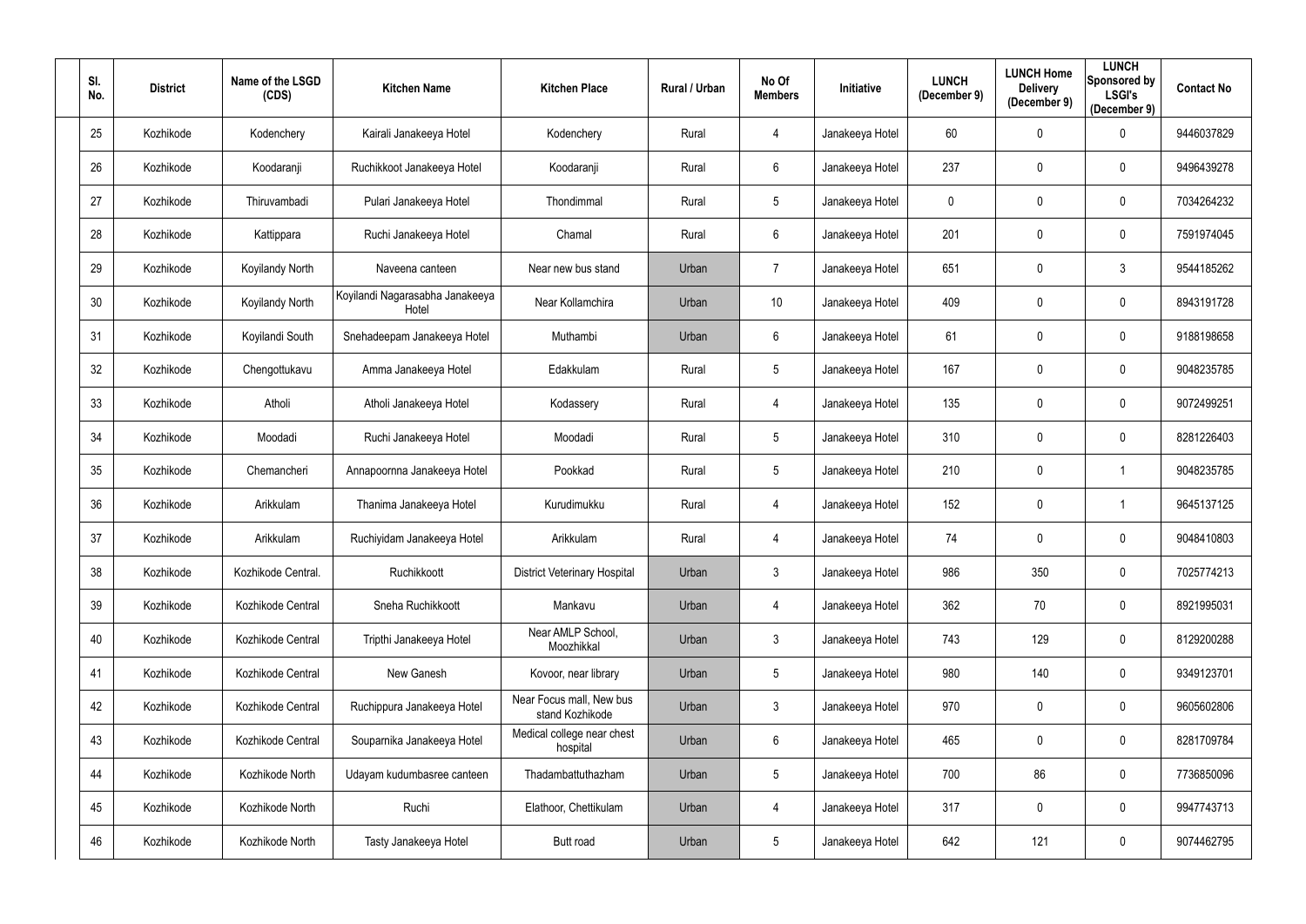| Sl. No. | District | Name of the LSGD (CDS) | Kitchen Name | Kitchen Place | Rural / Urban | No Of Members | Initiative | LUNCH (December 9) | LUNCH Home Delivery (December 9) | LUNCH Sponsored by LSGI's (December 9) | Contact No |
|---|---|---|---|---|---|---|---|---|---|---|---|
| 25 | Kozhikode | Kodenchery | Kairali Janakeeya Hotel | Kodenchery | Rural | 4 | Janakeeya Hotel | 60 | 0 | 0 | 9446037829 |
| 26 | Kozhikode | Koodaranji | Ruchikkoot Janakeeya Hotel | Koodaranji | Rural | 6 | Janakeeya Hotel | 237 | 0 | 0 | 9496439278 |
| 27 | Kozhikode | Thiruvambadi | Pulari Janakeeya Hotel | Thondimmal | Rural | 5 | Janakeeya Hotel | 0 | 0 | 0 | 7034264232 |
| 28 | Kozhikode | Kattippara | Ruchi Janakeeya Hotel | Chamal | Rural | 6 | Janakeeya Hotel | 201 | 0 | 0 | 7591974045 |
| 29 | Kozhikode | Koyilandy North | Naveena canteen | Near new bus stand | Urban | 7 | Janakeeya Hotel | 651 | 0 | 3 | 9544185262 |
| 30 | Kozhikode | Koyilandy North | Koyilandi Nagarasabha Janakeeya Hotel | Near Kollamchira | Urban | 10 | Janakeeya Hotel | 409 | 0 | 0 | 8943191728 |
| 31 | Kozhikode | Koyilandi South | Snehadeepam Janakeeya Hotel | Muthambi | Urban | 6 | Janakeeya Hotel | 61 | 0 | 0 | 9188198658 |
| 32 | Kozhikode | Chengottukavu | Amma Janakeeya Hotel | Edakkulam | Rural | 5 | Janakeeya Hotel | 167 | 0 | 0 | 9048235785 |
| 33 | Kozhikode | Atholi | Atholi Janakeeya Hotel | Kodassery | Rural | 4 | Janakeeya Hotel | 135 | 0 | 0 | 9072499251 |
| 34 | Kozhikode | Moodadi | Ruchi Janakeeya Hotel | Moodadi | Rural | 5 | Janakeeya Hotel | 310 | 0 | 0 | 8281226403 |
| 35 | Kozhikode | Chemancheri | Annapoornna Janakeeya Hotel | Pookkad | Rural | 5 | Janakeeya Hotel | 210 | 0 | 1 | 9048235785 |
| 36 | Kozhikode | Arikkulam | Thanima Janakeeya Hotel | Kurudimukku | Rural | 4 | Janakeeya Hotel | 152 | 0 | 1 | 9645137125 |
| 37 | Kozhikode | Arikkulam | Ruchiyidam Janakeeya Hotel | Arikkulam | Rural | 4 | Janakeeya Hotel | 74 | 0 | 0 | 9048410803 |
| 38 | Kozhikode | Kozhikode Central. | Ruchikkoott | District Veterinary Hospital | Urban | 3 | Janakeeya Hotel | 986 | 350 | 0 | 7025774213 |
| 39 | Kozhikode | Kozhikode Central | Sneha Ruchikkoott | Mankavu | Urban | 4 | Janakeeya Hotel | 362 | 70 | 0 | 8921995031 |
| 40 | Kozhikode | Kozhikode Central | Tripthi Janakeeya Hotel | Near AMLP School, Moozhikkal | Urban | 3 | Janakeeya Hotel | 743 | 129 | 0 | 8129200288 |
| 41 | Kozhikode | Kozhikode Central | New Ganesh | Kovoor, near library | Urban | 5 | Janakeeya Hotel | 980 | 140 | 0 | 9349123701 |
| 42 | Kozhikode | Kozhikode Central | Ruchippura Janakeeya Hotel | Near Focus mall, New bus stand Kozhikode | Urban | 3 | Janakeeya Hotel | 970 | 0 | 0 | 9605602806 |
| 43 | Kozhikode | Kozhikode Central | Souparnika Janakeeya Hotel | Medical college near chest hospital | Urban | 6 | Janakeeya Hotel | 465 | 0 | 0 | 8281709784 |
| 44 | Kozhikode | Kozhikode North | Udayam kudumbasree canteen | Thadambattuthazham | Urban | 5 | Janakeeya Hotel | 700 | 86 | 0 | 7736850096 |
| 45 | Kozhikode | Kozhikode North | Ruchi | Elathoor, Chettikulam | Urban | 4 | Janakeeya Hotel | 317 | 0 | 0 | 9947743713 |
| 46 | Kozhikode | Kozhikode North | Tasty Janakeeya Hotel | Butt road | Urban | 5 | Janakeeya Hotel | 642 | 121 | 0 | 9074462795 |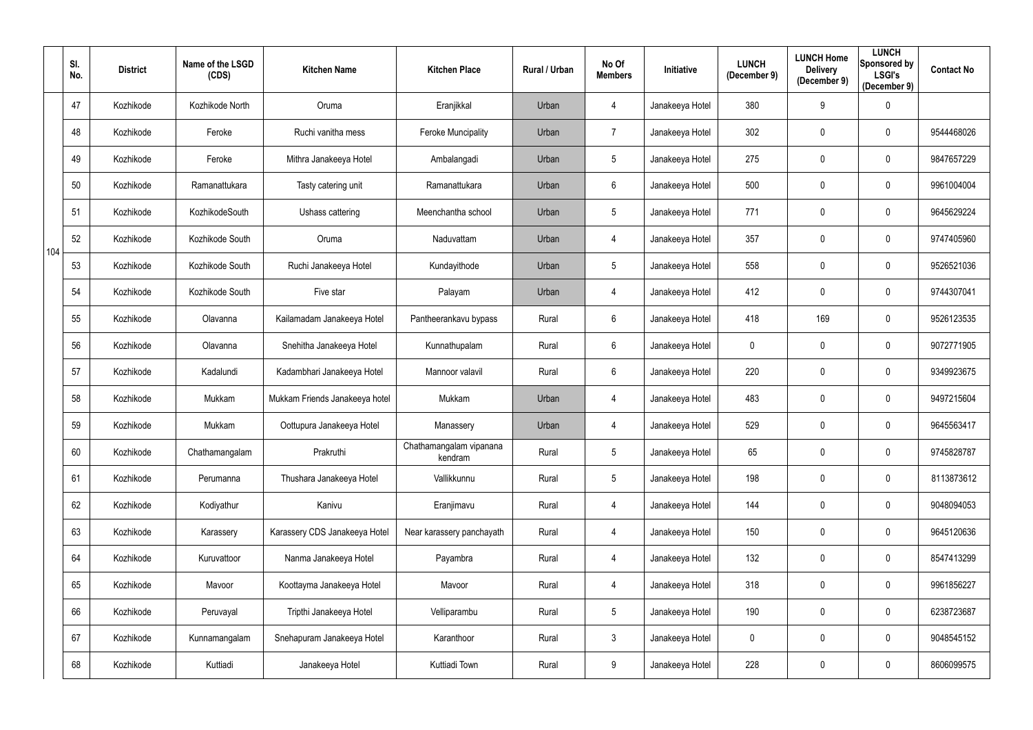| | Sl. No. | District | Name of the LSGD (CDS) | Kitchen Name | Kitchen Place | Rural / Urban | No Of Members | Initiative | LUNCH (December 9) | LUNCH Home Delivery (December 9) | LUNCH Sponsored by LSGI's (December 9) | Contact No |
|---|---|---|---|---|---|---|---|---|---|---|---|---|
| 104 | 47 | Kozhikode | Kozhikode North | Oruma | Eranjikkal | Urban | 4 | Janakeeya Hotel | 380 | 9 | 0 | |
| | 48 | Kozhikode | Feroke | Ruchi vanitha mess | Feroke Muncipality | Urban | 7 | Janakeeya Hotel | 302 | 0 | 0 | 9544468026 |
| | 49 | Kozhikode | Feroke | Mithra Janakeeya Hotel | Ambalangadi | Urban | 5 | Janakeeya Hotel | 275 | 0 | 0 | 9847657229 |
| | 50 | Kozhikode | Ramanattukara | Tasty catering unit | Ramanattukara | Urban | 6 | Janakeeya Hotel | 500 | 0 | 0 | 9961004004 |
| | 51 | Kozhikode | KozhikodeSouth | Ushass cattering | Meenchantha school | Urban | 5 | Janakeeya Hotel | 771 | 0 | 0 | 9645629224 |
| | 52 | Kozhikode | Kozhikode South | Oruma | Naduvattam | Urban | 4 | Janakeeya Hotel | 357 | 0 | 0 | 9747405960 |
| | 53 | Kozhikode | Kozhikode South | Ruchi Janakeeya Hotel | Kundayithode | Urban | 5 | Janakeeya Hotel | 558 | 0 | 0 | 9526521036 |
| | 54 | Kozhikode | Kozhikode South | Five star | Palayam | Urban | 4 | Janakeeya Hotel | 412 | 0 | 0 | 9744307041 |
| | 55 | Kozhikode | Olavanna | Kailamadam Janakeeya Hotel | Pantheerankavu bypass | Rural | 6 | Janakeeya Hotel | 418 | 169 | 0 | 9526123535 |
| | 56 | Kozhikode | Olavanna | Snehitha Janakeeya Hotel | Kunnathupalam | Rural | 6 | Janakeeya Hotel | 0 | 0 | 0 | 9072771905 |
| | 57 | Kozhikode | Kadalundi | Kadambhari Janakeeya Hotel | Mannoor valavil | Rural | 6 | Janakeeya Hotel | 220 | 0 | 0 | 9349923675 |
| | 58 | Kozhikode | Mukkam | Mukkam Friends Janakeeya hotel | Mukkam | Urban | 4 | Janakeeya Hotel | 483 | 0 | 0 | 9497215604 |
| | 59 | Kozhikode | Mukkam | Oottupura Janakeeya Hotel | Manassery | Urban | 4 | Janakeeya Hotel | 529 | 0 | 0 | 9645563417 |
| | 60 | Kozhikode | Chathamangalam | Prakruthi | Chathamangalam vipanana kendram | Rural | 5 | Janakeeya Hotel | 65 | 0 | 0 | 9745828787 |
| | 61 | Kozhikode | Perumanna | Thushara Janakeeya Hotel | Vallikkunnu | Rural | 5 | Janakeeya Hotel | 198 | 0 | 0 | 8113873612 |
| | 62 | Kozhikode | Kodiyathur | Kanivu | Eranjimavu | Rural | 4 | Janakeeya Hotel | 144 | 0 | 0 | 9048094053 |
| | 63 | Kozhikode | Karassery | Karassery CDS Janakeeya Hotel | Near karassery panchayath | Rural | 4 | Janakeeya Hotel | 150 | 0 | 0 | 9645120636 |
| | 64 | Kozhikode | Kuruvattoor | Nanma Janakeeya Hotel | Payambra | Rural | 4 | Janakeeya Hotel | 132 | 0 | 0 | 8547413299 |
| | 65 | Kozhikode | Mavoor | Koottayma Janakeeya Hotel | Mavoor | Rural | 4 | Janakeeya Hotel | 318 | 0 | 0 | 9961856227 |
| | 66 | Kozhikode | Peruvayal | Tripthi Janakeeya Hotel | Velliparambu | Rural | 5 | Janakeeya Hotel | 190 | 0 | 0 | 6238723687 |
| | 67 | Kozhikode | Kunnamangalam | Snehapuram Janakeeya Hotel | Karanthoor | Rural | 3 | Janakeeya Hotel | 0 | 0 | 0 | 9048545152 |
| | 68 | Kozhikode | Kuttiadi | Janakeeya Hotel | Kuttiadi Town | Rural | 9 | Janakeeya Hotel | 228 | 0 | 0 | 8606099575 |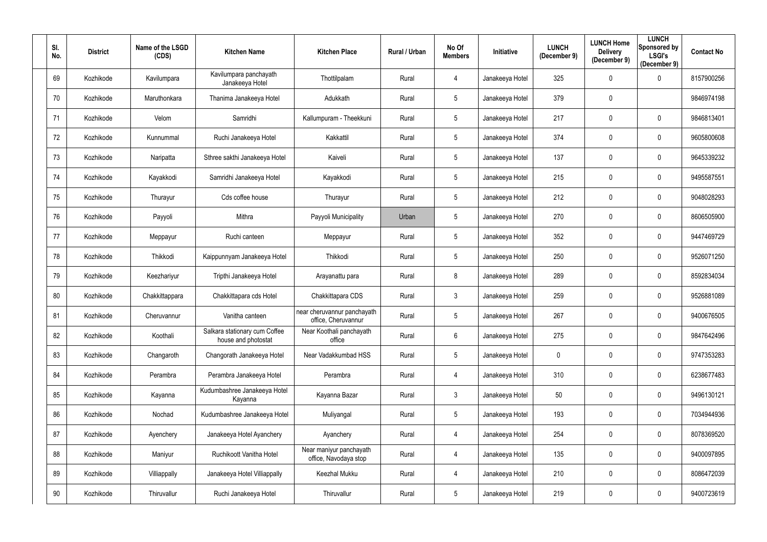| Sl. No. | District | Name of the LSGD (CDS) | Kitchen Name | Kitchen Place | Rural / Urban | No Of Members | Initiative | LUNCH (December 9) | LUNCH Home Delivery (December 9) | LUNCH Sponsored by LSGI's (December 9) | Contact No |
|---|---|---|---|---|---|---|---|---|---|---|---|
| 69 | Kozhikode | Kavilumpara | Kavilumpara panchayath Janakeeya Hotel | Thottilpalam | Rural | 4 | Janakeeya Hotel | 325 | 0 | 0 | 8157900256 |
| 70 | Kozhikode | Maruthonkara | Thanima Janakeeya Hotel | Adukkath | Rural | 5 | Janakeeya Hotel | 379 | 0 | | 9846974198 |
| 71 | Kozhikode | Velom | Samridhi | Kallumpuram - Theekkuni | Rural | 5 | Janakeeya Hotel | 217 | 0 | 0 | 9846813401 |
| 72 | Kozhikode | Kunnummal | Ruchi Janakeeya Hotel | Kakkattil | Rural | 5 | Janakeeya Hotel | 374 | 0 | 0 | 9605800608 |
| 73 | Kozhikode | Naripatta | Sthree sakthi Janakeeya Hotel | Kaiveli | Rural | 5 | Janakeeya Hotel | 137 | 0 | 0 | 9645339232 |
| 74 | Kozhikode | Kayakkodi | Samridhi Janakeeya Hotel | Kayakkodi | Rural | 5 | Janakeeya Hotel | 215 | 0 | 0 | 9495587551 |
| 75 | Kozhikode | Thurayur | Cds coffee house | Thurayur | Rural | 5 | Janakeeya Hotel | 212 | 0 | 0 | 9048028293 |
| 76 | Kozhikode | Payyoli | Mithra | Payyoli Municipality | Urban | 5 | Janakeeya Hotel | 270 | 0 | 0 | 8606505900 |
| 77 | Kozhikode | Meppayur | Ruchi canteen | Meppayur | Rural | 5 | Janakeeya Hotel | 352 | 0 | 0 | 9447469729 |
| 78 | Kozhikode | Thikkodi | Kaippunnyam Janakeeya Hotel | Thikkodi | Rural | 5 | Janakeeya Hotel | 250 | 0 | 0 | 9526071250 |
| 79 | Kozhikode | Keezhariyur | Tripthi Janakeeya Hotel | Arayanattu para | Rural | 8 | Janakeeya Hotel | 289 | 0 | 0 | 8592834034 |
| 80 | Kozhikode | Chakkittappara | Chakkittapara cds Hotel | Chakkittapara CDS | Rural | 3 | Janakeeya Hotel | 259 | 0 | 0 | 9526881089 |
| 81 | Kozhikode | Cheruvannur | Vanitha canteen | near cheruvannur panchayath office, Cheruvannur | Rural | 5 | Janakeeya Hotel | 267 | 0 | 0 | 9400676505 |
| 82 | Kozhikode | Koothali | Salkara stationary cum Coffee house and photostat | Near Koothali panchayath office | Rural | 6 | Janakeeya Hotel | 275 | 0 | 0 | 9847642496 |
| 83 | Kozhikode | Changaroth | Changorath Janakeeya Hotel | Near Vadakkumbad HSS | Rural | 5 | Janakeeya Hotel | 0 | 0 | 0 | 9747353283 |
| 84 | Kozhikode | Perambra | Perambra Janakeeya Hotel | Perambra | Rural | 4 | Janakeeya Hotel | 310 | 0 | 0 | 6238677483 |
| 85 | Kozhikode | Kayanna | Kudumbashree Janakeeya Hotel Kayanna | Kayanna Bazar | Rural | 3 | Janakeeya Hotel | 50 | 0 | 0 | 9496130121 |
| 86 | Kozhikode | Nochad | Kudumbashree Janakeeya Hotel | Muliyangal | Rural | 5 | Janakeeya Hotel | 193 | 0 | 0 | 7034944936 |
| 87 | Kozhikode | Ayenchery | Janakeeya Hotel Ayanchery | Ayanchery | Rural | 4 | Janakeeya Hotel | 254 | 0 | 0 | 8078369520 |
| 88 | Kozhikode | Maniyur | Ruchikoott Vanitha Hotel | Near maniyur panchayath office, Navodaya stop | Rural | 4 | Janakeeya Hotel | 135 | 0 | 0 | 9400097895 |
| 89 | Kozhikode | Villiappally | Janakeeya Hotel Villiappally | Keezhal Mukku | Rural | 4 | Janakeeya Hotel | 210 | 0 | 0 | 8086472039 |
| 90 | Kozhikode | Thiruvallur | Ruchi Janakeeya Hotel | Thiruvallur | Rural | 5 | Janakeeya Hotel | 219 | 0 | 0 | 9400723619 |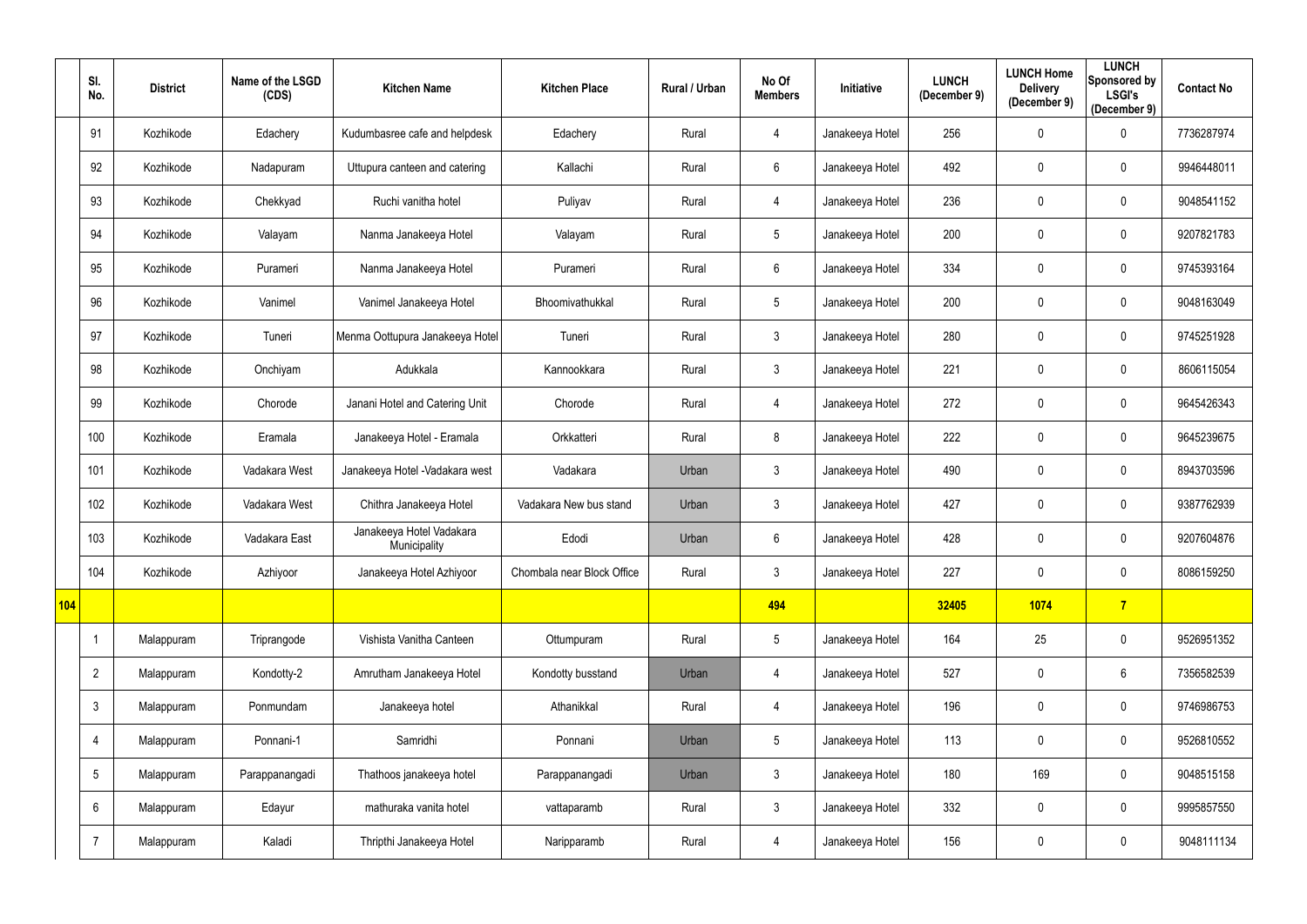| | Sl. No. | District | Name of the LSGD (CDS) | Kitchen Name | Kitchen Place | Rural / Urban | No Of Members | Initiative | LUNCH (December 9) | LUNCH Home Delivery (December 9) | LUNCH Sponsored by LSGI's (December 9) | Contact No |
|---|---|---|---|---|---|---|---|---|---|---|---|---|
| | 91 | Kozhikode | Edachery | Kudumbasree cafe and helpdesk | Edachery | Rural | 4 | Janakeeya Hotel | 256 | 0 | 0 | 7736287974 |
| | 92 | Kozhikode | Nadapuram | Uttupura canteen and catering | Kallachi | Rural | 6 | Janakeeya Hotel | 492 | 0 | 0 | 9946448011 |
| | 93 | Kozhikode | Chekkyad | Ruchi vanitha hotel | Puliyav | Rural | 4 | Janakeeya Hotel | 236 | 0 | 0 | 9048541152 |
| | 94 | Kozhikode | Valayam | Nanma Janakeeya Hotel | Valayam | Rural | 5 | Janakeeya Hotel | 200 | 0 | 0 | 9207821783 |
| | 95 | Kozhikode | Purameri | Nanma Janakeeya Hotel | Purameri | Rural | 6 | Janakeeya Hotel | 334 | 0 | 0 | 9745393164 |
| | 96 | Kozhikode | Vanimel | Vanimel Janakeeya Hotel | Bhoomivathukkal | Rural | 5 | Janakeeya Hotel | 200 | 0 | 0 | 9048163049 |
| | 97 | Kozhikode | Tuneri | Menma Oottupura Janakeeya Hotel | Tuneri | Rural | 3 | Janakeeya Hotel | 280 | 0 | 0 | 9745251928 |
| | 98 | Kozhikode | Onchiyam | Adukkala | Kannookkara | Rural | 3 | Janakeeya Hotel | 221 | 0 | 0 | 8606115054 |
| | 99 | Kozhikode | Chorode | Janani Hotel and Catering Unit | Chorode | Rural | 4 | Janakeeya Hotel | 272 | 0 | 0 | 9645426343 |
| | 100 | Kozhikode | Eramala | Janakeeya Hotel - Eramala | Orkkatteri | Rural | 8 | Janakeeya Hotel | 222 | 0 | 0 | 9645239675 |
| | 101 | Kozhikode | Vadakara West | Janakeeya Hotel -Vadakara west | Vadakara | Urban | 3 | Janakeeya Hotel | 490 | 0 | 0 | 8943703596 |
| | 102 | Kozhikode | Vadakara West | Chithra Janakeeya Hotel | Vadakara New bus stand | Urban | 3 | Janakeeya Hotel | 427 | 0 | 0 | 9387762939 |
| | 103 | Kozhikode | Vadakara East | Janakeeya Hotel Vadakara Municipality | Edodi | Urban | 6 | Janakeeya Hotel | 428 | 0 | 0 | 9207604876 |
| | 104 | Kozhikode | Azhiyoor | Janakeeya Hotel Azhiyoor | Chombala near Block Office | Rural | 3 | Janakeeya Hotel | 227 | 0 | 0 | 8086159250 |
| **104** | | | | | | | **494** | | **32405** | **1074** | **7** | |
| | 1 | Malappuram | Triprangode | Vishista Vanitha Canteen | Ottumpuram | Rural | 5 | Janakeeya Hotel | 164 | 25 | 0 | 9526951352 |
| | 2 | Malappuram | Kondotty-2 | Amrutham Janakeeya Hotel | Kondotty busstand | Urban | 4 | Janakeeya Hotel | 527 | 0 | 6 | 7356582539 |
| | 3 | Malappuram | Ponmundam | Janakeeya hotel | Athanikkal | Rural | 4 | Janakeeya Hotel | 196 | 0 | 0 | 9746986753 |
| | 4 | Malappuram | Ponnani-1 | Samridhi | Ponnani | Urban | 5 | Janakeeya Hotel | 113 | 0 | 0 | 9526810552 |
| | 5 | Malappuram | Parappanangadi | Thathoos janakeeya hotel | Parappanangadi | Urban | 3 | Janakeeya Hotel | 180 | 169 | 0 | 9048515158 |
| | 6 | Malappuram | Edayur | mathuraka vanita hotel | vattaparamb | Rural | 3 | Janakeeya Hotel | 332 | 0 | 0 | 9995857550 |
| | 7 | Malappuram | Kaladi | Thripthi Janakeeya Hotel | Naripparamb | Rural | 4 | Janakeeya Hotel | 156 | 0 | 0 | 9048111134 |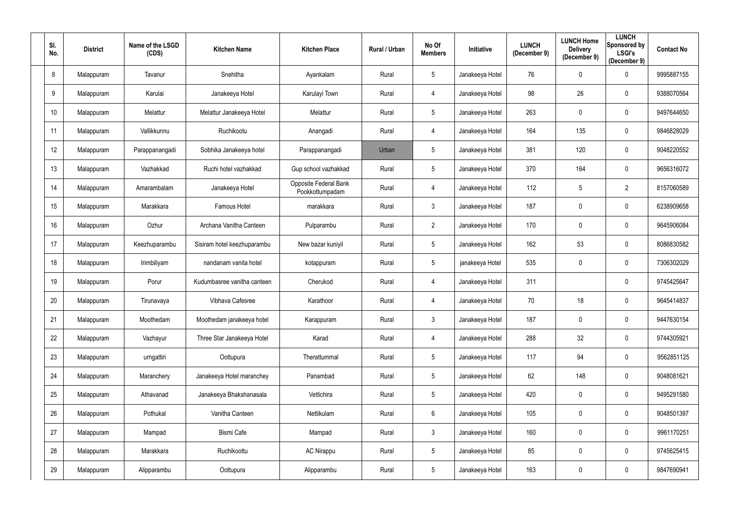| Sl. No. | District | Name of the LSGD (CDS) | Kitchen Name | Kitchen Place | Rural / Urban | No Of Members | Initiative | LUNCH (December 9) | LUNCH Home Delivery (December 9) | LUNCH Sponsored by LSGI's (December 9) | Contact No |
|---|---|---|---|---|---|---|---|---|---|---|---|
| 8 | Malappuram | Tavanur | Snehitha | Ayankalam | Rural | 5 | Janakeeya Hotel | 76 | 0 | 0 | 9995887155 |
| 9 | Malappuram | Karulai | Janakeeya Hotel | Karulayi Town | Rural | 4 | Janakeeya Hotel | 98 | 26 | 0 | 9388070564 |
| 10 | Malappuram | Melattur | Melattur Janakeeya Hotel | Melattur | Rural | 5 | Janakeeya Hotel | 263 | 0 | 0 | 9497644650 |
| 11 | Malappuram | Vallikkunnu | Ruchikootu | Anangadi | Rural | 4 | Janakeeya Hotel | 164 | 135 | 0 | 9846828029 |
| 12 | Malappuram | Parappanangadi | Sobhika Janakeeya hotel | Parappanangadi | Urban | 5 | Janakeeya Hotel | 381 | 120 | 0 | 9048220552 |
| 13 | Malappuram | Vazhakkad | Ruchi hotel vazhakkad | Gup school vazhakkad | Rural | 5 | Janakeeya Hotel | 370 | 164 | 0 | 9656316072 |
| 14 | Malappuram | Amarambalam | Janakeeya Hotel | Opposite Federal Bank Pookkottumpadam | Rural | 4 | Janakeeya Hotel | 112 | 5 | 2 | 8157060589 |
| 15 | Malappuram | Marakkara | Famous Hotel | marakkara | Rural | 3 | Janakeeya Hotel | 187 | 0 | 0 | 6238909658 |
| 16 | Malappuram | Ozhur | Archana Vanitha Canteen | Pulparambu | Rural | 2 | Janakeeya Hotel | 170 | 0 | 0 | 9645906084 |
| 17 | Malappuram | Keezhuparambu | Sisiram hotel keezhuparambu | New bazar kuniyil | Rural | 5 | Janakeeya Hotel | 162 | 53 | 0 | 8086830582 |
| 18 | Malappuram | Irimbiliyam | nandanam vanita hotel | kotappuram | Rural | 5 | janakeeya Hotel | 535 | 0 | 0 | 7306302029 |
| 19 | Malappuram | Porur | Kudumbasree vanitha canteen | Cherukod | Rural | 4 | Janakeeya Hotel | 311 | | 0 | 9745425647 |
| 20 | Malappuram | Tirunavaya | Vibhava Cafesree | Karathoor | Rural | 4 | Janakeeya Hotel | 70 | 18 | 0 | 9645414837 |
| 21 | Malappuram | Moothedam | Moothedam janakeeya hotel | Karappuram | Rural | 3 | Janakeeya Hotel | 187 | 0 | 0 | 9447630154 |
| 22 | Malappuram | Vazhayur | Three Star Janakeeya Hotel | Karad | Rural | 4 | Janakeeya Hotel | 288 | 32 | 0 | 9744305921 |
| 23 | Malappuram | urngattiri | Oottupura | Therattummal | Rural | 5 | Janakeeya Hotel | 117 | 94 | 0 | 9562851125 |
| 24 | Malappuram | Maranchery | Janakeeya Hotel maranchey | Panambad | Rural | 5 | Janakeeya Hotel | 62 | 148 | 0 | 9048081621 |
| 25 | Malappuram | Athavanad | Janakeeya Bhakshanasala | Vettichira | Rural | 5 | Janakeeya Hotel | 420 | 0 | 0 | 9495291580 |
| 26 | Malappuram | Pothukal | Vanitha Canteen | Nettikulam | Rural | 6 | Janakeeya Hotel | 105 | 0 | 0 | 9048501397 |
| 27 | Malappuram | Mampad | Bismi Cafe | Mampad | Rural | 3 | Janakeeya Hotel | 160 | 0 | 0 | 9961170251 |
| 28 | Malappuram | Marakkara | Ruchikoottu | AC Nirappu | Rural | 5 | Janakeeya Hotel | 85 | 0 | 0 | 9745625415 |
| 29 | Malappuram | Alipparambu | Oottupura | Alipparambu | Rural | 5 | Janakeeya Hotel | 163 | 0 | 0 | 9847690941 |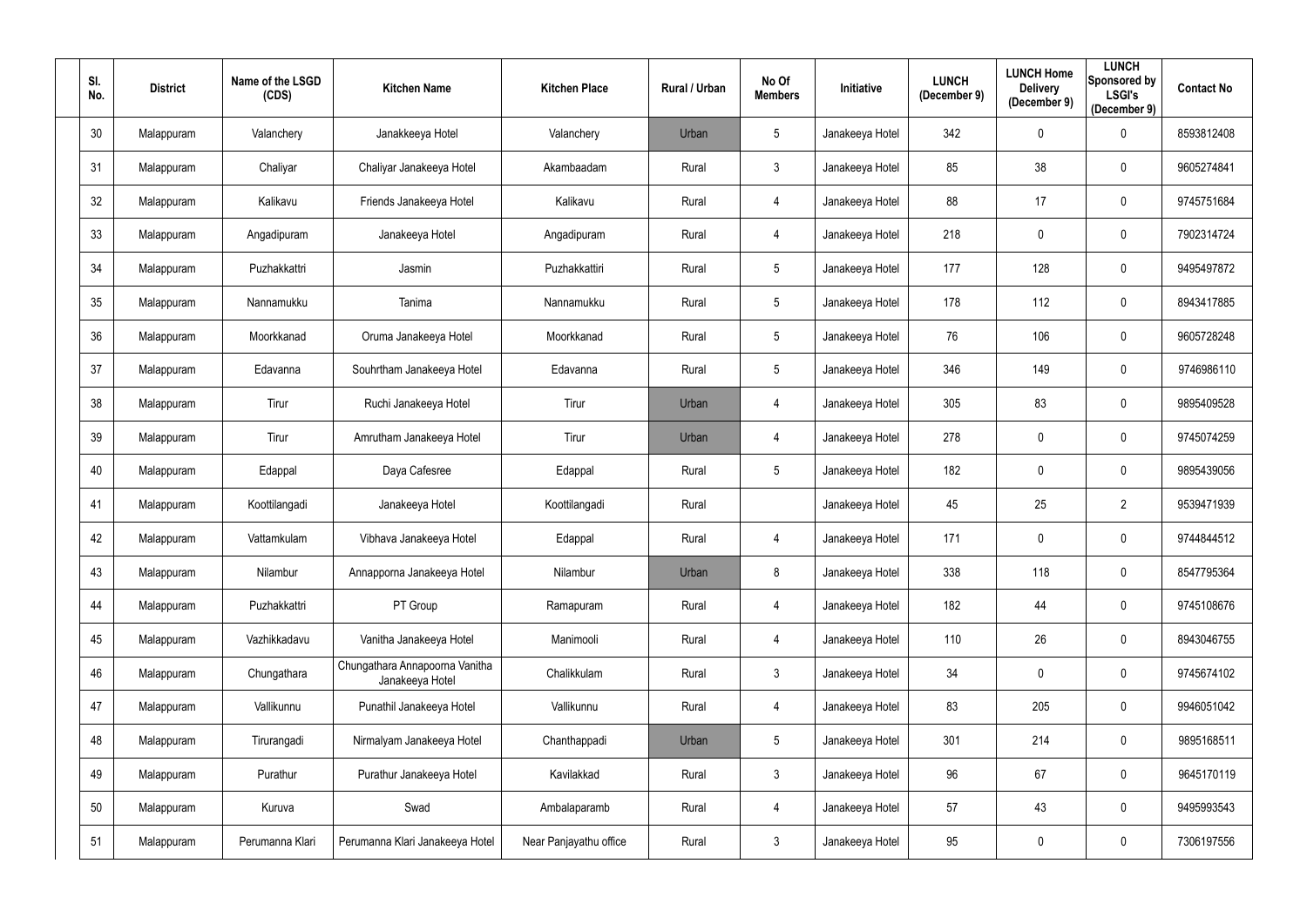| Sl. No. | District | Name of the LSGD (CDS) | Kitchen Name | Kitchen Place | Rural / Urban | No Of Members | Initiative | LUNCH (December 9) | LUNCH Home Delivery (December 9) | LUNCH Sponsored by LSGI's (December 9) | Contact No |
|---|---|---|---|---|---|---|---|---|---|---|---|
| 30 | Malappuram | Valanchery | Janakkeeya Hotel | Valanchery | Urban | 5 | Janakeeya Hotel | 342 | 0 | 0 | 8593812408 |
| 31 | Malappuram | Chaliyar | Chaliyar Janakeeya Hotel | Akambaadam | Rural | 3 | Janakeeya Hotel | 85 | 38 | 0 | 9605274841 |
| 32 | Malappuram | Kalikavu | Friends Janakeeya Hotel | Kalikavu | Rural | 4 | Janakeeya Hotel | 88 | 17 | 0 | 9745751684 |
| 33 | Malappuram | Angadipuram | Janakeeya Hotel | Angadipuram | Rural | 4 | Janakeeya Hotel | 218 | 0 | 0 | 7902314724 |
| 34 | Malappuram | Puzhakkattri | Jasmin | Puzhakkattiri | Rural | 5 | Janakeeya Hotel | 177 | 128 | 0 | 9495497872 |
| 35 | Malappuram | Nannamukku | Tanima | Nannamukku | Rural | 5 | Janakeeya Hotel | 178 | 112 | 0 | 8943417885 |
| 36 | Malappuram | Moorkkanad | Oruma Janakeeya Hotel | Moorkkanad | Rural | 5 | Janakeeya Hotel | 76 | 106 | 0 | 9605728248 |
| 37 | Malappuram | Edavanna | Souhrtham Janakeeya Hotel | Edavanna | Rural | 5 | Janakeeya Hotel | 346 | 149 | 0 | 9746986110 |
| 38 | Malappuram | Tirur | Ruchi Janakeeya Hotel | Tirur | Urban | 4 | Janakeeya Hotel | 305 | 83 | 0 | 9895409528 |
| 39 | Malappuram | Tirur | Amrutham Janakeeya Hotel | Tirur | Urban | 4 | Janakeeya Hotel | 278 | 0 | 0 | 9745074259 |
| 40 | Malappuram | Edappal | Daya Cafesree | Edappal | Rural | 5 | Janakeeya Hotel | 182 | 0 | 0 | 9895439056 |
| 41 | Malappuram | Koottilangadi | Janakeeya Hotel | Koottilangadi | Rural | | Janakeeya Hotel | 45 | 25 | 2 | 9539471939 |
| 42 | Malappuram | Vattamkulam | Vibhava Janakeeya Hotel | Edappal | Rural | 4 | Janakeeya Hotel | 171 | 0 | 0 | 9744844512 |
| 43 | Malappuram | Nilambur | Annapporna Janakeeya Hotel | Nilambur | Urban | 8 | Janakeeya Hotel | 338 | 118 | 0 | 8547795364 |
| 44 | Malappuram | Puzhakkattri | PT Group | Ramapuram | Rural | 4 | Janakeeya Hotel | 182 | 44 | 0 | 9745108676 |
| 45 | Malappuram | Vazhikkadavu | Vanitha Janakeeya Hotel | Manimooli | Rural | 4 | Janakeeya Hotel | 110 | 26 | 0 | 8943046755 |
| 46 | Malappuram | Chungathara | Chungathara Annapoorna Vanitha Janakeeya Hotel | Chalikkulam | Rural | 3 | Janakeeya Hotel | 34 | 0 | 0 | 9745674102 |
| 47 | Malappuram | Vallikunnu | Punathil Janakeeya Hotel | Vallikunnu | Rural | 4 | Janakeeya Hotel | 83 | 205 | 0 | 9946051042 |
| 48 | Malappuram | Tirurangadi | Nirmalyam Janakeeya Hotel | Chanthappadi | Urban | 5 | Janakeeya Hotel | 301 | 214 | 0 | 9895168511 |
| 49 | Malappuram | Purathur | Purathur Janakeeya Hotel | Kavilakkad | Rural | 3 | Janakeeya Hotel | 96 | 67 | 0 | 9645170119 |
| 50 | Malappuram | Kuruva | Swad | Ambalaparamb | Rural | 4 | Janakeeya Hotel | 57 | 43 | 0 | 9495993543 |
| 51 | Malappuram | Perumanna Klari | Perumanna Klari Janakeeya Hotel | Near Panjayathu office | Rural | 3 | Janakeeya Hotel | 95 | 0 | 0 | 7306197556 |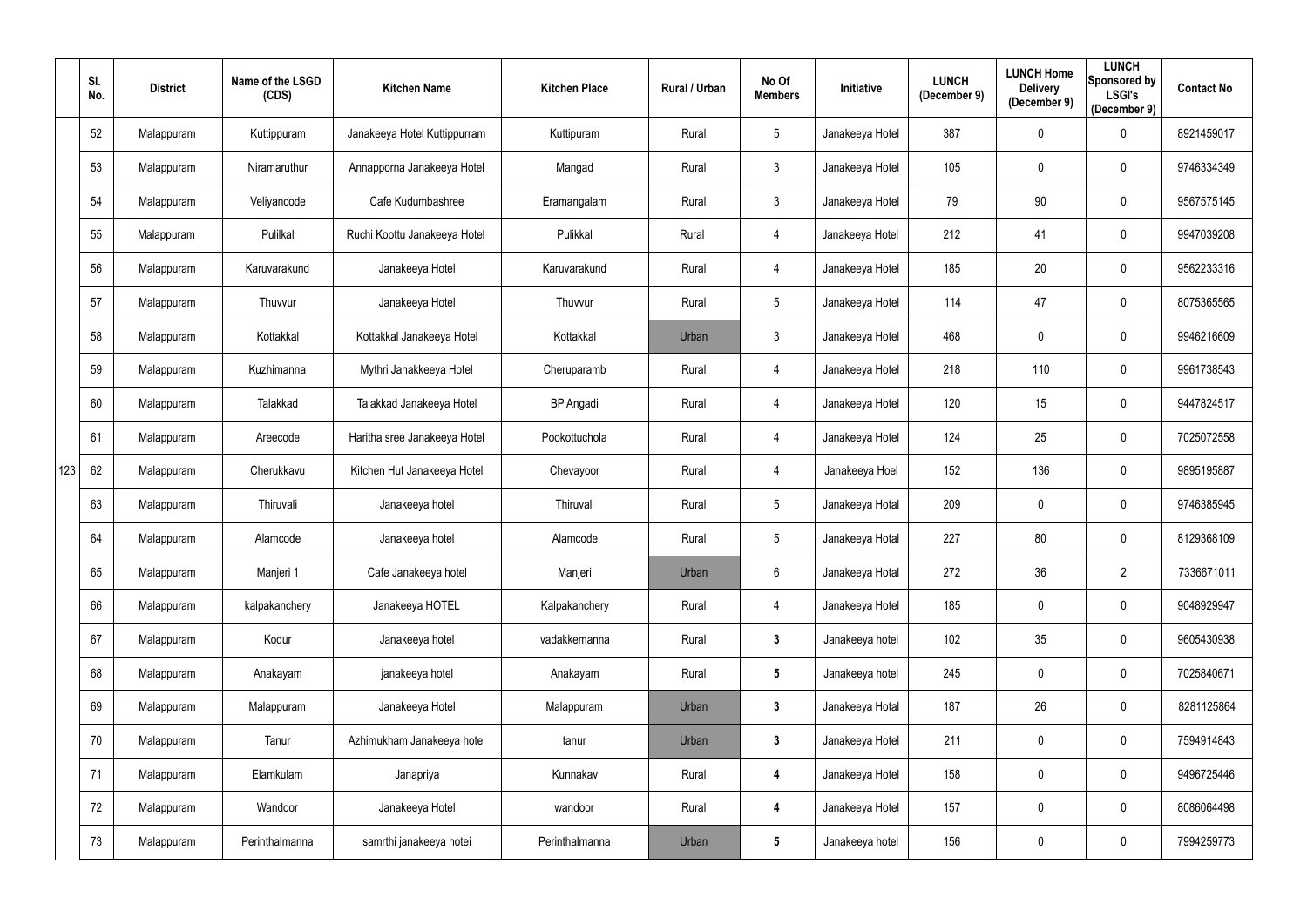| | Sl. No. | District | Name of the LSGD (CDS) | Kitchen Name | Kitchen Place | Rural / Urban | No Of Members | Initiative | LUNCH (December 9) | LUNCH Home Delivery (December 9) | LUNCH Sponsored by LSGI's (December 9) | Contact No |
|---|---|---|---|---|---|---|---|---|---|---|---|---|
| | 52 | Malappuram | Kuttippuram | Janakeeya Hotel Kuttippurram | Kuttipuram | Rural | 5 | Janakeeya Hotel | 387 | 0 | 0 | 8921459017 |
| | 53 | Malappuram | Niramaruthur | Annapporna Janakeeya Hotel | Mangad | Rural | 3 | Janakeeya Hotel | 105 | 0 | 0 | 9746334349 |
| | 54 | Malappuram | Veliyancode | Cafe Kudumbashree | Eramangalam | Rural | 3 | Janakeeya Hotel | 79 | 90 | 0 | 9567575145 |
| | 55 | Malappuram | Pulilkal | Ruchi Koottu Janakeeya Hotel | Pulikkal | Rural | 4 | Janakeeya Hotel | 212 | 41 | 0 | 9947039208 |
| | 56 | Malappuram | Karuvarakund | Janakeeya Hotel | Karuvarakund | Rural | 4 | Janakeeya Hotel | 185 | 20 | 0 | 9562233316 |
| | 57 | Malappuram | Thuvvur | Janakeeya Hotel | Thuvvur | Rural | 5 | Janakeeya Hotel | 114 | 47 | 0 | 8075365565 |
| | 58 | Malappuram | Kottakkal | Kottakkal Janakeeya Hotel | Kottakkal | Urban | 3 | Janakeeya Hotel | 468 | 0 | 0 | 9946216609 |
| | 59 | Malappuram | Kuzhimanna | Mythri Janakkeeya Hotel | Cheruparamb | Rural | 4 | Janakeeya Hotel | 218 | 110 | 0 | 9961738543 |
| | 60 | Malappuram | Talakkad | Talakkad Janakeeya Hotel | BP Angadi | Rural | 4 | Janakeeya Hotel | 120 | 15 | 0 | 9447824517 |
| | 61 | Malappuram | Areecode | Haritha sree Janakeeya Hotel | Pookottuchola | Rural | 4 | Janakeeya Hotel | 124 | 25 | 0 | 7025072558 |
| 123 | 62 | Malappuram | Cherukkavu | Kitchen Hut Janakeeya Hotel | Chevayoor | Rural | 4 | Janakeeya Hoel | 152 | 136 | 0 | 9895195887 |
| | 63 | Malappuram | Thiruvali | Janakeeya hotel | Thiruvali | Rural | 5 | Janakeeya Hotal | 209 | 0 | 0 | 9746385945 |
| | 64 | Malappuram | Alamcode | Janakeeya hotel | Alamcode | Rural | 5 | Janakeeya Hotal | 227 | 80 | 0 | 8129368109 |
| | 65 | Malappuram | Manjeri 1 | Cafe Janakeeya hotel | Manjeri | Urban | 6 | Janakeeya Hotal | 272 | 36 | 2 | 7336671011 |
| | 66 | Malappuram | kalpakanchery | Janakeeya HOTEL | Kalpakanchery | Rural | 4 | Janakeeya Hotel | 185 | 0 | 0 | 9048929947 |
| | 67 | Malappuram | Kodur | Janakeeya hotel | vadakkemanna | Rural | **3** | Janakeeya hotel | 102 | 35 | 0 | 9605430938 |
| | 68 | Malappuram | Anakayam | janakeeya hotel | Anakayam | Rural | **5** | Janakeeya hotel | 245 | 0 | 0 | 7025840671 |
| | 69 | Malappuram | Malappuram | Janakeeya Hotel | Malappuram | Urban | **3** | Janakeeya Hotal | 187 | 26 | 0 | 8281125864 |
| | 70 | Malappuram | Tanur | Azhimukham Janakeeya hotel | tanur | Urban | **3** | Janakeeya Hotel | 211 | 0 | 0 | 7594914843 |
| | 71 | Malappuram | Elamkulam | Janapriya | Kunnakav | Rural | **4** | Janakeeya Hotel | 158 | 0 | 0 | 9496725446 |
| | 72 | Malappuram | Wandoor | Janakeeya Hotel | wandoor | Rural | **4** | Janakeeya Hotel | 157 | 0 | 0 | 8086064498 |
| | 73 | Malappuram | Perinthalmanna | samrthi janakeeya hotei | Perinthalmanna | Urban | **5** | Janakeeya hotel | 156 | 0 | 0 | 7994259773 |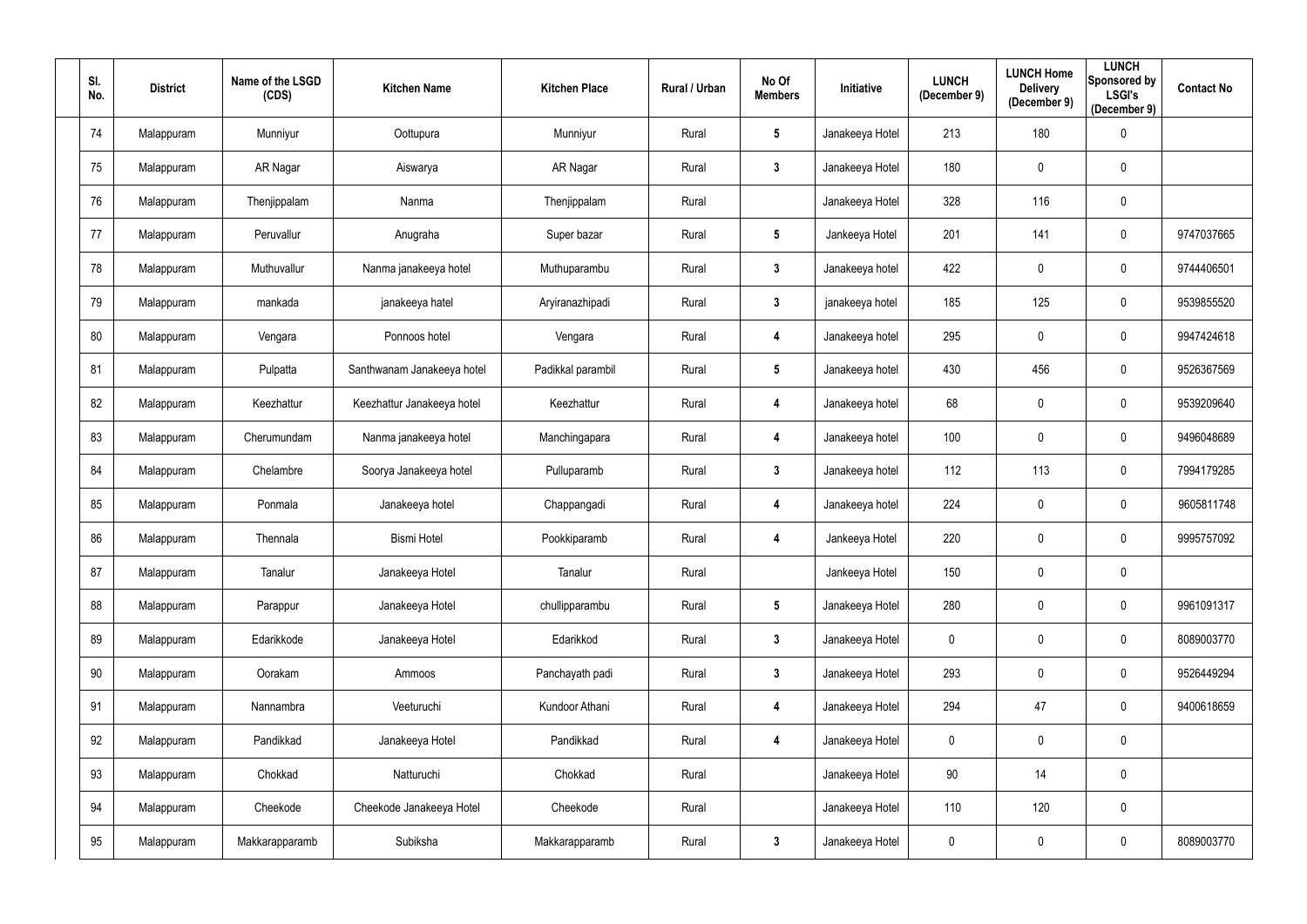| Sl. No. | District | Name of the LSGD (CDS) | Kitchen Name | Kitchen Place | Rural / Urban | No Of Members | Initiative | LUNCH (December 9) | LUNCH Home Delivery (December 9) | LUNCH Sponsored by LSGI's (December 9) | Contact No |
|---|---|---|---|---|---|---|---|---|---|---|---|
| 74 | Malappuram | Munniyur | Oottupura | Munniyur | Rural | 5 | Janakeeya Hotel | 213 | 180 | 0 | |
| 75 | Malappuram | AR Nagar | Aiswarya | AR Nagar | Rural | 3 | Janakeeya Hotel | 180 | 0 | 0 | |
| 76 | Malappuram | Thenjippalam | Nanma | Thenjippalam | Rural | | Janakeeya Hotel | 328 | 116 | 0 | |
| 77 | Malappuram | Peruvallur | Anugraha | Super bazar | Rural | 5 | Jankeeya Hotel | 201 | 141 | 0 | 9747037665 |
| 78 | Malappuram | Muthuvallur | Nanma janakeeya hotel | Muthuparambu | Rural | 3 | Janakeeya hotel | 422 | 0 | 0 | 9744406501 |
| 79 | Malappuram | mankada | janakeeya hatel | Aryiranazhipadi | Rural | 3 | janakeeya hotel | 185 | 125 | 0 | 9539855520 |
| 80 | Malappuram | Vengara | Ponnoos hotel | Vengara | Rural | 4 | Janakeeya hotel | 295 | 0 | 0 | 9947424618 |
| 81 | Malappuram | Pulpatta | Santhwanam Janakeeya hotel | Padikkal parambil | Rural | 5 | Janakeeya hotel | 430 | 456 | 0 | 9526367569 |
| 82 | Malappuram | Keezhattur | Keezhattur Janakeeya hotel | Keezhattur | Rural | 4 | Janakeeya hotel | 68 | 0 | 0 | 9539209640 |
| 83 | Malappuram | Cherumundam | Nanma janakeeya hotel | Manchingapara | Rural | 4 | Janakeeya hotel | 100 | 0 | 0 | 9496048689 |
| 84 | Malappuram | Chelambre | Soorya Janakeeya hotel | Pulluparamb | Rural | 3 | Janakeeya hotel | 112 | 113 | 0 | 7994179285 |
| 85 | Malappuram | Ponmala | Janakeeya hotel | Chappangadi | Rural | 4 | Janakeeya hotel | 224 | 0 | 0 | 9605811748 |
| 86 | Malappuram | Thennala | Bismi Hotel | Pookkiparamb | Rural | 4 | Jankeeya Hotel | 220 | 0 | 0 | 9995757092 |
| 87 | Malappuram | Tanalur | Janakeeya Hotel | Tanalur | Rural | | Jankeeya Hotel | 150 | 0 | 0 | |
| 88 | Malappuram | Parappur | Janakeeya Hotel | chullipparambu | Rural | 5 | Janakeeya Hotel | 280 | 0 | 0 | 9961091317 |
| 89 | Malappuram | Edarikkode | Janakeeya Hotel | Edarikkod | Rural | 3 | Janakeeya Hotel | 0 | 0 | 0 | 8089003770 |
| 90 | Malappuram | Oorakam | Ammoos | Panchayath padi | Rural | 3 | Janakeeya Hotel | 293 | 0 | 0 | 9526449294 |
| 91 | Malappuram | Nannambra | Veeturuchi | Kundoor Athani | Rural | 4 | Janakeeya Hotel | 294 | 47 | 0 | 9400618659 |
| 92 | Malappuram | Pandikkad | Janakeeya Hotel | Pandikkad | Rural | 4 | Janakeeya Hotel | 0 | 0 | 0 | |
| 93 | Malappuram | Chokkad | Natturuchi | Chokkad | Rural | | Janakeeya Hotel | 90 | 14 | 0 | |
| 94 | Malappuram | Cheekode | Cheekode Janakeeya Hotel | Cheekode | Rural | | Janakeeya Hotel | 110 | 120 | 0 | |
| 95 | Malappuram | Makkarapparamb | Subiksha | Makkarapparamb | Rural | 3 | Janakeeya Hotel | 0 | 0 | 0 | 8089003770 |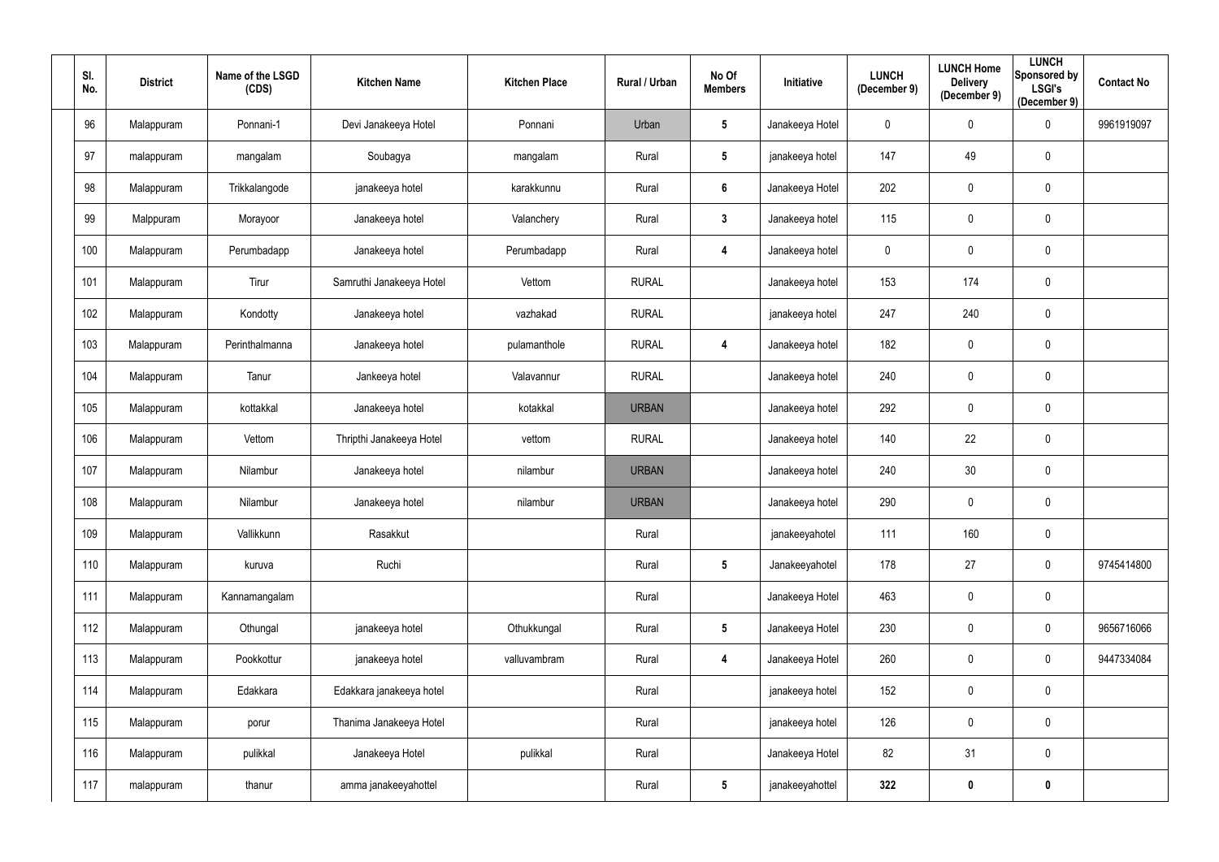| Sl. No. | District | Name of the LSGD (CDS) | Kitchen Name | Kitchen Place | Rural / Urban | No Of Members | Initiative | LUNCH (December 9) | LUNCH Home Delivery (December 9) | LUNCH Sponsored by LSGI's (December 9) | Contact No |
|---|---|---|---|---|---|---|---|---|---|---|---|
| 96 | Malappuram | Ponnani-1 | Devi Janakeeya Hotel | Ponnani | Urban | 5 | Janakeeya Hotel | 0 | 0 | 0 | 9961919097 |
| 97 | malappuram | mangalam | Soubagya | mangalam | Rural | 5 | janakeeya hotel | 147 | 49 | 0 | |
| 98 | Malappuram | Trikkalangode | janakeeya hotel | karakkunnu | Rural | 6 | Janakeeya Hotel | 202 | 0 | 0 | |
| 99 | Malppuram | Morayoor | Janakeeya hotel | Valanchery | Rural | 3 | Janakeeya hotel | 115 | 0 | 0 | |
| 100 | Malappuram | Perumbadapp | Janakeeya hotel | Perumbadapp | Rural | 4 | Janakeeya hotel | 0 | 0 | 0 | |
| 101 | Malappuram | Tirur | Samruthi Janakeeya Hotel | Vettom | RURAL | | Janakeeya hotel | 153 | 174 | 0 | |
| 102 | Malappuram | Kondotty | Janakeeya hotel | vazhakad | RURAL | | janakeeya hotel | 247 | 240 | 0 | |
| 103 | Malappuram | Perinthalmanna | Janakeeya hotel | pulamanthole | RURAL | 4 | Janakeeya hotel | 182 | 0 | 0 | |
| 104 | Malappuram | Tanur | Jankeeya hotel | Valavannur | RURAL | | Janakeeya hotel | 240 | 0 | 0 | |
| 105 | Malappuram | kottakkal | Janakeeya hotel | kotakkal | URBAN | | Janakeeya hotel | 292 | 0 | 0 | |
| 106 | Malappuram | Vettom | Thripthi Janakeeya Hotel | vettom | RURAL | | Janakeeya hotel | 140 | 22 | 0 | |
| 107 | Malappuram | Nilambur | Janakeeya hotel | nilambur | URBAN | | Janakeeya hotel | 240 | 30 | 0 | |
| 108 | Malappuram | Nilambur | Janakeeya hotel | nilambur | URBAN | | Janakeeya hotel | 290 | 0 | 0 | |
| 109 | Malappuram | Vallikkunn | Rasakkut | | Rural | | janakeeyahotel | 111 | 160 | 0 | |
| 110 | Malappuram | kuruva | Ruchi | | Rural | 5 | Janakeeyahotel | 178 | 27 | 0 | 9745414800 |
| 111 | Malappuram | Kannamangalam | | | Rural | | Janakeeya Hotel | 463 | 0 | 0 | |
| 112 | Malappuram | Othungal | janakeeya hotel | Othukkungal | Rural | 5 | Janakeeya Hotel | 230 | 0 | 0 | 9656716066 |
| 113 | Malappuram | Pookkottur | janakeeya hotel | valluvambram | Rural | 4 | Janakeeya Hotel | 260 | 0 | 0 | 9447334084 |
| 114 | Malappuram | Edakkara | Edakkara janakeeya hotel | | Rural | | janakeeya hotel | 152 | 0 | 0 | |
| 115 | Malappuram | porur | Thanima Janakeeya Hotel | | Rural | | janakeeya hotel | 126 | 0 | 0 | |
| 116 | Malappuram | pulikkal | Janakeeya Hotel | pulikkal | Rural | | Janakeeya Hotel | 82 | 31 | 0 | |
| 117 | malappuram | thanur | amma janakeeyahottel | | Rural | 5 | janakeeyahottel | **322** | **0** | **0** | |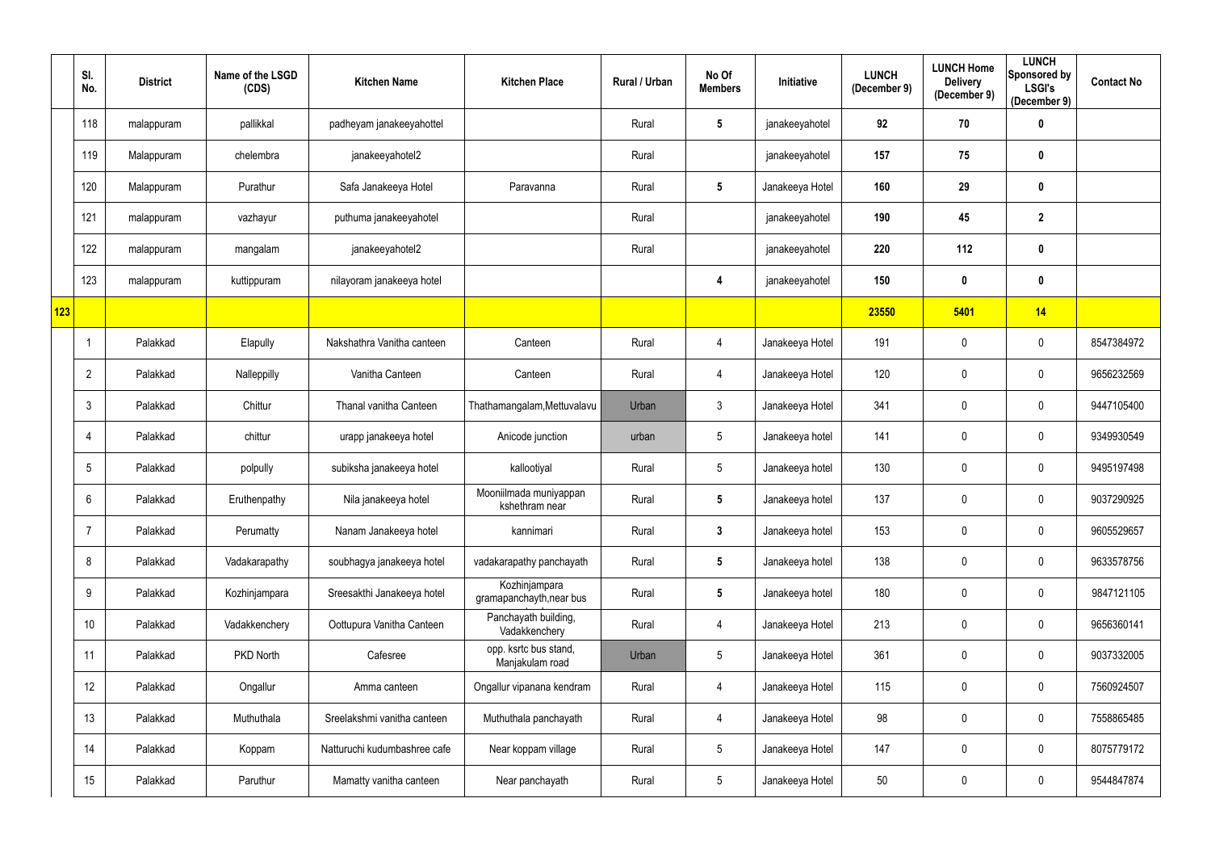|  | Sl. No. | District | Name of the LSGD (CDS) | Kitchen Name | Kitchen Place | Rural / Urban | No Of Members | Initiative | LUNCH (December 9) | LUNCH Home Delivery (December 9) | LUNCH Sponsored by LSGI's (December 9) | Contact No |
|---|---|---|---|---|---|---|---|---|---|---|---|---|
|  | 118 | malappuram | pallikkal | padheyam janakeeyahottel |  | Rural | 5 | janakeeyahotel | 92 | 70 | 0 |  |
|  | 119 | Malappuram | chelembra | janakeeyahotel2 |  | Rural |  | janakeeyahotel | 157 | 75 | 0 |  |
|  | 120 | Malappuram | Purathur | Safa Janakeeya Hotel | Paravanna | Rural | 5 | Janakeeya Hotel | 160 | 29 | 0 |  |
|  | 121 | malappuram | vazhayur | puthuma janakeeyahotel |  | Rural |  | janakeeyahotel | 190 | 45 | 2 |  |
|  | 122 | malappuram | mangalam | janakeeyahotel2 |  | Rural |  | janakeeyahotel | 220 | 112 | 0 |  |
|  | 123 | malappuram | kuttippuram | nilayoram janakeeya hotel |  |  | 4 | janakeeyahotel | 150 | 0 | 0 |  |
| 123 |  |  |  |  |  |  |  |  | 23550 | 5401 | 14 |  |
|  | 1 | Palakkad | Elapully | Nakshathra Vanitha canteen | Canteen | Rural | 4 | Janakeeya Hotel | 191 | 0 | 0 | 8547384972 |
|  | 2 | Palakkad | Nalleppilly | Vanitha Canteen | Canteen | Rural | 4 | Janakeeya Hotel | 120 | 0 | 0 | 9656232569 |
|  | 3 | Palakkad | Chittur | Thanal vanitha Canteen | Thathamangalam,Mettuvalavu | Urban | 3 | Janakeeya Hotel | 341 | 0 | 0 | 9447105400 |
|  | 4 | Palakkad | chittur | urapp janakeeya hotel | Anicode junction | urban | 5 | Janakeeya hotel | 141 | 0 | 0 | 9349930549 |
|  | 5 | Palakkad | polpully | subiksha janakeeya hotel | kallootiyal | Rural | 5 | Janakeeya hotel | 130 | 0 | 0 | 9495197498 |
|  | 6 | Palakkad | Eruthenpathy | Nila janakeeya hotel | Mooniilmada muniyappan kshethram near | Rural | 5 | Janakeeya hotel | 137 | 0 | 0 | 9037290925 |
|  | 7 | Palakkad | Perumatty | Nanam Janakeeya hotel | kannimari | Rural | 3 | Janakeeya hotel | 153 | 0 | 0 | 9605529657 |
|  | 8 | Palakkad | Vadakarapathy | soubhagya janakeeya hotel | vadakarapathy panchayath | Rural | 5 | Janakeeya hotel | 138 | 0 | 0 | 9633578756 |
|  | 9 | Palakkad | Kozhinjampara | Sreesakthi Janakeeya hotel | Kozhinjampara gramapanchayth,near bus | Rural | 5 | Janakeeya hotel | 180 | 0 | 0 | 9847121105 |
|  | 10 | Palakkad | Vadakkenchery | Oottupura Vanitha Canteen | Panchayath building, Vadakkenchery | Rural | 4 | Janakeeya Hotel | 213 | 0 | 0 | 9656360141 |
|  | 11 | Palakkad | PKD North | Cafesree | opp. ksrtc bus stand, Manjakulam road | Urban | 5 | Janakeeya Hotel | 361 | 0 | 0 | 9037332005 |
|  | 12 | Palakkad | Ongallur | Amma canteen | Ongallur vipanana kendram | Rural | 4 | Janakeeya Hotel | 115 | 0 | 0 | 7560924507 |
|  | 13 | Palakkad | Muthuthala | Sreelakshmi vanitha canteen | Muthuthala panchayath | Rural | 4 | Janakeeya Hotel | 98 | 0 | 0 | 7558865485 |
|  | 14 | Palakkad | Koppam | Natturuchi kudumbashree cafe | Near koppam village | Rural | 5 | Janakeeya Hotel | 147 | 0 | 0 | 8075779172 |
|  | 15 | Palakkad | Paruthur | Mamatty vanitha canteen | Near panchayath | Rural | 5 | Janakeeya Hotel | 50 | 0 | 0 | 9544847874 |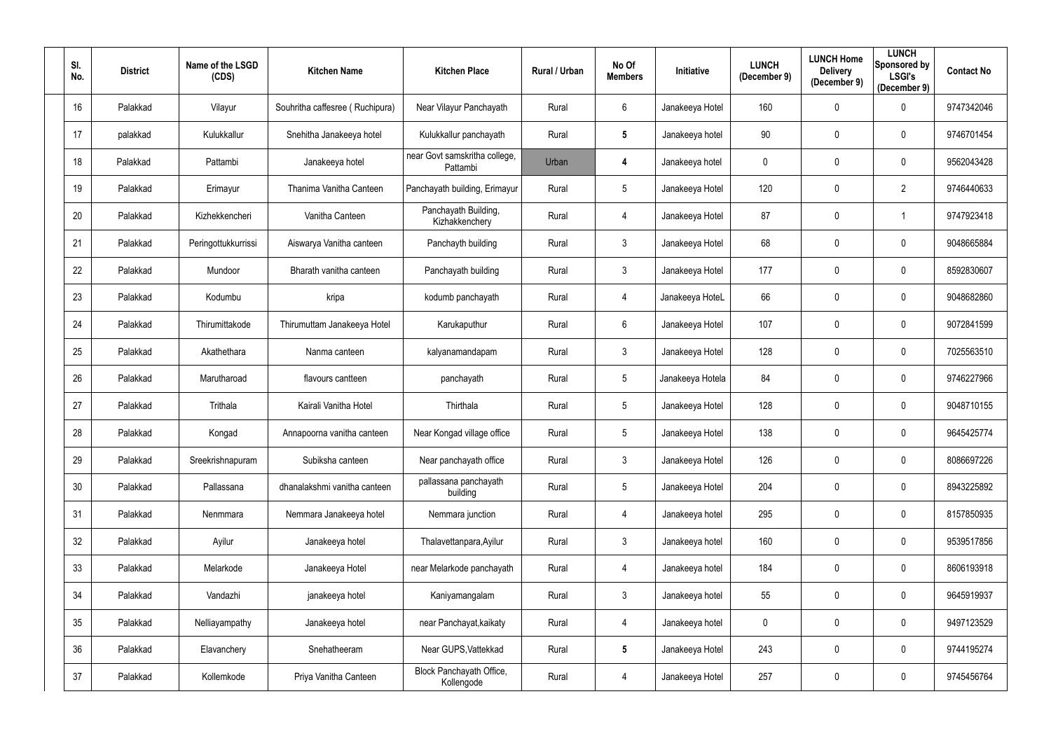| Sl. No. | District | Name of the LSGD (CDS) | Kitchen Name | Kitchen Place | Rural / Urban | No Of Members | Initiative | LUNCH (December 9) | LUNCH Home Delivery (December 9) | LUNCH Sponsored by LSGI's (December 9) | Contact No |
|---|---|---|---|---|---|---|---|---|---|---|---|
| 16 | Palakkad | Vilayur | Souhritha caffesree ( Ruchipura) | Near Vilayur Panchayath | Rural | 6 | Janakeeya Hotel | 160 | 0 | 0 | 9747342046 |
| 17 | palakkad | Kulukkallur | Snehitha Janakeeya hotel | Kulukkallur panchayath | Rural | 5 | Janakeeya hotel | 90 | 0 | 0 | 9746701454 |
| 18 | Palakkad | Pattambi | Janakeeya hotel | near Govt samskritha college, Pattambi | Urban | 4 | Janakeeya hotel | 0 | 0 | 0 | 9562043428 |
| 19 | Palakkad | Erimayur | Thanima Vanitha Canteen | Panchayath building, Erimayur | Rural | 5 | Janakeeya Hotel | 120 | 0 | 2 | 9746440633 |
| 20 | Palakkad | Kizhekkencheri | Vanitha Canteen | Panchayath Building, Kizhakkenchery | Rural | 4 | Janakeeya Hotel | 87 | 0 | 1 | 9747923418 |
| 21 | Palakkad | Peringottukkurrissi | Aiswarya Vanitha canteen | Panchayth building | Rural | 3 | Janakeeya Hotel | 68 | 0 | 0 | 9048665884 |
| 22 | Palakkad | Mundoor | Bharath vanitha canteen | Panchayath building | Rural | 3 | Janakeeya Hotel | 177 | 0 | 0 | 8592830607 |
| 23 | Palakkad | Kodumbu | kripa | kodumb panchayath | Rural | 4 | Janakeeya HoteL | 66 | 0 | 0 | 9048682860 |
| 24 | Palakkad | Thirumittakode | Thirumuttam Janakeeya Hotel | Karukaputhur | Rural | 6 | Janakeeya Hotel | 107 | 0 | 0 | 9072841599 |
| 25 | Palakkad | Akathethara | Nanma canteen | kalyanamandapam | Rural | 3 | Janakeeya Hotel | 128 | 0 | 0 | 7025563510 |
| 26 | Palakkad | Marutharoad | flavours cantteen | panchayath | Rural | 5 | Janakeeya Hotela | 84 | 0 | 0 | 9746227966 |
| 27 | Palakkad | Trithala | Kairali Vanitha Hotel | Thirthala | Rural | 5 | Janakeeya Hotel | 128 | 0 | 0 | 9048710155 |
| 28 | Palakkad | Kongad | Annapoorna vanitha canteen | Near Kongad village office | Rural | 5 | Janakeeya Hotel | 138 | 0 | 0 | 9645425774 |
| 29 | Palakkad | Sreekrishnapuram | Subiksha canteen | Near panchayath office | Rural | 3 | Janakeeya Hotel | 126 | 0 | 0 | 8086697226 |
| 30 | Palakkad | Pallassana | dhanalakshmi vanitha canteen | pallassana panchayath building | Rural | 5 | Janakeeya Hotel | 204 | 0 | 0 | 8943225892 |
| 31 | Palakkad | Nenmmara | Nemmara Janakeeya hotel | Nemmara junction | Rural | 4 | Janakeeya hotel | 295 | 0 | 0 | 8157850935 |
| 32 | Palakkad | Ayilur | Janakeeya hotel | Thalavettanpara,Ayilur | Rural | 3 | Janakeeya hotel | 160 | 0 | 0 | 9539517856 |
| 33 | Palakkad | Melarkode | Janakeeya Hotel | near Melarkode panchayath | Rural | 4 | Janakeeya hotel | 184 | 0 | 0 | 8606193918 |
| 34 | Palakkad | Vandazhi | janakeeya hotel | Kaniyamangalam | Rural | 3 | Janakeeya hotel | 55 | 0 | 0 | 9645919937 |
| 35 | Palakkad | Nelliayampathy | Janakeeya hotel | near Panchayat,kaikaty | Rural | 4 | Janakeeya hotel | 0 | 0 | 0 | 9497123529 |
| 36 | Palakkad | Elavanchery | Snehatheeram | Near GUPS,Vattekkad | Rural | 5 | Janakeeya Hotel | 243 | 0 | 0 | 9744195274 |
| 37 | Palakkad | Kollemkode | Priya Vanitha Canteen | Block Panchayath Office, Kollengode | Rural | 4 | Janakeeya Hotel | 257 | 0 | 0 | 9745456764 |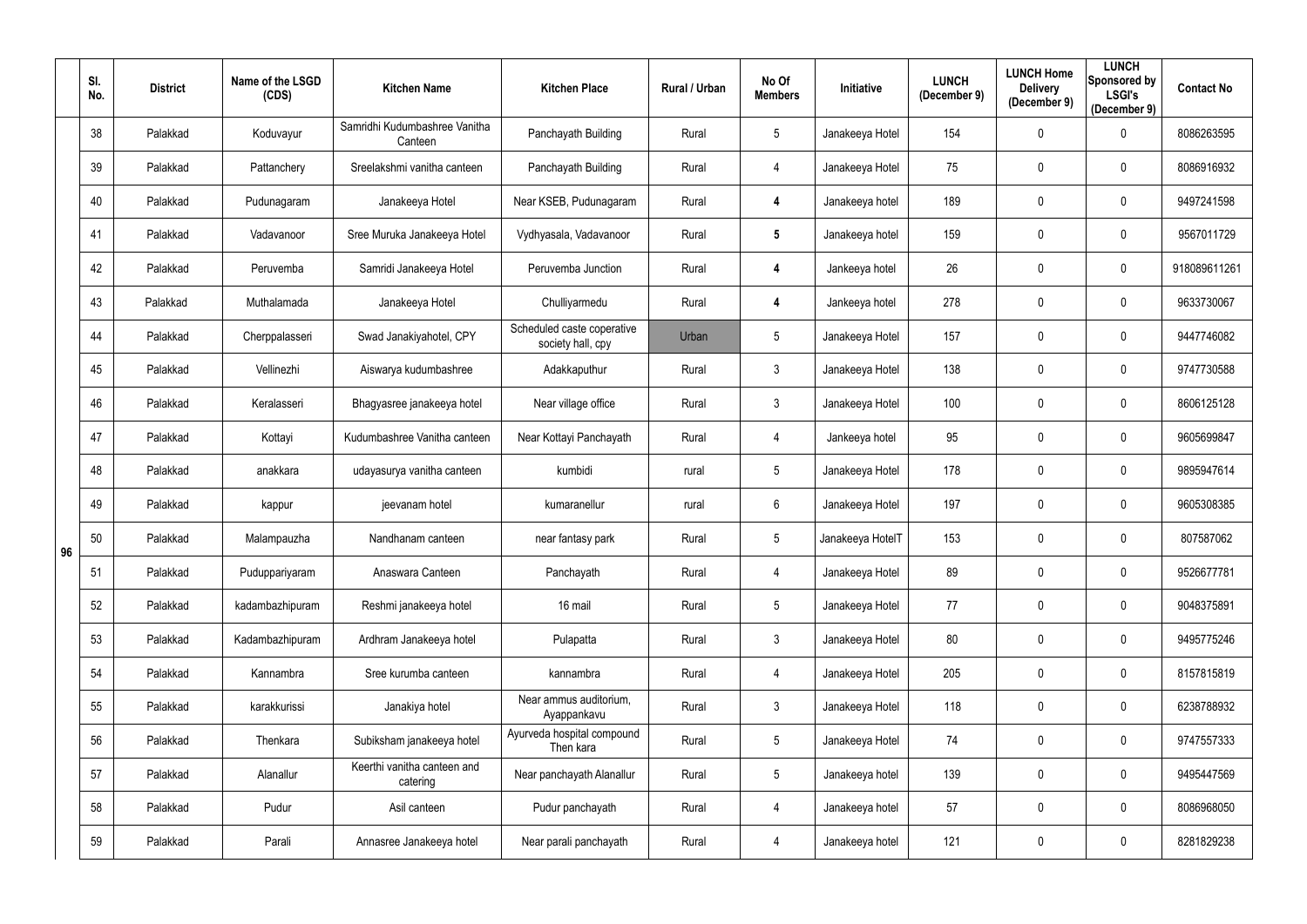| | Sl. No. | District | Name of the LSGD (CDS) | Kitchen Name | Kitchen Place | Rural / Urban | No Of Members | Initiative | LUNCH (December 9) | LUNCH Home Delivery (December 9) | LUNCH Sponsored by LSGI's (December 9) | Contact No |
|---|---|---|---|---|---|---|---|---|---|---|---|---|
| 96 | 38 | Palakkad | Koduvayur | Samridhi Kudumbashree Vanitha Canteen | Panchayath Building | Rural | 5 | Janakeeya Hotel | 154 | 0 | 0 | 8086263595 |
| | 39 | Palakkad | Pattanchery | Sreelakshmi vanitha canteen | Panchayath Building | Rural | 4 | Janakeeya Hotel | 75 | 0 | 0 | 8086916932 |
| | 40 | Palakkad | Pudunagaram | Janakeeya Hotel | Near KSEB, Pudunagaram | Rural | **4** | Janakeeya hotel | 189 | 0 | 0 | 9497241598 |
| | 41 | Palakkad | Vadavanoor | Sree Muruka Janakeeya Hotel | Vydhyasala, Vadavanoor | Rural | **5** | Janakeeya hotel | 159 | 0 | 0 | 9567011729 |
| | 42 | Palakkad | Peruvemba | Samridi Janakeeya Hotel | Peruvemba Junction | Rural | **4** | Jankeeya hotel | 26 | 0 | 0 | 918089611261 |
| | 43 | Palakkad | Muthalamada | Janakeeya Hotel | Chulliyarmedu | Rural | **4** | Jankeeya hotel | 278 | 0 | 0 | 9633730067 |
| | 44 | Palakkad | Cherppalasseri | Swad Janakiyahotel, CPY | Scheduled caste coperative society hall, cpy | Urban | 5 | Janakeeya Hotel | 157 | 0 | 0 | 9447746082 |
| | 45 | Palakkad | Vellinezhi | Aiswarya kudumbashree | Adakkaputhur | Rural | 3 | Janakeeya Hotel | 138 | 0 | 0 | 9747730588 |
| | 46 | Palakkad | Keralasseri | Bhagyasree janakeeya hotel | Near village office | Rural | 3 | Janakeeya Hotel | 100 | 0 | 0 | 8606125128 |
| | 47 | Palakkad | Kottayi | Kudumbashree Vanitha canteen | Near Kottayi Panchayath | Rural | 4 | Jankeeya hotel | 95 | 0 | 0 | 9605699847 |
| | 48 | Palakkad | anakkara | udayasurya vanitha canteen | kumbidi | rural | 5 | Janakeeya Hotel | 178 | 0 | 0 | 9895947614 |
| | 49 | Palakkad | kappur | jeevanam hotel | kumaranellur | rural | 6 | Janakeeya Hotel | 197 | 0 | 0 | 9605308385 |
| | 50 | Palakkad | Malampauzha | Nandhanam canteen | near fantasy park | Rural | 5 | Janakeeya HotelT | 153 | 0 | 0 | 807587062 |
| | 51 | Palakkad | Puduppariyaram | Anaswara Canteen | Panchayath | Rural | 4 | Janakeeya Hotel | 89 | 0 | 0 | 9526677781 |
| | 52 | Palakkad | kadambazhipuram | Reshmi janakeeya hotel | 16 mail | Rural | 5 | Janakeeya Hotel | 77 | 0 | 0 | 9048375891 |
| | 53 | Palakkad | Kadambazhipuram | Ardhram Janakeeya hotel | Pulapatta | Rural | 3 | Janakeeya Hotel | 80 | 0 | 0 | 9495775246 |
| | 54 | Palakkad | Kannambra | Sree kurumba canteen | kannambra | Rural | 4 | Janakeeya Hotel | 205 | 0 | 0 | 8157815819 |
| | 55 | Palakkad | karakkurissi | Janakiya hotel | Near ammus auditorium, Ayappankavu | Rural | 3 | Janakeeya Hotel | 118 | 0 | 0 | 6238788932 |
| | 56 | Palakkad | Thenkara | Subiksham janakeeya hotel | Ayurveda hospital compound Then kara | Rural | 5 | Janakeeya Hotel | 74 | 0 | 0 | 9747557333 |
| | 57 | Palakkad | Alanallur | Keerthi vanitha canteen and catering | Near panchayath Alanallur | Rural | 5 | Janakeeya hotel | 139 | 0 | 0 | 9495447569 |
| | 58 | Palakkad | Pudur | Asil canteen | Pudur panchayath | Rural | 4 | Janakeeya hotel | 57 | 0 | 0 | 8086968050 |
| | 59 | Palakkad | Parali | Annasree Janakeeya hotel | Near parali panchayath | Rural | 4 | Janakeeya hotel | 121 | 0 | 0 | 8281829238 |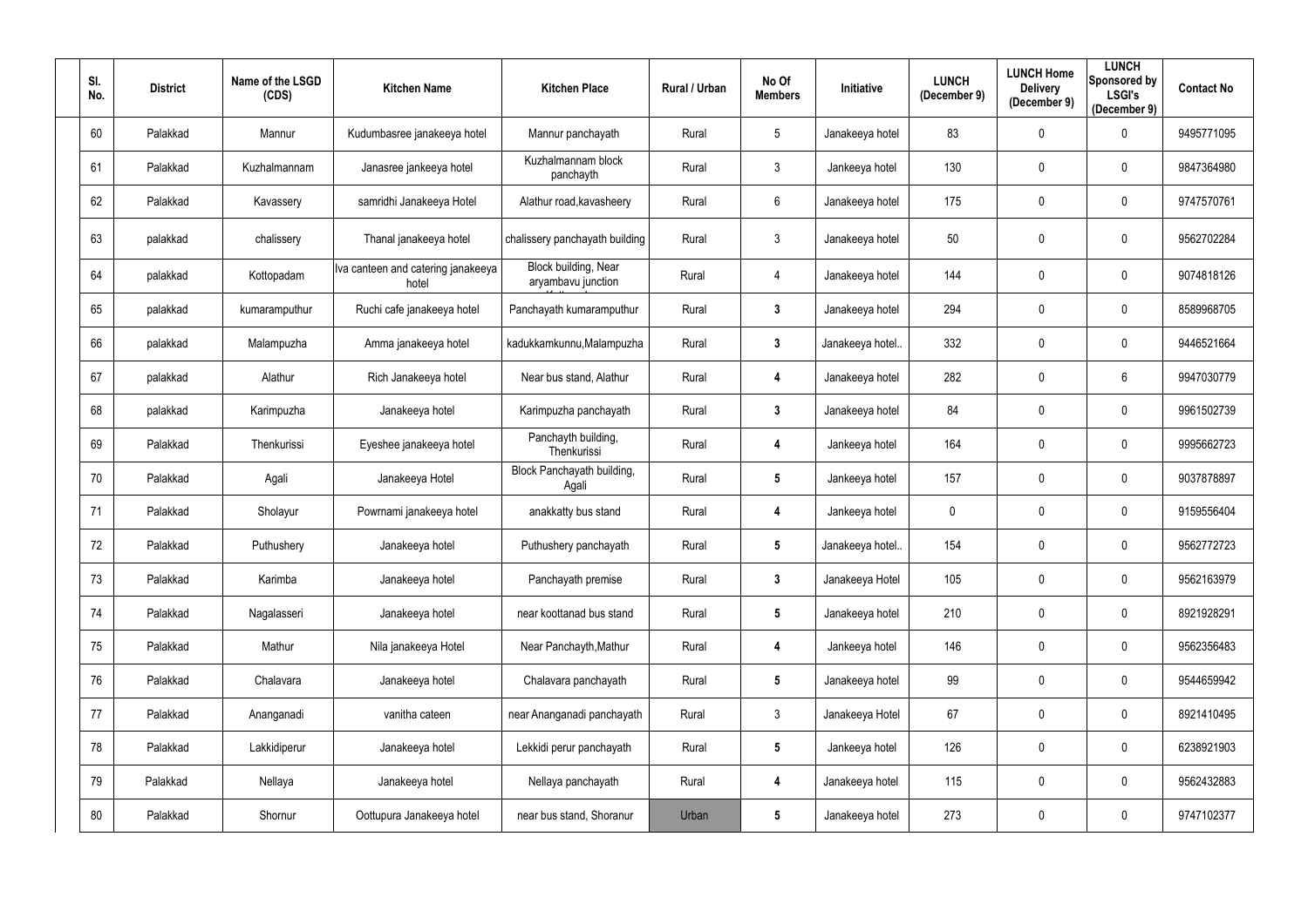| Sl. No. | District | Name of the LSGD (CDS) | Kitchen Name | Kitchen Place | Rural / Urban | No Of Members | Initiative | LUNCH (December 9) | LUNCH Home Delivery (December 9) | LUNCH Sponsored by LSGI's (December 9) | Contact No |
|---|---|---|---|---|---|---|---|---|---|---|---|
| 60 | Palakkad | Mannur | Kudumbasree janakeeya hotel | Mannur panchayath | Rural | 5 | Janakeeya hotel | 83 | 0 | 0 | 9495771095 |
| 61 | Palakkad | Kuzhalmannam | Janasree jankeeya hotel | Kuzhalmannam block panchayth | Rural | 3 | Jankeeya hotel | 130 | 0 | 0 | 9847364980 |
| 62 | Palakkad | Kavassery | samridhi Janakeeya Hotel | Alathur road,kavasheery | Rural | 6 | Janakeeya hotel | 175 | 0 | 0 | 9747570761 |
| 63 | palakkad | chalissery | Thanal janakeeya hotel | chalissery panchayath building | Rural | 3 | Janakeeya hotel | 50 | 0 | 0 | 9562702284 |
| 64 | palakkad | Kottopadam | Iva canteen and catering janakeeya hotel | Block building, Near aryambavu junction | Rural | 4 | Janakeeya hotel | 144 | 0 | 0 | 9074818126 |
| 65 | palakkad | kumaramputhur | Ruchi cafe janakeeya hotel | Panchayath kumaramputhur | Rural | 3 | Janakeeya hotel | 294 | 0 | 0 | 8589968705 |
| 66 | palakkad | Malampuzha | Amma janakeeya hotel | kadukkamkunnu,Malampuzha | Rural | 3 | Janakeeya hotel.. | 332 | 0 | 0 | 9446521664 |
| 67 | palakkad | Alathur | Rich Janakeeya hotel | Near bus stand, Alathur | Rural | 4 | Janakeeya hotel | 282 | 0 | 6 | 9947030779 |
| 68 | palakkad | Karimpuzha | Janakeeya hotel | Karimpuzha panchayath | Rural | 3 | Janakeeya hotel | 84 | 0 | 0 | 9961502739 |
| 69 | Palakkad | Thenkurissi | Eyeshee janakeeya hotel | Panchayth building, Thenkurissi | Rural | 4 | Jankeeya hotel | 164 | 0 | 0 | 9995662723 |
| 70 | Palakkad | Agali | Janakeeya Hotel | Block Panchayath building, Agali | Rural | 5 | Jankeeya hotel | 157 | 0 | 0 | 9037878897 |
| 71 | Palakkad | Sholayur | Powrnami janakeeya hotel | anakkatty bus stand | Rural | 4 | Jankeeya hotel | 0 | 0 | 0 | 9159556404 |
| 72 | Palakkad | Puthushery | Janakeeya hotel | Puthushery panchayath | Rural | 5 | Janakeeya hotel.. | 154 | 0 | 0 | 9562772723 |
| 73 | Palakkad | Karimba | Janakeeya hotel | Panchayath premise | Rural | 3 | Janakeeya Hotel | 105 | 0 | 0 | 9562163979 |
| 74 | Palakkad | Nagalasseri | Janakeeya hotel | near koottanad bus stand | Rural | 5 | Janakeeya hotel | 210 | 0 | 0 | 8921928291 |
| 75 | Palakkad | Mathur | Nila janakeeya Hotel | Near Panchayth,Mathur | Rural | 4 | Jankeeya hotel | 146 | 0 | 0 | 9562356483 |
| 76 | Palakkad | Chalavara | Janakeeya hotel | Chalavara panchayath | Rural | 5 | Janakeeya hotel | 99 | 0 | 0 | 9544659942 |
| 77 | Palakkad | Ananganadi | vanitha cateen | near Ananganadi panchayath | Rural | 3 | Janakeeya Hotel | 67 | 0 | 0 | 8921410495 |
| 78 | Palakkad | Lakkidiperur | Janakeeya hotel | Lekkidi perur panchayath | Rural | 5 | Jankeeya hotel | 126 | 0 | 0 | 6238921903 |
| 79 | Palakkad | Nellaya | Janakeeya hotel | Nellaya panchayath | Rural | 4 | Janakeeya hotel | 115 | 0 | 0 | 9562432883 |
| 80 | Palakkad | Shornur | Oottupura Janakeeya hotel | near bus stand, Shoranur | Urban | 5 | Janakeeya hotel | 273 | 0 | 0 | 9747102377 |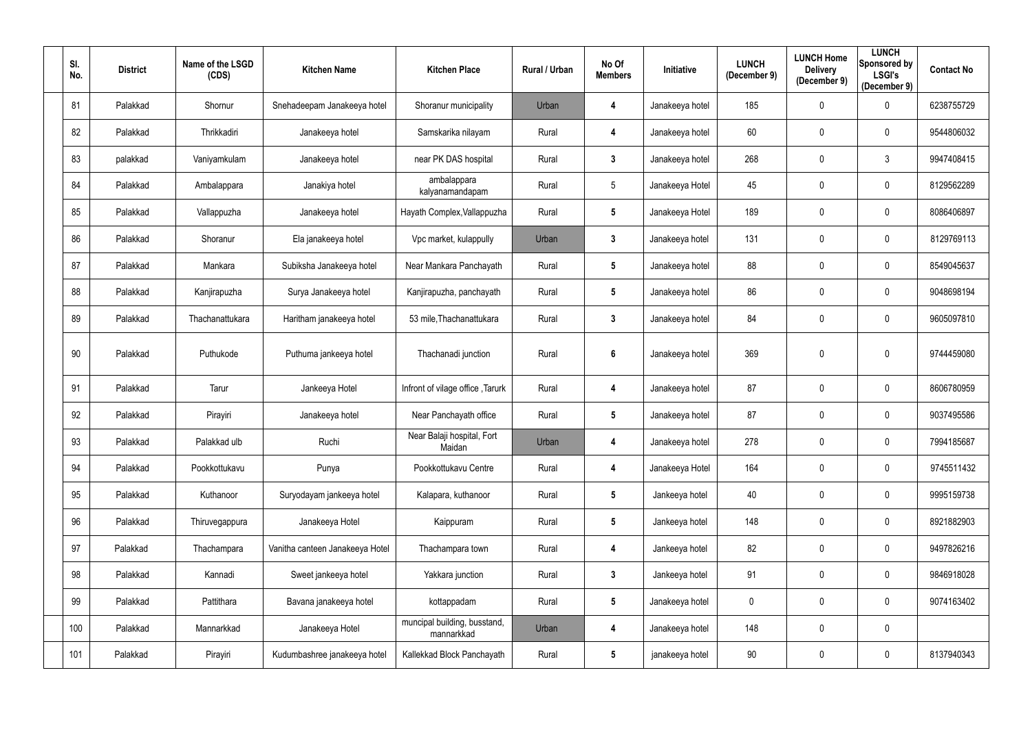| Sl. No. | District | Name of the LSGD (CDS) | Kitchen Name | Kitchen Place | Rural / Urban | No Of Members | Initiative | LUNCH (December 9) | LUNCH Home Delivery (December 9) | LUNCH Sponsored by LSGI's (December 9) | Contact No |
|---|---|---|---|---|---|---|---|---|---|---|---|
| 81 | Palakkad | Shornur | Snehadeepam Janakeeya hotel | Shoranur municipality | Urban | 4 | Janakeeya hotel | 185 | 0 | 0 | 6238755729 |
| 82 | Palakkad | Thrikkadiri | Janakeeya hotel | Samskarika nilayam | Rural | 4 | Janakeeya hotel | 60 | 0 | 0 | 9544806032 |
| 83 | palakkad | Vaniyamkulam | Janakeeya hotel | near PK DAS hospital | Rural | 3 | Janakeeya hotel | 268 | 0 | 3 | 9947408415 |
| 84 | Palakkad | Ambalappara | Janakiya hotel | ambalappara kalyanamandapam | Rural | 5 | Janakeeya Hotel | 45 | 0 | 0 | 8129562289 |
| 85 | Palakkad | Vallappuzha | Janakeeya hotel | Hayath Complex,Vallappuzha | Rural | 5 | Janakeeya Hotel | 189 | 0 | 0 | 8086406897 |
| 86 | Palakkad | Shoranur | Ela janakeeya hotel | Vpc market, kulappully | Urban | 3 | Janakeeya hotel | 131 | 0 | 0 | 8129769113 |
| 87 | Palakkad | Mankara | Subiksha Janakeeya hotel | Near Mankara Panchayath | Rural | 5 | Janakeeya hotel | 88 | 0 | 0 | 8549045637 |
| 88 | Palakkad | Kanjirapuzha | Surya Janakeeya hotel | Kanjirapuzha, panchayath | Rural | 5 | Janakeeya hotel | 86 | 0 | 0 | 9048698194 |
| 89 | Palakkad | Thachanattukara | Haritham janakeeya hotel | 53 mile,Thachanattukara | Rural | 3 | Janakeeya hotel | 84 | 0 | 0 | 9605097810 |
| 90 | Palakkad | Puthukode | Puthuma jankeeya hotel | Thachanadi junction | Rural | 6 | Janakeeya hotel | 369 | 0 | 0 | 9744459080 |
| 91 | Palakkad | Tarur | Jankeeya Hotel | Infront of vilage office ,Tarurk | Rural | 4 | Janakeeya hotel | 87 | 0 | 0 | 8606780959 |
| 92 | Palakkad | Pirayiri | Janakeeya hotel | Near Panchayath office | Rural | 5 | Janakeeya hotel | 87 | 0 | 0 | 9037495586 |
| 93 | Palakkad | Palakkad ulb | Ruchi | Near Balaji hospital, Fort Maidan | Urban | 4 | Janakeeya hotel | 278 | 0 | 0 | 7994185687 |
| 94 | Palakkad | Pookkottukavu | Punya | Pookkottukavu Centre | Rural | 4 | Janakeeya Hotel | 164 | 0 | 0 | 9745511432 |
| 95 | Palakkad | Kuthanoor | Suryodayam jankeeya hotel | Kalapara, kuthanoor | Rural | 5 | Jankeeya hotel | 40 | 0 | 0 | 9995159738 |
| 96 | Palakkad | Thiruvegappura | Janakeeya Hotel | Kaippuram | Rural | 5 | Jankeeya hotel | 148 | 0 | 0 | 8921882903 |
| 97 | Palakkad | Thachampara | Vanitha canteen Janakeeya Hotel | Thachampara town | Rural | 4 | Jankeeya hotel | 82 | 0 | 0 | 9497826216 |
| 98 | Palakkad | Kannadi | Sweet jankeeya hotel | Yakkara junction | Rural | 3 | Jankeeya hotel | 91 | 0 | 0 | 9846918028 |
| 99 | Palakkad | Pattithara | Bavana janakeeya hotel | kottappadam | Rural | 5 | Janakeeya hotel | 0 | 0 | 0 | 9074163402 |
| 100 | Palakkad | Mannarkkad | Janakeeya Hotel | muncipal building, busstand, mannarkkad | Urban | 4 | Janakeeya hotel | 148 | 0 | 0 | |
| 101 | Palakkad | Pirayiri | Kudumbashree janakeeya hotel | Kallekkad Block Panchayath | Rural | 5 | janakeeya hotel | 90 | 0 | 0 | 8137940343 |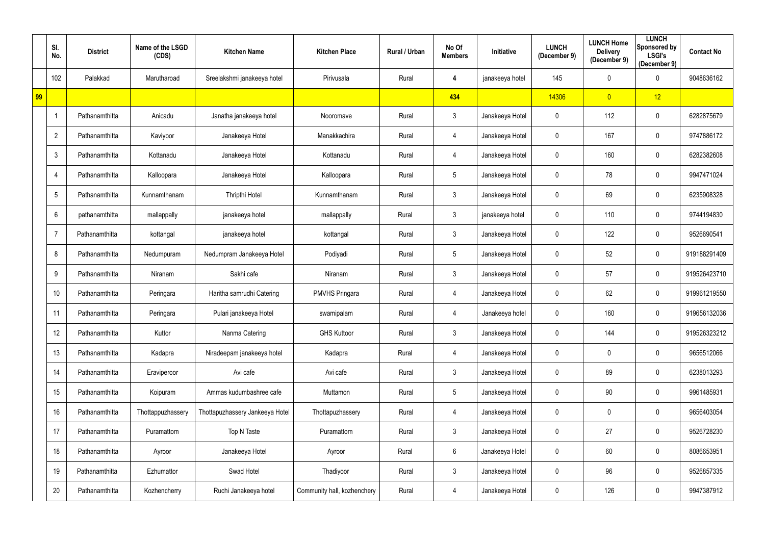| | Sl. No. | District | Name of the LSGD (CDS) | Kitchen Name | Kitchen Place | Rural / Urban | No Of Members | Initiative | LUNCH (December 9) | LUNCH Home Delivery (December 9) | LUNCH Sponsored by LSGI's (December 9) | Contact No |
|---|---|---|---|---|---|---|---|---|---|---|---|---|
| | 102 | Palakkad | Marutharoad | Sreelakshmi janakeeya hotel | Pirivusala | Rural | 4 | janakeeya hotel | 145 | 0 | 0 | 9048636162 |
| 99 | | | | | | | 434 | | 14306 | 0 | 12 | |
| | 1 | Pathanamthitta | Anicadu | Janatha janakeeya hotel | Nooromave | Rural | 3 | Janakeeya Hotel | 0 | 112 | 0 | 6282875679 |
| | 2 | Pathanamthitta | Kaviyoor | Janakeeya Hotel | Manakkachira | Rural | 4 | Janakeeya Hotel | 0 | 167 | 0 | 9747886172 |
| | 3 | Pathanamthitta | Kottanadu | Janakeeya Hotel | Kottanadu | Rural | 4 | Janakeeya Hotel | 0 | 160 | 0 | 6282382608 |
| | 4 | Pathanamthitta | Kalloopara | Janakeeya Hotel | Kalloopara | Rural | 5 | Janakeeya Hotel | 0 | 78 | 0 | 9947471024 |
| | 5 | Pathanamthitta | Kunnamthanam | Thripthi Hotel | Kunnamthanam | Rural | 3 | Janakeeya Hotel | 0 | 69 | 0 | 6235908328 |
| | 6 | pathanamthitta | mallappally | janakeeya hotel | mallappally | Rural | 3 | janakeeya hotel | 0 | 110 | 0 | 9744194830 |
| | 7 | Pathanamthitta | kottangal | janakeeya hotel | kottangal | Rural | 3 | Janakeeya Hotel | 0 | 122 | 0 | 9526690541 |
| | 8 | Pathanamthitta | Nedumpuram | Nedumpram Janakeeya Hotel | Podiyadi | Rural | 5 | Janakeeya Hotel | 0 | 52 | 0 | 919188291409 |
| | 9 | Pathanamthitta | Niranam | Sakhi cafe | Niranam | Rural | 3 | Janakeeya Hotel | 0 | 57 | 0 | 919526423710 |
| | 10 | Pathanamthitta | Peringara | Haritha samrudhi Catering | PMVHS Pringara | Rural | 4 | Janakeeya Hotel | 0 | 62 | 0 | 919961219550 |
| | 11 | Pathanamthitta | Peringara | Pulari janakeeya Hotel | swamipalam | Rural | 4 | Janakeeya hotel | 0 | 160 | 0 | 919656132036 |
| | 12 | Pathanamthitta | Kuttor | Nanma Catering | GHS Kuttoor | Rural | 3 | Janakeeya Hotel | 0 | 144 | 0 | 919526323212 |
| | 13 | Pathanamthitta | Kadapra | Niradeepam janakeeya hotel | Kadapra | Rural | 4 | Janakeeya Hotel | 0 | 0 | 0 | 9656512066 |
| | 14 | Pathanamthitta | Eraviperoor | Avi cafe | Avi cafe | Rural | 3 | Janakeeya Hotel | 0 | 89 | 0 | 6238013293 |
| | 15 | Pathanamthitta | Koipuram | Ammas kudumbashree cafe | Muttamon | Rural | 5 | Janakeeya Hotel | 0 | 90 | 0 | 9961485931 |
| | 16 | Pathanamthitta | Thottappuzhassery | Thottapuzhassery Jankeeya Hotel | Thottapuzhassery | Rural | 4 | Janakeeya Hotel | 0 | 0 | 0 | 9656403054 |
| | 17 | Pathanamthitta | Puramattom | Top N Taste | Puramattom | Rural | 3 | Janakeeya Hotel | 0 | 27 | 0 | 9526728230 |
| | 18 | Pathanamthitta | Ayroor | Janakeeya Hotel | Ayroor | Rural | 6 | Janakeeya Hotel | 0 | 60 | 0 | 8086653951 |
| | 19 | Pathanamthitta | Ezhumattor | Swad Hotel | Thadiyoor | Rural | 3 | Janakeeya Hotel | 0 | 96 | 0 | 9526857335 |
| | 20 | Pathanamthitta | Kozhencherry | Ruchi Janakeeya hotel | Community hall, kozhenchery | Rural | 4 | Janakeeya Hotel | 0 | 126 | 0 | 9947387912 |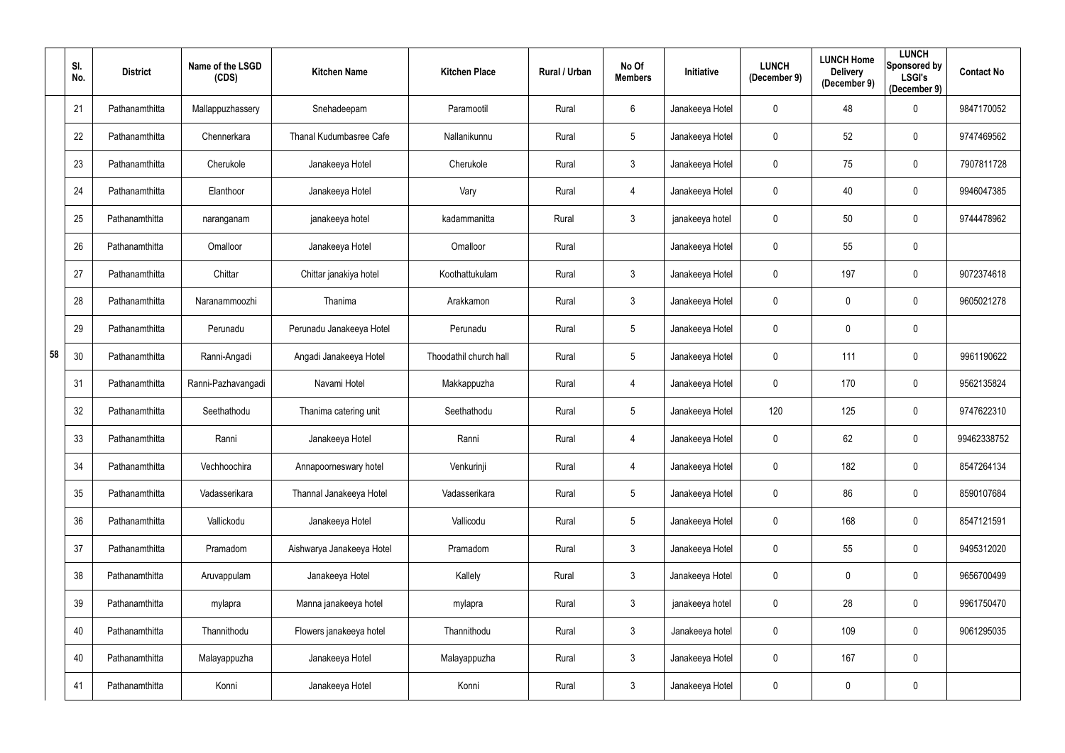| | Sl. No. | District | Name of the LSGD (CDS) | Kitchen Name | Kitchen Place | Rural / Urban | No Of Members | Initiative | LUNCH (December 9) | LUNCH Home Delivery (December 9) | LUNCH Sponsored by LSGI's (December 9) | Contact No |
|---|---|---|---|---|---|---|---|---|---|---|---|---|
| 58 | 21 | Pathanamthitta | Mallappuzhassery | Snehadeepam | Paramootil | Rural | 6 | Janakeeya Hotel | 0 | 48 | 0 | 9847170052 |
| | 22 | Pathanamthitta | Chennerkara | Thanal Kudumbasree Cafe | Nallanikunnu | Rural | 5 | Janakeeya Hotel | 0 | 52 | 0 | 9747469562 |
| | 23 | Pathanamthitta | Cherukole | Janakeeya Hotel | Cherukole | Rural | 3 | Janakeeya Hotel | 0 | 75 | 0 | 7907811728 |
| | 24 | Pathanamthitta | Elanthoor | Janakeeya Hotel | Vary | Rural | 4 | Janakeeya Hotel | 0 | 40 | 0 | 9946047385 |
| | 25 | Pathanamthitta | naranganam | janakeeya hotel | kadammanitta | Rural | 3 | janakeeya hotel | 0 | 50 | 0 | 9744478962 |
| | 26 | Pathanamthitta | Omalloor | Janakeeya Hotel | Omalloor | Rural | | Janakeeya Hotel | 0 | 55 | 0 | |
| | 27 | Pathanamthitta | Chittar | Chittar janakiya hotel | Koothattukulam | Rural | 3 | Janakeeya Hotel | 0 | 197 | 0 | 9072374618 |
| | 28 | Pathanamthitta | Naranammoozhi | Thanima | Arakkamon | Rural | 3 | Janakeeya Hotel | 0 | 0 | 0 | 9605021278 |
| | 29 | Pathanamthitta | Perunadu | Perunadu Janakeeya Hotel | Perunadu | Rural | 5 | Janakeeya Hotel | 0 | 0 | 0 | |
| | 30 | Pathanamthitta | Ranni-Angadi | Angadi Janakeeya Hotel | Thoodathil church hall | Rural | 5 | Janakeeya Hotel | 0 | 111 | 0 | 9961190622 |
| | 31 | Pathanamthitta | Ranni-Pazhavangadi | Navami Hotel | Makkappuzha | Rural | 4 | Janakeeya Hotel | 0 | 170 | 0 | 9562135824 |
| | 32 | Pathanamthitta | Seethathodu | Thanima catering unit | Seethathodu | Rural | 5 | Janakeeya Hotel | 120 | 125 | 0 | 9747622310 |
| | 33 | Pathanamthitta | Ranni | Janakeeya Hotel | Ranni | Rural | 4 | Janakeeya Hotel | 0 | 62 | 0 | 99462338752 |
| | 34 | Pathanamthitta | Vechhoochira | Annapoorneswary hotel | Venkurinji | Rural | 4 | Janakeeya Hotel | 0 | 182 | 0 | 8547264134 |
| | 35 | Pathanamthitta | Vadasserikara | Thannal Janakeeya Hotel | Vadasserikara | Rural | 5 | Janakeeya Hotel | 0 | 86 | 0 | 8590107684 |
| | 36 | Pathanamthitta | Vallickodu | Janakeeya Hotel | Vallicodu | Rural | 5 | Janakeeya Hotel | 0 | 168 | 0 | 8547121591 |
| | 37 | Pathanamthitta | Pramadom | Aishwarya Janakeeya Hotel | Pramadom | Rural | 3 | Janakeeya Hotel | 0 | 55 | 0 | 9495312020 |
| | 38 | Pathanamthitta | Aruvappulam | Janakeeya Hotel | Kallely | Rural | 3 | Janakeeya Hotel | 0 | 0 | 0 | 9656700499 |
| | 39 | Pathanamthitta | mylapra | Manna janakeeya hotel | mylapra | Rural | 3 | janakeeya hotel | 0 | 28 | 0 | 9961750470 |
| | 40 | Pathanamthitta | Thannithodu | Flowers janakeeya hotel | Thannithodu | Rural | 3 | Janakeeya hotel | 0 | 109 | 0 | 9061295035 |
| | 40 | Pathanamthitta | Malayappuzha | Janakeeya Hotel | Malayappuzha | Rural | 3 | Janakeeya Hotel | 0 | 167 | 0 | |
| | 41 | Pathanamthitta | Konni | Janakeeya Hotel | Konni | Rural | 3 | Janakeeya Hotel | 0 | 0 | 0 | |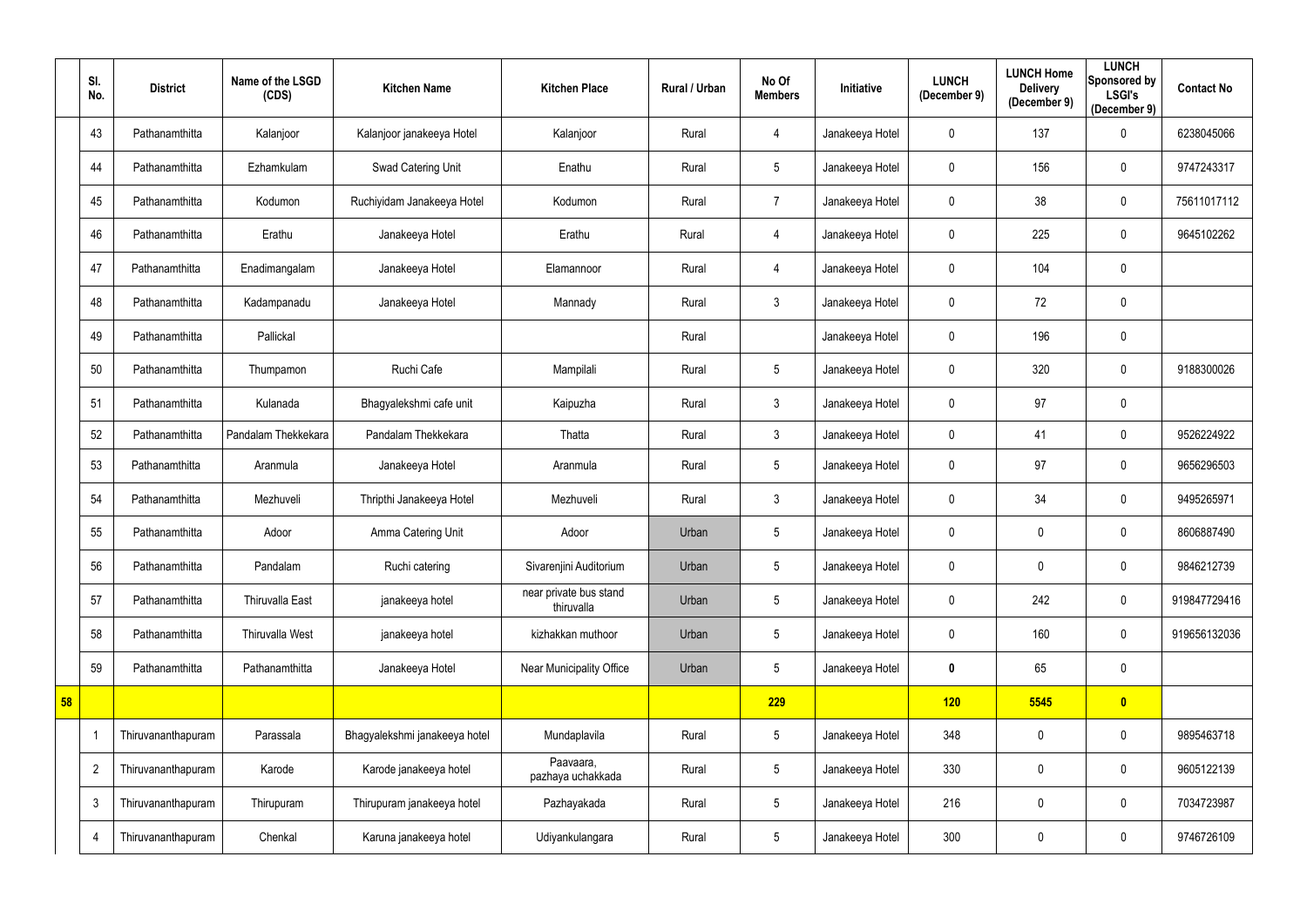| | Sl. No. | District | Name of the LSGD (CDS) | Kitchen Name | Kitchen Place | Rural / Urban | No Of Members | Initiative | LUNCH (December 9) | LUNCH Home Delivery (December 9) | LUNCH Sponsored by LSGI's (December 9) | Contact No |
|---|---|---|---|---|---|---|---|---|---|---|---|---|
| | 43 | Pathanamthitta | Kalanjoor | Kalanjoor janakeeya Hotel | Kalanjoor | Rural | 4 | Janakeeya Hotel | 0 | 137 | 0 | 6238045066 |
| | 44 | Pathanamthitta | Ezhamkulam | Swad Catering Unit | Enathu | Rural | 5 | Janakeeya Hotel | 0 | 156 | 0 | 9747243317 |
| | 45 | Pathanamthitta | Kodumon | Ruchiyidam Janakeeya Hotel | Kodumon | Rural | 7 | Janakeeya Hotel | 0 | 38 | 0 | 75611017112 |
| | 46 | Pathanamthitta | Erathu | Janakeeya Hotel | Erathu | Rural | 4 | Janakeeya Hotel | 0 | 225 | 0 | 9645102262 |
| | 47 | Pathanamthitta | Enadimangalam | Janakeeya Hotel | Elamannoor | Rural | 4 | Janakeeya Hotel | 0 | 104 | 0 | |
| | 48 | Pathanamthitta | Kadampanadu | Janakeeya Hotel | Mannady | Rural | 3 | Janakeeya Hotel | 0 | 72 | 0 | |
| | 49 | Pathanamthitta | Pallickal | | | Rural | | Janakeeya Hotel | 0 | 196 | 0 | |
| | 50 | Pathanamthitta | Thumpamon | Ruchi Cafe | Mampilali | Rural | 5 | Janakeeya Hotel | 0 | 320 | 0 | 9188300026 |
| | 51 | Pathanamthitta | Kulanada | Bhagyalekshmi cafe unit | Kaipuzha | Rural | 3 | Janakeeya Hotel | 0 | 97 | 0 | |
| | 52 | Pathanamthitta | Pandalam Thekkekara | Pandalam Thekkekara | Thatta | Rural | 3 | Janakeeya Hotel | 0 | 41 | 0 | 9526224922 |
| | 53 | Pathanamthitta | Aranmula | Janakeeya Hotel | Aranmula | Rural | 5 | Janakeeya Hotel | 0 | 97 | 0 | 9656296503 |
| | 54 | Pathanamthitta | Mezhuveli | Thripthi Janakeeya Hotel | Mezhuveli | Rural | 3 | Janakeeya Hotel | 0 | 34 | 0 | 9495265971 |
| | 55 | Pathanamthitta | Adoor | Amma Catering Unit | Adoor | Urban | 5 | Janakeeya Hotel | 0 | 0 | 0 | 8606887490 |
| | 56 | Pathanamthitta | Pandalam | Ruchi catering | Sivarenjini Auditorium | Urban | 5 | Janakeeya Hotel | 0 | 0 | 0 | 9846212739 |
| | 57 | Pathanamthitta | Thiruvalla East | janakeeya hotel | near private bus stand thiruvalla | Urban | 5 | Janakeeya Hotel | 0 | 242 | 0 | 919847729416 |
| | 58 | Pathanamthitta | Thiruvalla West | janakeeya hotel | kizhakkan muthoor | Urban | 5 | Janakeeya Hotel | 0 | 160 | 0 | 919656132036 |
| | 59 | Pathanamthitta | Pathanamthitta | Janakeeya Hotel | Near Municipality Office | Urban | 5 | Janakeeya Hotel | **0** | 65 | 0 | |
| **58** | | | | | | | **229** | | **120** | **5545** | **0** | |
| | 1 | Thiruvananthapuram | Parassala | Bhagyalekshmi janakeeya hotel | Mundaplavila | Rural | 5 | Janakeeya Hotel | 348 | 0 | 0 | 9895463718 |
| | 2 | Thiruvananthapuram | Karode | Karode janakeeya hotel | Paavaara, pazhaya uchakkada | Rural | 5 | Janakeeya Hotel | 330 | 0 | 0 | 9605122139 |
| | 3 | Thiruvananthapuram | Thirupuram | Thirupuram janakeeya hotel | Pazhayakada | Rural | 5 | Janakeeya Hotel | 216 | 0 | 0 | 7034723987 |
| | 4 | Thiruvananthapuram | Chenkal | Karuna janakeeya hotel | Udiyankulangara | Rural | 5 | Janakeeya Hotel | 300 | 0 | 0 | 9746726109 |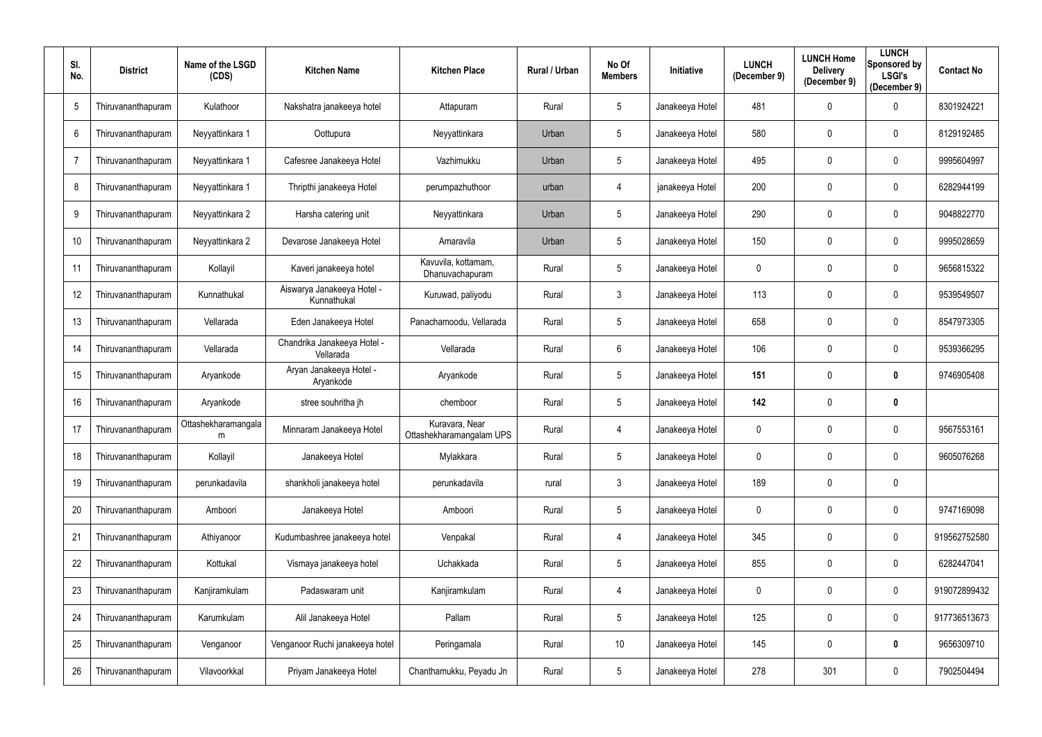| Sl. No. | District | Name of the LSGD (CDS) | Kitchen Name | Kitchen Place | Rural / Urban | No Of Members | Initiative | LUNCH (December 9) | LUNCH Home Delivery (December 9) | LUNCH Sponsored by LSGI's (December 9) | Contact No |
|---|---|---|---|---|---|---|---|---|---|---|---|
| 5 | Thiruvananthapuram | Kulathoor | Nakshatra janakeeya hotel | Attapuram | Rural | 5 | Janakeeya Hotel | 481 | 0 | 0 | 8301924221 |
| 6 | Thiruvananthapuram | Neyyattinkara 1 | Oottupura | Neyyattinkara | Urban | 5 | Janakeeya Hotel | 580 | 0 | 0 | 8129192485 |
| 7 | Thiruvananthapuram | Neyyattinkara 1 | Cafesree Janakeeya Hotel | Vazhimukku | Urban | 5 | Janakeeya Hotel | 495 | 0 | 0 | 9995604997 |
| 8 | Thiruvananthapuram | Neyyattinkara 1 | Thripthi janakeeya Hotel | perumpazhuthoor | urban | 4 | janakeeya Hotel | 200 | 0 | 0 | 6282944199 |
| 9 | Thiruvananthapuram | Neyyattinkara 2 | Harsha catering unit | Neyyattinkara | Urban | 5 | Janakeeya Hotel | 290 | 0 | 0 | 9048822770 |
| 10 | Thiruvananthapuram | Neyyattinkara 2 | Devarose Janakeeya Hotel | Amaravila | Urban | 5 | Janakeeya Hotel | 150 | 0 | 0 | 9995028659 |
| 11 | Thiruvananthapuram | Kollayil | Kaveri janakeeya hotel | Kavuvila, kottamam, Dhanuvachapuram | Rural | 5 | Janakeeya Hotel | 0 | 0 | 0 | 9656815322 |
| 12 | Thiruvananthapuram | Kunnathukal | Aiswarya Janakeeya Hotel - Kunnathukal | Kuruwad, paliyodu | Rural | 3 | Janakeeya Hotel | 113 | 0 | 0 | 9539549507 |
| 13 | Thiruvananthapuram | Vellarada | Eden Janakeeya Hotel | Panachamoodu, Vellarada | Rural | 5 | Janakeeya Hotel | 658 | 0 | 0 | 8547973305 |
| 14 | Thiruvananthapuram | Vellarada | Chandrika Janakeeya Hotel - Vellarada | Vellarada | Rural | 6 | Janakeeya Hotel | 106 | 0 | 0 | 9539366295 |
| 15 | Thiruvananthapuram | Aryankode | Aryan Janakeeya Hotel - Aryankode | Aryankode | Rural | 5 | Janakeeya Hotel | **151** | 0 | **0** | 9746905408 |
| 16 | Thiruvananthapuram | Aryankode | stree souhritha jh | chemboor | Rural | 5 | Janakeeya Hotel | **142** | 0 | **0** | |
| 17 | Thiruvananthapuram | Ottashekharamangalam | Minnaram Janakeeya Hotel | Kuravara, Near Ottashekharamangalam UPS | Rural | 4 | Janakeeya Hotel | 0 | 0 | 0 | 9567553161 |
| 18 | Thiruvananthapuram | Kollayil | Janakeeya Hotel | Mylakkara | Rural | 5 | Janakeeya Hotel | 0 | 0 | 0 | 9605076268 |
| 19 | Thiruvananthapuram | perunkadavila | shankholi janakeeya hotel | perunkadavila | rural | 3 | Janakeeya Hotel | 189 | 0 | 0 | |
| 20 | Thiruvananthapuram | Amboori | Janakeeya Hotel | Amboori | Rural | 5 | Janakeeya Hotel | 0 | 0 | 0 | 9747169098 |
| 21 | Thiruvananthapuram | Athiyanoor | Kudumbashree janakeeya hotel | Venpakal | Rural | 4 | Janakeeya Hotel | 345 | 0 | 0 | 919562752580 |
| 22 | Thiruvananthapuram | Kottukal | Vismaya janakeeya hotel | Uchakkada | Rural | 5 | Janakeeya Hotel | 855 | 0 | 0 | 6282447041 |
| 23 | Thiruvananthapuram | Kanjiramkulam | Padaswaram unit | Kanjiramkulam | Rural | 4 | Janakeeya Hotel | 0 | 0 | 0 | 919072899432 |
| 24 | Thiruvananthapuram | Karumkulam | Alil Janakeeya Hotel | Pallam | Rural | 5 | Janakeeya Hotel | 125 | 0 | 0 | 917736513673 |
| 25 | Thiruvananthapuram | Venganoor | Venganoor Ruchi janakeeya hotel | Peringamala | Rural | 10 | Janakeeya Hotel | 145 | 0 | **0** | 9656309710 |
| 26 | Thiruvananthapuram | Vilavoorkkal | Priyam Janakeeya Hotel | Chanthamukku, Peyadu Jn | Rural | 5 | Janakeeya Hotel | 278 | 301 | 0 | 7902504494 |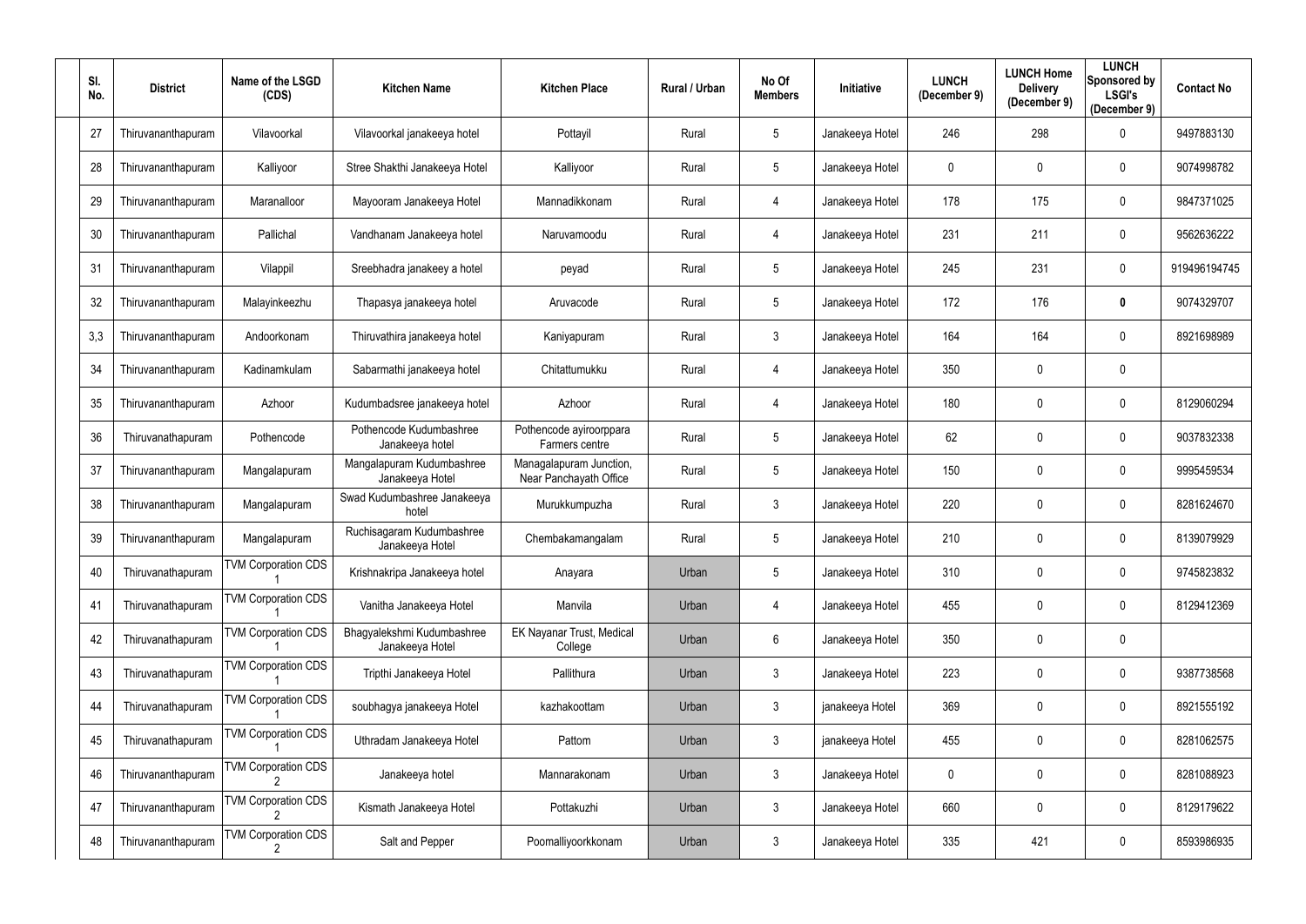| Sl. No. | District | Name of the LSGD (CDS) | Kitchen Name | Kitchen Place | Rural / Urban | No Of Members | Initiative | LUNCH (December 9) | LUNCH Home Delivery (December 9) | LUNCH Sponsored by LSGI's (December 9) | Contact No |
|---|---|---|---|---|---|---|---|---|---|---|---|
| 27 | Thiruvananthapuram | Vilavoorkal | Vilavoorkal janakeeya hotel | Pottayil | Rural | 5 | Janakeeya Hotel | 246 | 298 | 0 | 9497883130 |
| 28 | Thiruvananthapuram | Kalliyoor | Stree Shakthi Janakeeya Hotel | Kalliyoor | Rural | 5 | Janakeeya Hotel | 0 | 0 | 0 | 9074998782 |
| 29 | Thiruvananthapuram | Maranalloor | Mayooram Janakeeya Hotel | Mannadikkonam | Rural | 4 | Janakeeya Hotel | 178 | 175 | 0 | 9847371025 |
| 30 | Thiruvananthapuram | Pallichal | Vandhanam Janakeeya hotel | Naruvamoodu | Rural | 4 | Janakeeya Hotel | 231 | 211 | 0 | 9562636222 |
| 31 | Thiruvananthapuram | Vilappil | Sreebhadra janakeey a hotel | peyad | Rural | 5 | Janakeeya Hotel | 245 | 231 | 0 | 919496194745 |
| 32 | Thiruvananthapuram | Malayinkeezhu | Thapasya janakeeya hotel | Aruvacode | Rural | 5 | Janakeeya Hotel | 172 | 176 | **0** | 9074329707 |
| 3,3 | Thiruvananthapuram | Andoorkonam | Thiruvathira janakeeya hotel | Kaniyapuram | Rural | 3 | Janakeeya Hotel | 164 | 164 | 0 | 8921698989 |
| 34 | Thiruvananthapuram | Kadinamkulam | Sabarmathi janakeeya hotel | Chitattumukku | Rural | 4 | Janakeeya Hotel | 350 | 0 | 0 | |
| 35 | Thiruvananthapuram | Azhoor | Kudumbadsree janakeeya hotel | Azhoor | Rural | 4 | Janakeeya Hotel | 180 | 0 | 0 | 8129060294 |
| 36 | Thiruvanathapuram | Pothencode | Pothencode Kudumbashree Janakeeya hotel | Pothencode ayiroorppara Farmers centre | Rural | 5 | Janakeeya Hotel | 62 | 0 | 0 | 9037832338 |
| 37 | Thiruvananthapuram | Mangalapuram | Mangalapuram Kudumbashree Janakeeya Hotel | Managalapuram Junction, Near Panchayath Office | Rural | 5 | Janakeeya Hotel | 150 | 0 | 0 | 9995459534 |
| 38 | Thiruvananthapuram | Mangalapuram | Swad Kudumbashree Janakeeya hotel | Murukkumpuzha | Rural | 3 | Janakeeya Hotel | 220 | 0 | 0 | 8281624670 |
| 39 | Thiruvananthapuram | Mangalapuram | Ruchisagaram Kudumbashree Janakeeya Hotel | Chembakamangalam | Rural | 5 | Janakeeya Hotel | 210 | 0 | 0 | 8139079929 |
| 40 | Thiruvanathapuram | TVM Corporation CDS 1 | Krishnakripa Janakeeya hotel | Anayara | Urban | 5 | Janakeeya Hotel | 310 | 0 | 0 | 9745823832 |
| 41 | Thiruvanathapuram | TVM Corporation CDS 1 | Vanitha Janakeeya Hotel | Manvila | Urban | 4 | Janakeeya Hotel | 455 | 0 | 0 | 8129412369 |
| 42 | Thiruvanathapuram | TVM Corporation CDS 1 | Bhagyalekshmi Kudumbashree Janakeeya Hotel | EK Nayanar Trust, Medical College | Urban | 6 | Janakeeya Hotel | 350 | 0 | 0 | |
| 43 | Thiruvanathapuram | TVM Corporation CDS 1 | Tripthi Janakeeya Hotel | Pallithura | Urban | 3 | Janakeeya Hotel | 223 | 0 | 0 | 9387738568 |
| 44 | Thiruvananthapuram | TVM Corporation CDS 1 | soubhagya janakeeya Hotel | kazhakoottam | Urban | 3 | janakeeya Hotel | 369 | 0 | 0 | 8921555192 |
| 45 | Thiruvananthapuram | TVM Corporation CDS 1 | Uthradam Janakeeya Hotel | Pattom | Urban | 3 | janakeeya Hotel | 455 | 0 | 0 | 8281062575 |
| 46 | Thiruvananthapuram | TVM Corporation CDS 2 | Janakeeya hotel | Mannarakonam | Urban | 3 | Janakeeya Hotel | 0 | 0 | 0 | 8281088923 |
| 47 | Thiruvananthapuram | TVM Corporation CDS 2 | Kismath Janakeeya Hotel | Pottakuzhi | Urban | 3 | Janakeeya Hotel | 660 | 0 | 0 | 8129179622 |
| 48 | Thiruvananthapuram | TVM Corporation CDS 2 | Salt and Pepper | Poomalliyoorkkonam | Urban | 3 | Janakeeya Hotel | 335 | 421 | 0 | 8593986935 |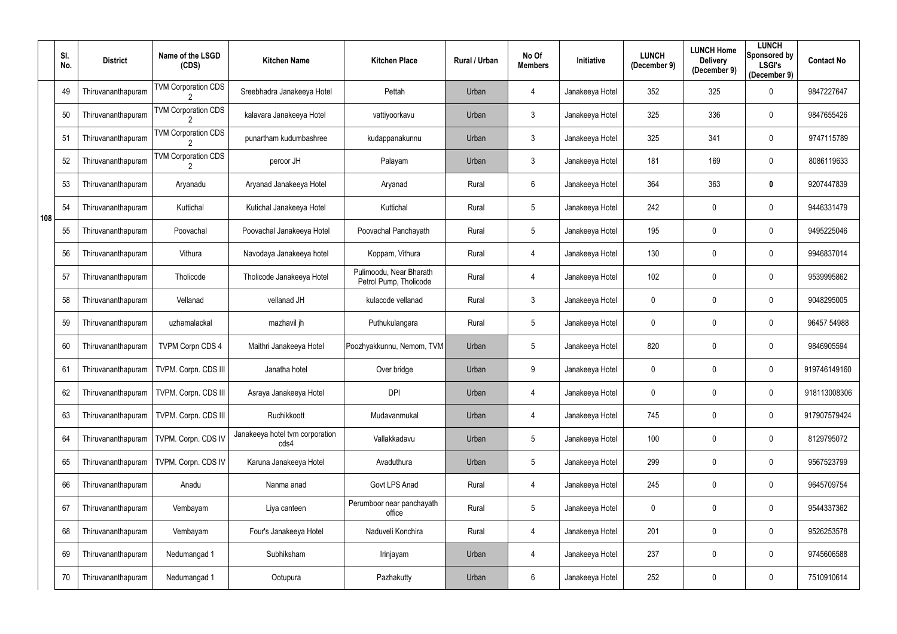| | Sl. No. | District | Name of the LSGD (CDS) | Kitchen Name | Kitchen Place | Rural / Urban | No Of Members | Initiative | LUNCH (December 9) | LUNCH Home Delivery (December 9) | LUNCH Sponsored by LSGI's (December 9) | Contact No |
|---|---|---|---|---|---|---|---|---|---|---|---|---|
| 108 | 49 | Thiruvananthapuram | TVM Corporation CDS 2 | Sreebhadra Janakeeya Hotel | Pettah | Urban | 4 | Janakeeya Hotel | 352 | 325 | 0 | 9847227647 |
| | 50 | Thiruvananthapuram | TVM Corporation CDS 2 | kalavara Janakeeya Hotel | vattiyoorkavu | Urban | 3 | Janakeeya Hotel | 325 | 336 | 0 | 9847655426 |
| | 51 | Thiruvananthapuram | TVM Corporation CDS 2 | punartham kudumbashree | kudappanakunnu | Urban | 3 | Janakeeya Hotel | 325 | 341 | 0 | 9747115789 |
| | 52 | Thiruvananthapuram | TVM Corporation CDS 2 | peroor JH | Palayam | Urban | 3 | Janakeeya Hotel | 181 | 169 | 0 | 8086119633 |
| | 53 | Thiruvananthapuram | Aryanadu | Aryanad Janakeeya Hotel | Aryanad | Rural | 6 | Janakeeya Hotel | 364 | 363 | **0** | 9207447839 |
| | 54 | Thiruvananthapuram | Kuttichal | Kutichal Janakeeya Hotel | Kuttichal | Rural | 5 | Janakeeya Hotel | 242 | 0 | 0 | 9446331479 |
| | 55 | Thiruvananthapuram | Poovachal | Poovachal Janakeeya Hotel | Poovachal Panchayath | Rural | 5 | Janakeeya Hotel | 195 | 0 | 0 | 9495225046 |
| | 56 | Thiruvananthapuram | Vithura | Navodaya Janakeeya hotel | Koppam, Vithura | Rural | 4 | Janakeeya Hotel | 130 | 0 | 0 | 9946837014 |
| | 57 | Thiruvananthapuram | Tholicode | Tholicode Janakeeya Hotel | Pulimoodu, Near Bharath Petrol Pump, Tholicode | Rural | 4 | Janakeeya Hotel | 102 | 0 | 0 | 9539995862 |
| | 58 | Thiruvananthapuram | Vellanad | vellanad JH | kulacode vellanad | Rural | 3 | Janakeeya Hotel | 0 | 0 | 0 | 9048295005 |
| | 59 | Thiruvananthapuram | uzhamalackal | mazhavil jh | Puthukulangara | Rural | 5 | Janakeeya Hotel | 0 | 0 | 0 | 96457 54988 |
| | 60 | Thiruvananthapuram | TVPM Corpn CDS 4 | Maithri Janakeeya Hotel | Poozhyakkunnu, Nemom, TVM | Urban | 5 | Janakeeya Hotel | 820 | 0 | 0 | 9846905594 |
| | 61 | Thiruvananthapuram | TVPM. Corpn. CDS III | Janatha hotel | Over bridge | Urban | 9 | Janakeeya Hotel | 0 | 0 | 0 | 919746149160 |
| | 62 | Thiruvananthapuram | TVPM. Corpn. CDS III | Asraya Janakeeya Hotel | DPI | Urban | 4 | Janakeeya Hotel | 0 | 0 | 0 | 918113008306 |
| | 63 | Thiruvananthapuram | TVPM. Corpn. CDS III | Ruchikkoott | Mudavanmukal | Urban | 4 | Janakeeya Hotel | 745 | 0 | 0 | 917907579424 |
| | 64 | Thiruvananthapuram | TVPM. Corpn. CDS IV | Janakeeya hotel tvm corporation cds4 | Vallakkadavu | Urban | 5 | Janakeeya Hotel | 100 | 0 | 0 | 8129795072 |
| | 65 | Thiruvananthapuram | TVPM. Corpn. CDS IV | Karuna Janakeeya Hotel | Avaduthura | Urban | 5 | Janakeeya Hotel | 299 | 0 | 0 | 9567523799 |
| | 66 | Thiruvananthapuram | Anadu | Nanma anad | Govt LPS Anad | Rural | 4 | Janakeeya Hotel | 245 | 0 | 0 | 9645709754 |
| | 67 | Thiruvananthapuram | Vembayam | Liya canteen | Perumboor near panchayath office | Rural | 5 | Janakeeya Hotel | 0 | 0 | 0 | 9544337362 |
| | 68 | Thiruvananthapuram | Vembayam | Four's Janakeeya Hotel | Naduveli Konchira | Rural | 4 | Janakeeya Hotel | 201 | 0 | 0 | 9526253578 |
| | 69 | Thiruvananthapuram | Nedumangad 1 | Subhiksham | Irinjayam | Urban | 4 | Janakeeya Hotel | 237 | 0 | 0 | 9745606588 |
| | 70 | Thiruvananthapuram | Nedumangad 1 | Ootupura | Pazhakutty | Urban | 6 | Janakeeya Hotel | 252 | 0 | 0 | 7510910614 |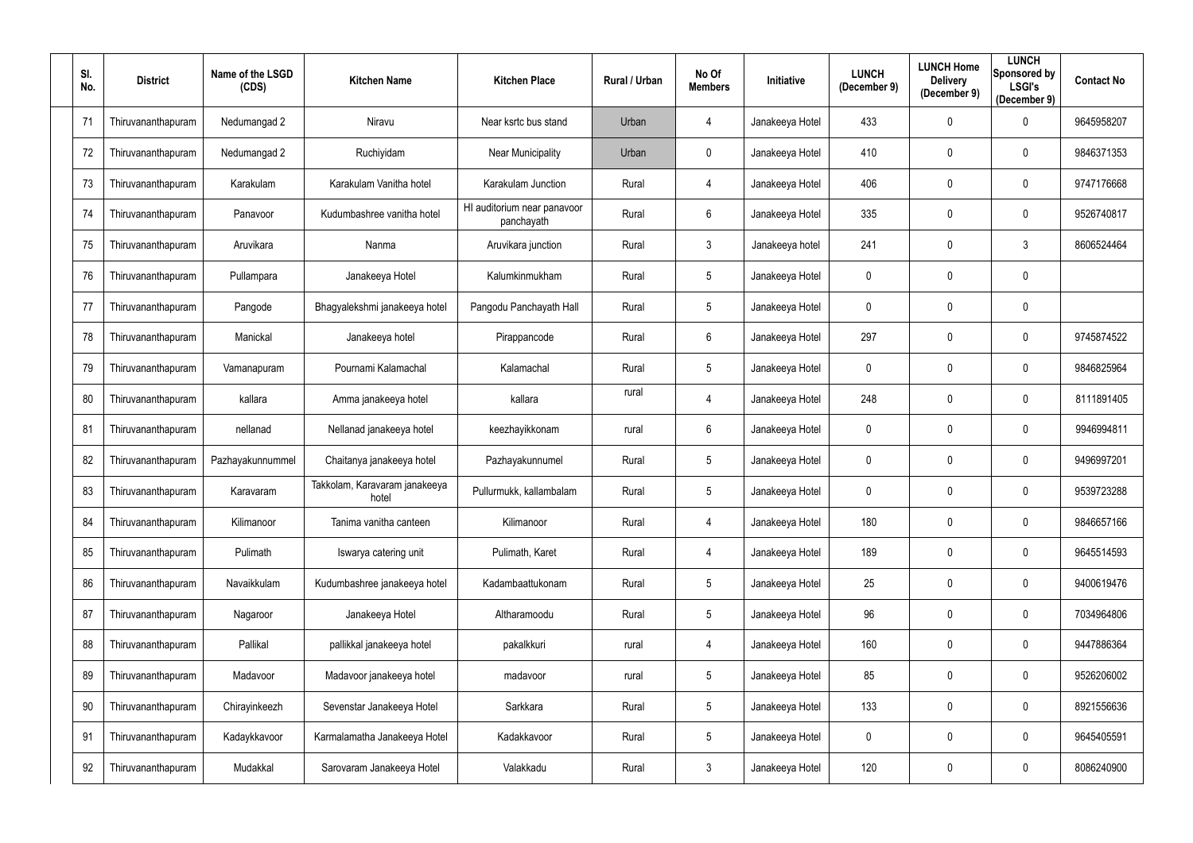| Sl. No. | District | Name of the LSGD (CDS) | Kitchen Name | Kitchen Place | Rural / Urban | No Of Members | Initiative | LUNCH (December 9) | LUNCH Home Delivery (December 9) | LUNCH Sponsored by LSGI's (December 9) | Contact No |
|---|---|---|---|---|---|---|---|---|---|---|---|
| 71 | Thiruvananthapuram | Nedumangad 2 | Niravu | Near ksrtc bus stand | Urban | 4 | Janakeeya Hotel | 433 | 0 | 0 | 9645958207 |
| 72 | Thiruvananthapuram | Nedumangad 2 | Ruchiyidam | Near Municipality | Urban | 0 | Janakeeya Hotel | 410 | 0 | 0 | 9846371353 |
| 73 | Thiruvananthapuram | Karakulam | Karakulam Vanitha hotel | Karakulam Junction | Rural | 4 | Janakeeya Hotel | 406 | 0 | 0 | 9747176668 |
| 74 | Thiruvananthapuram | Panavoor | Kudumbashree vanitha hotel | HI auditorium near panavoor panchayath | Rural | 6 | Janakeeya Hotel | 335 | 0 | 0 | 9526740817 |
| 75 | Thiruvananthapuram | Aruvikara | Nanma | Aruvikara junction | Rural | 3 | Janakeeya hotel | 241 | 0 | 3 | 8606524464 |
| 76 | Thiruvananthapuram | Pullampara | Janakeeya Hotel | Kalumkinmukham | Rural | 5 | Janakeeya Hotel | 0 | 0 | 0 | |
| 77 | Thiruvananthapuram | Pangode | Bhagyalekshmi janakeeya hotel | Pangodu Panchayath Hall | Rural | 5 | Janakeeya Hotel | 0 | 0 | 0 | |
| 78 | Thiruvananthapuram | Manickal | Janakeeya hotel | Pirappancode | Rural | 6 | Janakeeya Hotel | 297 | 0 | 0 | 9745874522 |
| 79 | Thiruvananthapuram | Vamanapuram | Pournami Kalamachal | Kalamachal | Rural | 5 | Janakeeya Hotel | 0 | 0 | 0 | 9846825964 |
| 80 | Thiruvananthapuram | kallara | Amma janakeeya hotel | kallara | rural | 4 | Janakeeya Hotel | 248 | 0 | 0 | 8111891405 |
| 81 | Thiruvananthapuram | nellanad | Nellanad janakeeya hotel | keezhayikkonam | rural | 6 | Janakeeya Hotel | 0 | 0 | 0 | 9946994811 |
| 82 | Thiruvananthapuram | Pazhayakunnummel | Chaitanya janakeeya hotel | Pazhayakunnumel | Rural | 5 | Janakeeya Hotel | 0 | 0 | 0 | 9496997201 |
| 83 | Thiruvananthapuram | Karavaram | Takkolam, Karavaram janakeeya hotel | Pullurmukk, kallambalam | Rural | 5 | Janakeeya Hotel | 0 | 0 | 0 | 9539723288 |
| 84 | Thiruvananthapuram | Kilimanoor | Tanima vanitha canteen | Kilimanoor | Rural | 4 | Janakeeya Hotel | 180 | 0 | 0 | 9846657166 |
| 85 | Thiruvananthapuram | Pulimath | Iswarya catering unit | Pulimath, Karet | Rural | 4 | Janakeeya Hotel | 189 | 0 | 0 | 9645514593 |
| 86 | Thiruvananthapuram | Navaikkulam | Kudumbashree janakeeya hotel | Kadambaattukonam | Rural | 5 | Janakeeya Hotel | 25 | 0 | 0 | 9400619476 |
| 87 | Thiruvananthapuram | Nagaroor | Janakeeya Hotel | Altharamoodu | Rural | 5 | Janakeeya Hotel | 96 | 0 | 0 | 7034964806 |
| 88 | Thiruvananthapuram | Pallikal | pallikkal janakeeya hotel | pakalkkuri | rural | 4 | Janakeeya Hotel | 160 | 0 | 0 | 9447886364 |
| 89 | Thiruvananthapuram | Madavoor | Madavoor janakeeya hotel | madavoor | rural | 5 | Janakeeya Hotel | 85 | 0 | 0 | 9526206002 |
| 90 | Thiruvananthapuram | Chirayinkeezh | Sevenstar Janakeeya Hotel | Sarkkara | Rural | 5 | Janakeeya Hotel | 133 | 0 | 0 | 8921556636 |
| 91 | Thiruvananthapuram | Kadaykkavoor | Karmalamatha Janakeeya Hotel | Kadakkavoor | Rural | 5 | Janakeeya Hotel | 0 | 0 | 0 | 9645405591 |
| 92 | Thiruvananthapuram | Mudakkal | Sarovaram Janakeeya Hotel | Valakkadu | Rural | 3 | Janakeeya Hotel | 120 | 0 | 0 | 8086240900 |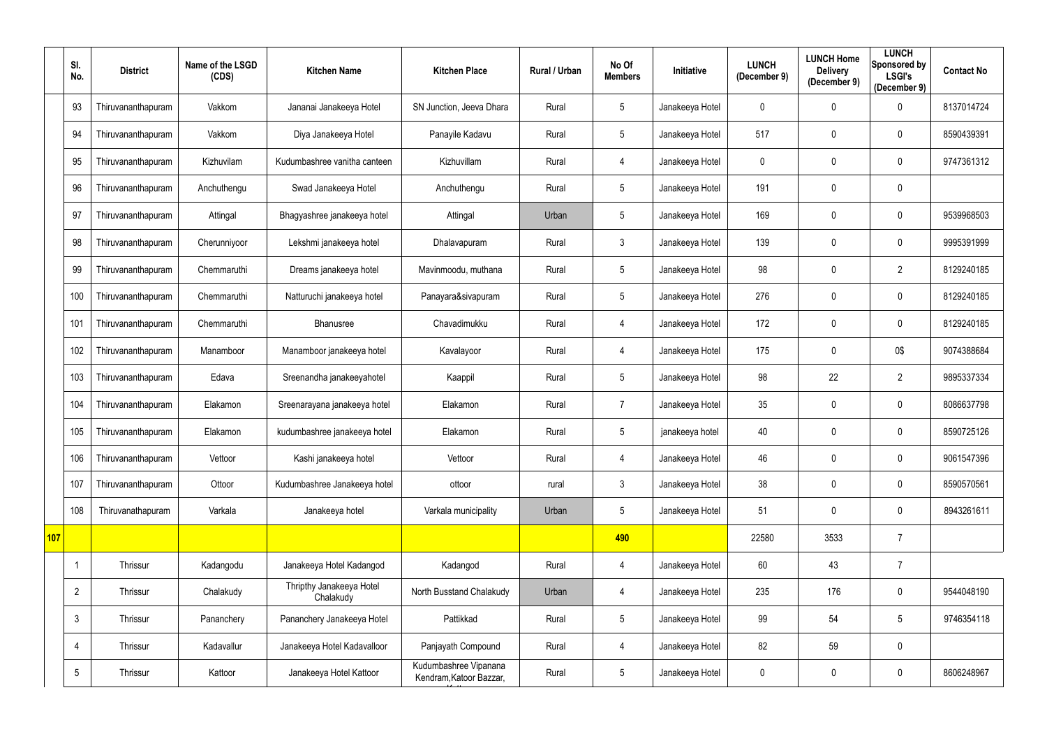| | Sl. No. | District | Name of the LSGD (CDS) | Kitchen Name | Kitchen Place | Rural / Urban | No Of Members | Initiative | LUNCH (December 9) | LUNCH Home Delivery (December 9) | LUNCH Sponsored by LSGI's (December 9) | Contact No |
|---|---|---|---|---|---|---|---|---|---|---|---|---|
| | 93 | Thiruvananthapuram | Vakkom | Jananai Janakeeya Hotel | SN Junction, Jeeva Dhara | Rural | 5 | Janakeeya Hotel | 0 | 0 | 0 | 8137014724 |
| | 94 | Thiruvananthapuram | Vakkom | Diya Janakeeya Hotel | Panayile Kadavu | Rural | 5 | Janakeeya Hotel | 517 | 0 | 0 | 8590439391 |
| | 95 | Thiruvananthapuram | Kizhuvilam | Kudumbashree vanitha canteen | Kizhuvillam | Rural | 4 | Janakeeya Hotel | 0 | 0 | 0 | 9747361312 |
| | 96 | Thiruvananthapuram | Anchuthengu | Swad Janakeeya Hotel | Anchuthengu | Rural | 5 | Janakeeya Hotel | 191 | 0 | 0 | |
| | 97 | Thiruvananthapuram | Attingal | Bhagyashree janakeeya hotel | Attingal | Urban | 5 | Janakeeya Hotel | 169 | 0 | 0 | 9539968503 |
| | 98 | Thiruvananthapuram | Cherunniyoor | Lekshmi janakeeya hotel | Dhalavapuram | Rural | 3 | Janakeeya Hotel | 139 | 0 | 0 | 9995391999 |
| | 99 | Thiruvananthapuram | Chemmaruthi | Dreams janakeeya hotel | Mavinmoodu, muthana | Rural | 5 | Janakeeya Hotel | 98 | 0 | 2 | 8129240185 |
| | 100 | Thiruvananthapuram | Chemmaruthi | Natturuchi janakeeya hotel | Panayara&sivapuram | Rural | 5 | Janakeeya Hotel | 276 | 0 | 0 | 8129240185 |
| | 101 | Thiruvananthapuram | Chemmaruthi | Bhanusree | Chavadimukku | Rural | 4 | Janakeeya Hotel | 172 | 0 | 0 | 8129240185 |
| | 102 | Thiruvananthapuram | Manamboor | Manamboor janakeeya hotel | Kavalayoor | Rural | 4 | Janakeeya Hotel | 175 | 0 | 0$ | 9074388684 |
| | 103 | Thiruvananthapuram | Edava | Sreenandha janakeeyahotel | Kaappil | Rural | 5 | Janakeeya Hotel | 98 | 22 | 2 | 9895337334 |
| | 104 | Thiruvananthapuram | Elakamon | Sreenarayana janakeeya hotel | Elakamon | Rural | 7 | Janakeeya Hotel | 35 | 0 | 0 | 8086637798 |
| | 105 | Thiruvananthapuram | Elakamon | kudumbashree janakeeya hotel | Elakamon | Rural | 5 | janakeeya hotel | 40 | 0 | 0 | 8590725126 |
| | 106 | Thiruvananthapuram | Vettoor | Kashi janakeeya hotel | Vettoor | Rural | 4 | Janakeeya Hotel | 46 | 0 | 0 | 9061547396 |
| | 107 | Thiruvananthapuram | Ottoor | Kudumbashree Janakeeya hotel | ottoor | rural | 3 | Janakeeya Hotel | 38 | 0 | 0 | 8590570561 |
| | 108 | Thiruvanathapuram | Varkala | Janakeeya hotel | Varkala municipality | Urban | 5 | Janakeeya Hotel | 51 | 0 | 0 | 8943261611 |
| 107 | | | | | | | 490 | | 22580 | 3533 | 7 | |
| | 1 | Thrissur | Kadangodu | Janakeeya Hotel Kadangod | Kadangod | Rural | 4 | Janakeeya Hotel | 60 | 43 | 7 | |
| | 2 | Thrissur | Chalakudy | Thripthy Janakeeya Hotel Chalakudy | North Busstand Chalakudy | Urban | 4 | Janakeeya Hotel | 235 | 176 | 0 | 9544048190 |
| | 3 | Thrissur | Pananchery | Pananchery Janakeeya Hotel | Pattikkad | Rural | 5 | Janakeeya Hotel | 99 | 54 | 5 | 9746354118 |
| | 4 | Thrissur | Kadavallur | Janakeeya Hotel Kadavalloor | Panjayath Compound | Rural | 4 | Janakeeya Hotel | 82 | 59 | 0 | |
| | 5 | Thrissur | Kattoor | Janakeeya Hotel Kattoor | Kudumbashree Vipanana Kendram,Katoor Bazzar, | Rural | 5 | Janakeeya Hotel | 0 | 0 | 0 | 8606248967 |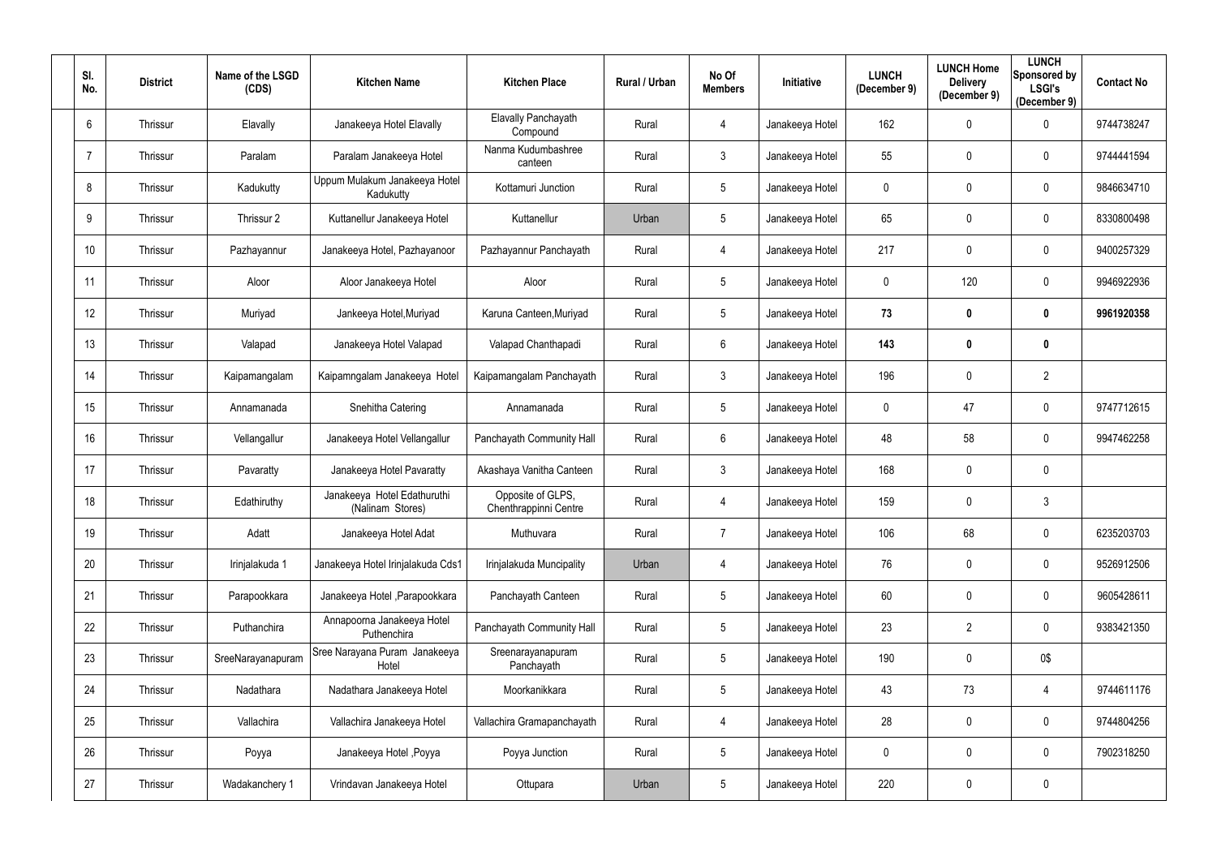| Sl. No. | District | Name of the LSGD (CDS) | Kitchen Name | Kitchen Place | Rural / Urban | No Of Members | Initiative | LUNCH (December 9) | LUNCH Home Delivery (December 9) | LUNCH Sponsored by LSGI's (December 9) | Contact No |
|---|---|---|---|---|---|---|---|---|---|---|---|
| 6 | Thrissur | Elavally | Janakeeya Hotel Elavally | Elavally Panchayath Compound | Rural | 4 | Janakeeya Hotel | 162 | 0 | 0 | 9744738247 |
| 7 | Thrissur | Paralam | Paralam Janakeeya Hotel | Nanma Kudumbashree canteen | Rural | 3 | Janakeeya Hotel | 55 | 0 | 0 | 9744441594 |
| 8 | Thrissur | Kadukutty | Uppum Mulakum Janakeeya Hotel Kadukutty | Kottamuri Junction | Rural | 5 | Janakeeya Hotel | 0 | 0 | 0 | 9846634710 |
| 9 | Thrissur | Thrissur 2 | Kuttanellur Janakeeya Hotel | Kuttanellur | Urban | 5 | Janakeeya Hotel | 65 | 0 | 0 | 8330800498 |
| 10 | Thrissur | Pazhayannur | Janakeeya Hotel, Pazhayanoor | Pazhayannur Panchayath | Rural | 4 | Janakeeya Hotel | 217 | 0 | 0 | 9400257329 |
| 11 | Thrissur | Aloor | Aloor Janakeeya Hotel | Aloor | Rural | 5 | Janakeeya Hotel | 0 | 120 | 0 | 9946922936 |
| 12 | Thrissur | Muriyad | Jankeeya Hotel,Muriyad | Karuna Canteen,Muriyad | Rural | 5 | Janakeeya Hotel | **73** | **0** | **0** | **9961920358** |
| 13 | Thrissur | Valapad | Janakeeya Hotel Valapad | Valapad Chanthapadi | Rural | 6 | Janakeeya Hotel | **143** | **0** | **0** | |
| 14 | Thrissur | Kaipamangalam | Kaipamngalam Janakeeya Hotel | Kaipamangalam Panchayath | Rural | 3 | Janakeeya Hotel | 196 | 0 | 2 | |
| 15 | Thrissur | Annamanada | Snehitha Catering | Annamanada | Rural | 5 | Janakeeya Hotel | 0 | 47 | 0 | 9747712615 |
| 16 | Thrissur | Vellangallur | Janakeeya Hotel Vellangallur | Panchayath Community Hall | Rural | 6 | Janakeeya Hotel | 48 | 58 | 0 | 9947462258 |
| 17 | Thrissur | Pavaratty | Janakeeya Hotel Pavaratty | Akashaya Vanitha Canteen | Rural | 3 | Janakeeya Hotel | 168 | 0 | 0 | |
| 18 | Thrissur | Edathiruthy | Janakeeya Hotel Edathuruthi (Nalinam Stores) | Opposite of GLPS, Chenthrappinni Centre | Rural | 4 | Janakeeya Hotel | 159 | 0 | 3 | |
| 19 | Thrissur | Adatt | Janakeeya Hotel Adat | Muthuvara | Rural | 7 | Janakeeya Hotel | 106 | 68 | 0 | 6235203703 |
| 20 | Thrissur | Irinjalakuda 1 | Janakeeya Hotel Irinjalakuda Cds1 | Irinjalakuda Muncipality | Urban | 4 | Janakeeya Hotel | 76 | 0 | 0 | 9526912506 |
| 21 | Thrissur | Parapookkara | Janakeeya Hotel ,Parapookkara | Panchayath Canteen | Rural | 5 | Janakeeya Hotel | 60 | 0 | 0 | 9605428611 |
| 22 | Thrissur | Puthanchira | Annapoorna Janakeeya Hotel Puthenchira | Panchayath Community Hall | Rural | 5 | Janakeeya Hotel | 23 | 2 | 0 | 9383421350 |
| 23 | Thrissur | SreeNarayanapuram | Sree Narayana Puram Janakeeya Hotel | Sreenarayanapuram Panchayath | Rural | 5 | Janakeeya Hotel | 190 | 0 | 0$ | |
| 24 | Thrissur | Nadathara | Nadathara Janakeeya Hotel | Moorkanikkara | Rural | 5 | Janakeeya Hotel | 43 | 73 | 4 | 9744611176 |
| 25 | Thrissur | Vallachira | Vallachira Janakeeya Hotel | Vallachira Gramapanchayath | Rural | 4 | Janakeeya Hotel | 28 | 0 | 0 | 9744804256 |
| 26 | Thrissur | Poyya | Janakeeya Hotel ,Poyya | Poyya Junction | Rural | 5 | Janakeeya Hotel | 0 | 0 | 0 | 7902318250 |
| 27 | Thrissur | Wadakanchery 1 | Vrindavan Janakeeya Hotel | Ottupara | Urban | 5 | Janakeeya Hotel | 220 | 0 | 0 | |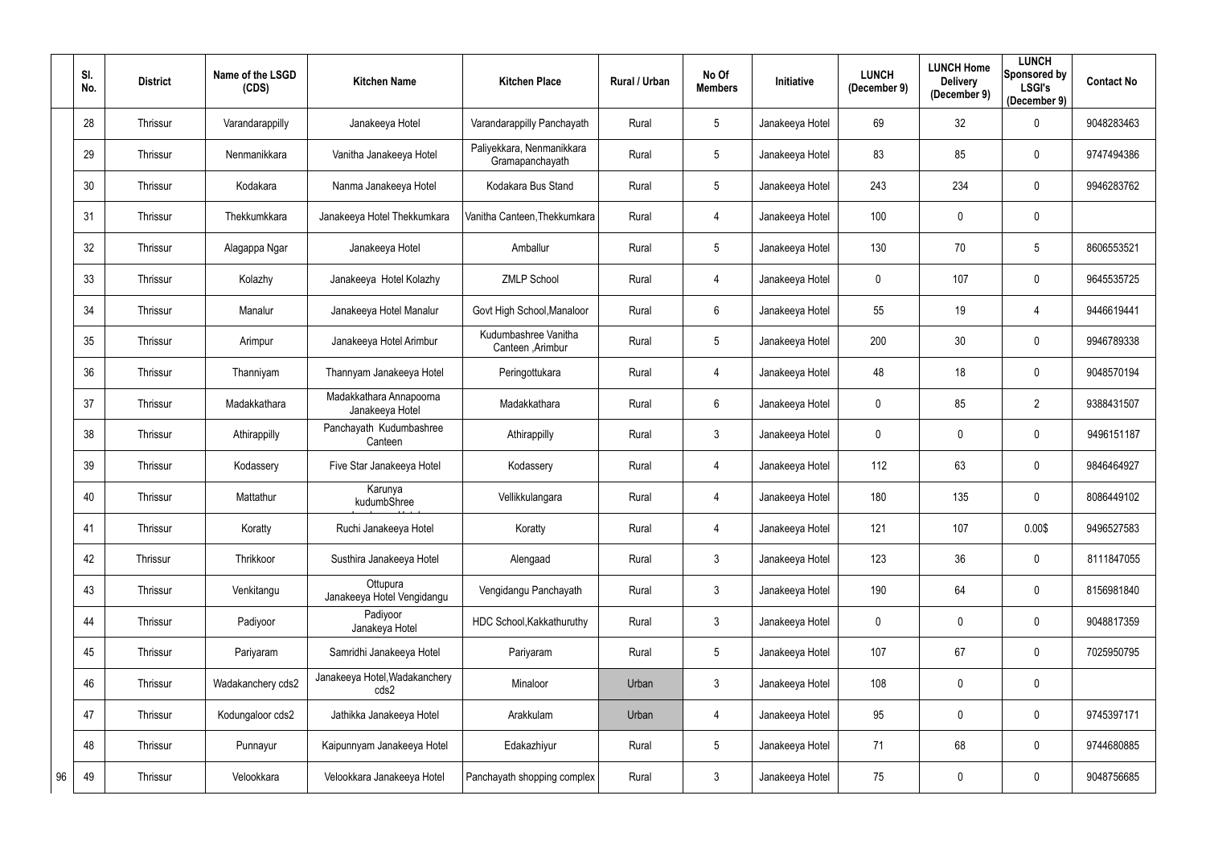| Sl. No. | District | Name of the LSGD (CDS) | Kitchen Name | Kitchen Place | Rural / Urban | No Of Members | Initiative | LUNCH (December 9) | LUNCH Home Delivery (December 9) | LUNCH Sponsored by LSGI's (December 9) | Contact No |
|---|---|---|---|---|---|---|---|---|---|---|---|
| 28 | Thrissur | Varandarappilly | Janakeeya Hotel | Varandarappilly Panchayath | Rural | 5 | Janakeeya Hotel | 69 | 32 | 0 | 9048283463 |
| 29 | Thrissur | Nenmanikkara | Vanitha Janakeeya Hotel | Paliyekkara, Nenmanikkara Gramapanchayath | Rural | 5 | Janakeeya Hotel | 83 | 85 | 0 | 9747494386 |
| 30 | Thrissur | Kodakara | Nanma Janakeeya Hotel | Kodakara Bus Stand | Rural | 5 | Janakeeya Hotel | 243 | 234 | 0 | 9946283762 |
| 31 | Thrissur | Thekkumkkara | Janakeeya Hotel Thekkumkara | Vanitha Canteen,Thekkumkara | Rural | 4 | Janakeeya Hotel | 100 | 0 | 0 | |
| 32 | Thrissur | Alagappa Ngar | Janakeeya Hotel | Amballur | Rural | 5 | Janakeeya Hotel | 130 | 70 | 5 | 8606553521 |
| 33 | Thrissur | Kolazhy | Janakeeya Hotel Kolazhy | ZMLP School | Rural | 4 | Janakeeya Hotel | 0 | 107 | 0 | 9645535725 |
| 34 | Thrissur | Manalur | Janakeeya Hotel Manalur | Govt High School,Manaloor | Rural | 6 | Janakeeya Hotel | 55 | 19 | 4 | 9446619441 |
| 35 | Thrissur | Arimpur | Janakeeya Hotel Arimbur | Kudumbashree Vanitha Canteen ,Arimbur | Rural | 5 | Janakeeya Hotel | 200 | 30 | 0 | 9946789338 |
| 36 | Thrissur | Thanniyam | Thannyam Janakeeya Hotel | Peringottukara | Rural | 4 | Janakeeya Hotel | 48 | 18 | 0 | 9048570194 |
| 37 | Thrissur | Madakkathara | Madakkathara Annapoorna Janakeeya Hotel | Madakkathara | Rural | 6 | Janakeeya Hotel | 0 | 85 | 2 | 9388431507 |
| 38 | Thrissur | Athirappilly | Panchayath Kudumbashree Canteen | Athirappilly | Rural | 3 | Janakeeya Hotel | 0 | 0 | 0 | 9496151187 |
| 39 | Thrissur | Kodassery | Five Star Janakeeya Hotel | Kodassery | Rural | 4 | Janakeeya Hotel | 112 | 63 | 0 | 9846464927 |
| 40 | Thrissur | Mattathur | Karunya kudumbShree | Vellikkulangara | Rural | 4 | Janakeeya Hotel | 180 | 135 | 0 | 8086449102 |
| 41 | Thrissur | Koratty | Ruchi Janakeeya Hotel | Koratty | Rural | 4 | Janakeeya Hotel | 121 | 107 | 0.00$ | 9496527583 |
| 42 | Thrissur | Thrikkoor | Susthira Janakeeya Hotel | Alengaad | Rural | 3 | Janakeeya Hotel | 123 | 36 | 0 | 8111847055 |
| 43 | Thrissur | Venkitangu | Ottupura Janakeeya Hotel Vengidangu | Vengidangu Panchayath | Rural | 3 | Janakeeya Hotel | 190 | 64 | 0 | 8156981840 |
| 44 | Thrissur | Padiyoor | Padiyoor Janakeya Hotel | HDC School,Kakkathuruthy | Rural | 3 | Janakeeya Hotel | 0 | 0 | 0 | 9048817359 |
| 45 | Thrissur | Pariyaram | Samridhi Janakeeya Hotel | Pariyaram | Rural | 5 | Janakeeya Hotel | 107 | 67 | 0 | 7025950795 |
| 46 | Thrissur | Wadakanchery cds2 | Janakeeya Hotel,Wadakanchery cds2 | Minaloor | Urban | 3 | Janakeeya Hotel | 108 | 0 | 0 | |
| 47 | Thrissur | Kodungaloor cds2 | Jathikka Janakeeya Hotel | Arakkulam | Urban | 4 | Janakeeya Hotel | 95 | 0 | 0 | 9745397171 |
| 48 | Thrissur | Punnayur | Kaipunnyam Janakeeya Hotel | Edakazhiyur | Rural | 5 | Janakeeya Hotel | 71 | 68 | 0 | 9744680885 |
| 49 | Thrissur | Velookkara | Velookkara Janakeeya Hotel | Panchayath shopping complex | Rural | 3 | Janakeeya Hotel | 75 | 0 | 0 | 9048756685 |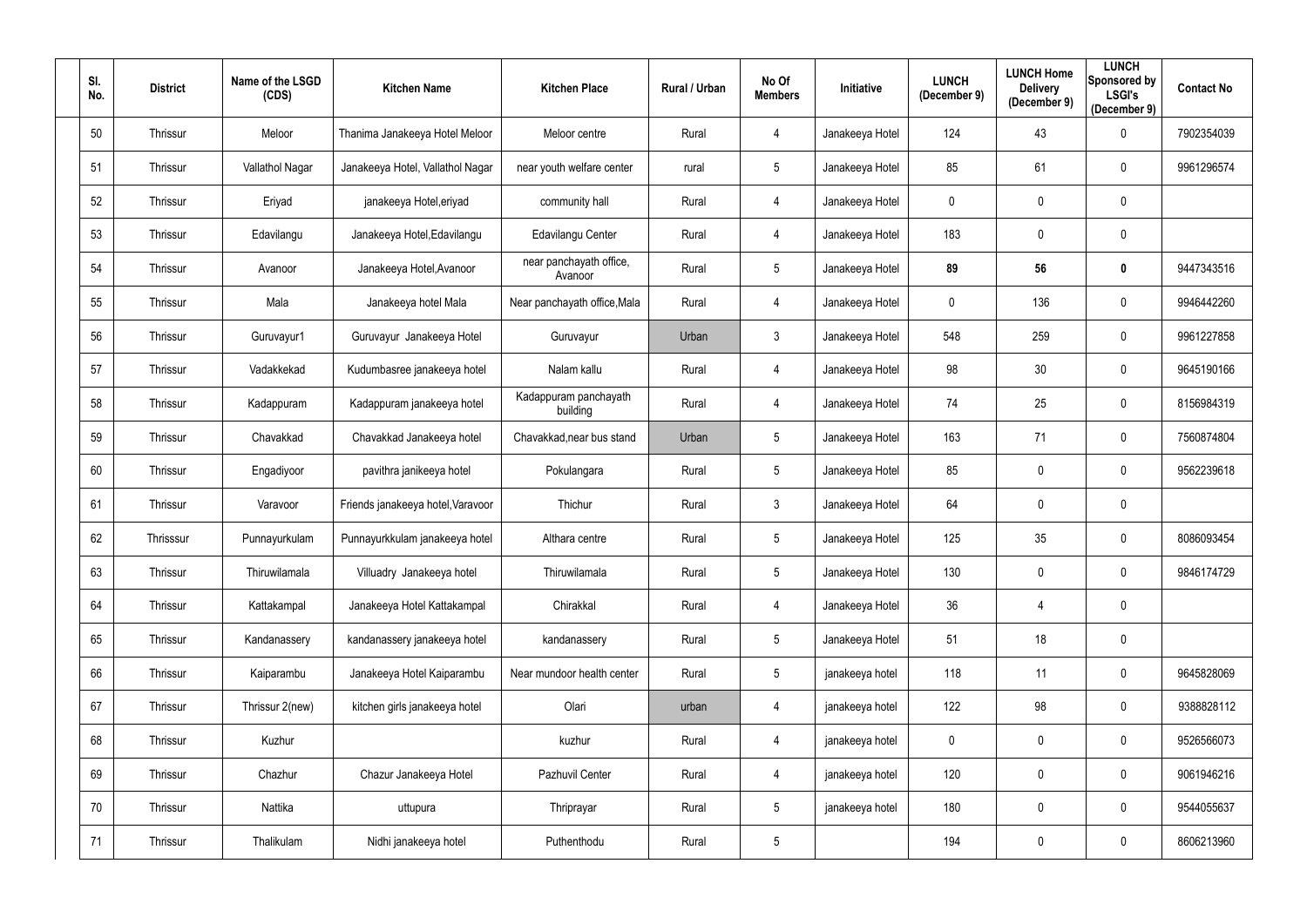| Sl. No. | District | Name of the LSGD (CDS) | Kitchen Name | Kitchen Place | Rural / Urban | No Of Members | Initiative | LUNCH (December 9) | LUNCH Home Delivery (December 9) | LUNCH Sponsored by LSGI's (December 9) | Contact No |
|---|---|---|---|---|---|---|---|---|---|---|---|
| 50 | Thrissur | Meloor | Thanima Janakeeya Hotel Meloor | Meloor centre | Rural | 4 | Janakeeya Hotel | 124 | 43 | 0 | 7902354039 |
| 51 | Thrissur | Vallathol Nagar | Janakeeya Hotel, Vallathol Nagar | near youth welfare center | rural | 5 | Janakeeya Hotel | 85 | 61 | 0 | 9961296574 |
| 52 | Thrissur | Eriyad | janakeeya Hotel,eriyad | community hall | Rural | 4 | Janakeeya Hotel | 0 | 0 | 0 | |
| 53 | Thrissur | Edavilangu | Janakeeya Hotel,Edavilangu | Edavilangu Center | Rural | 4 | Janakeeya Hotel | 183 | 0 | 0 | |
| 54 | Thrissur | Avanoor | Janakeeya Hotel,Avanoor | near panchayath office, Avanoor | Rural | 5 | Janakeeya Hotel | **89** | **56** | **0** | 9447343516 |
| 55 | Thrissur | Mala | Janakeeya hotel Mala | Near panchayath office,Mala | Rural | 4 | Janakeeya Hotel | 0 | 136 | 0 | 9946442260 |
| 56 | Thrissur | Guruvayur1 | Guruvayur Janakeeya Hotel | Guruvayur | Urban | 3 | Janakeeya Hotel | 548 | 259 | 0 | 9961227858 |
| 57 | Thrissur | Vadakkekad | Kudumbasree janakeeya hotel | Nalam kallu | Rural | 4 | Janakeeya Hotel | 98 | 30 | 0 | 9645190166 |
| 58 | Thrissur | Kadappuram | Kadappuram janakeeya hotel | Kadappuram panchayath building | Rural | 4 | Janakeeya Hotel | 74 | 25 | 0 | 8156984319 |
| 59 | Thrissur | Chavakkad | Chavakkad Janakeeya hotel | Chavakkad,near bus stand | Urban | 5 | Janakeeya Hotel | 163 | 71 | 0 | 7560874804 |
| 60 | Thrissur | Engadiyoor | pavithra janikeeya hotel | Pokulangara | Rural | 5 | Janakeeya Hotel | 85 | 0 | 0 | 9562239618 |
| 61 | Thrissur | Varavoor | Friends janakeeya hotel,Varavoor | Thichur | Rural | 3 | Janakeeya Hotel | 64 | 0 | 0 | |
| 62 | Thrisssur | Punnayurkulam | Punnayurkkulam janakeeya hotel | Althara centre | Rural | 5 | Janakeeya Hotel | 125 | 35 | 0 | 8086093454 |
| 63 | Thrissur | Thiruwilamala | Villuadry Janakeeya hotel | Thiruwilamala | Rural | 5 | Janakeeya Hotel | 130 | 0 | 0 | 9846174729 |
| 64 | Thrissur | Kattakampal | Janakeeya Hotel Kattakampal | Chirakkal | Rural | 4 | Janakeeya Hotel | 36 | 4 | 0 | |
| 65 | Thrissur | Kandanassery | kandanassery janakeeya hotel | kandanassery | Rural | 5 | Janakeeya Hotel | 51 | 18 | 0 | |
| 66 | Thrissur | Kaiparambu | Janakeeya Hotel Kaiparambu | Near mundoor health center | Rural | 5 | janakeeya hotel | 118 | 11 | 0 | 9645828069 |
| 67 | Thrissur | Thrissur 2(new) | kitchen girls janakeeya hotel | Olari | urban | 4 | janakeeya hotel | 122 | 98 | 0 | 9388828112 |
| 68 | Thrissur | Kuzhur | | kuzhur | Rural | 4 | janakeeya hotel | 0 | 0 | 0 | 9526566073 |
| 69 | Thrissur | Chazhur | Chazur Janakeeya Hotel | Pazhuvil Center | Rural | 4 | janakeeya hotel | 120 | 0 | 0 | 9061946216 |
| 70 | Thrissur | Nattika | uttupura | Thriprayar | Rural | 5 | janakeeya hotel | 180 | 0 | 0 | 9544055637 |
| 71 | Thrissur | Thalikulam | Nidhi janakeeya hotel | Puthenthodu | Rural | 5 | | 194 | 0 | 0 | 8606213960 |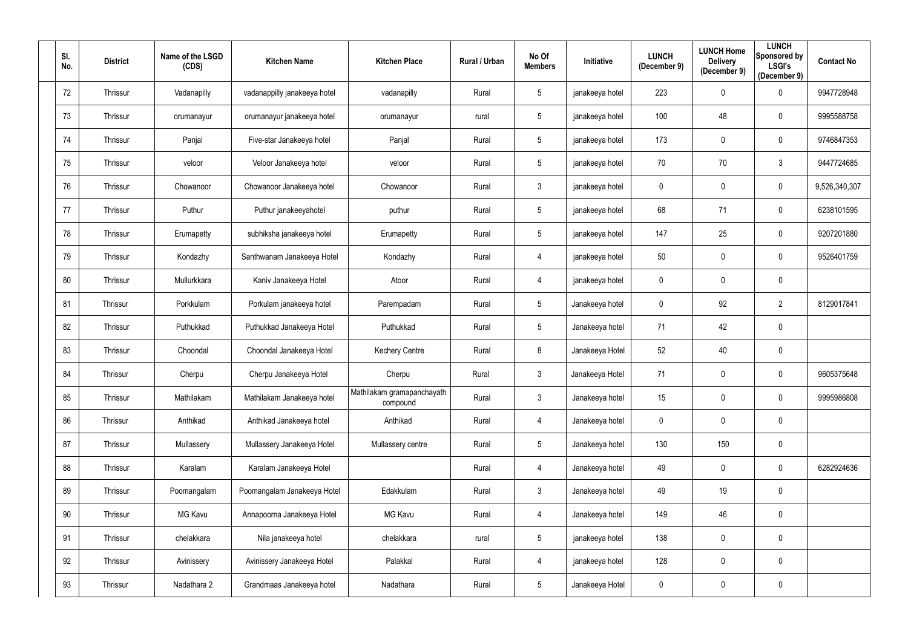| Sl. No. | District | Name of the LSGD (CDS) | Kitchen Name | Kitchen Place | Rural / Urban | No Of Members | Initiative | LUNCH (December 9) | LUNCH Home Delivery (December 9) | LUNCH Sponsored by LSGI's (December 9) | Contact No |
|---|---|---|---|---|---|---|---|---|---|---|---|
| 72 | Thrissur | Vadanapilly | vadanappilly janakeeya hotel | vadanapilly | Rural | 5 | janakeeya hotel | 223 | 0 | 0 | 9947728948 |
| 73 | Thrissur | orumanayur | orumanayur janakeeya hotel | orumanayur | rural | 5 | janakeeya hotel | 100 | 48 | 0 | 9995588758 |
| 74 | Thrissur | Panjal | Five-star Janakeeya hotel | Panjal | Rural | 5 | janakeeya hotel | 173 | 0 | 0 | 9746847353 |
| 75 | Thrissur | veloor | Veloor Janakeeya hotel | veloor | Rural | 5 | janakeeya hotel | 70 | 70 | 3 | 9447724685 |
| 76 | Thrissur | Chowanoor | Chowanoor Janakeeya hotel | Chowanoor | Rural | 3 | janakeeya hotel | 0 | 0 | 0 | 9,526,340,307 |
| 77 | Thrissur | Puthur | Puthur janakeeyahotel | puthur | Rural | 5 | janakeeya hotel | 68 | 71 | 0 | 6238101595 |
| 78 | Thrissur | Erumapetty | subhiksha janakeeya hotel | Erumapetty | Rural | 5 | janakeeya hotel | 147 | 25 | 0 | 9207201880 |
| 79 | Thrissur | Kondazhy | Santhwanam Janakeeya Hotel | Kondazhy | Rural | 4 | janakeeya hotel | 50 | 0 | 0 | 9526401759 |
| 80 | Thrissur | Mullurkkara | Kaniv Janakeeya Hotel | Atoor | Rural | 4 | janakeeya hotel | 0 | 0 | 0 | |
| 81 | Thrissur | Porkkulam | Porkulam janakeeya hotel | Parempadam | Rural | 5 | Janakeeya hotel | 0 | 92 | 2 | 8129017841 |
| 82 | Thrissur | Puthukkad | Puthukkad Janakeeya Hotel | Puthukkad | Rural | 5 | Janakeeya hotel | 71 | 42 | 0 | |
| 83 | Thrissur | Choondal | Choondal Janakeeya Hotel | Kechery Centre | Rural | 8 | Janakeeya Hotel | 52 | 40 | 0 | |
| 84 | Thrissur | Cherpu | Cherpu Janakeeya Hotel | Cherpu | Rural | 3 | Janakeeya Hotel | 71 | 0 | 0 | 9605375648 |
| 85 | Thrissur | Mathilakam | Mathilakam Janakeeya hotel | Mathilakam gramapanchayath compound | Rural | 3 | Janakeeya hotel | 15 | 0 | 0 | 9995986808 |
| 86 | Thrissur | Anthikad | Anthikad Janakeeya hotel | Anthikad | Rural | 4 | Janakeeya hotel | 0 | 0 | 0 | |
| 87 | Thrissur | Mullassery | Mullassery Janakeeya Hotel | Mullassery centre | Rural | 5 | Janakeeya hotel | 130 | 150 | 0 | |
| 88 | Thrissur | Karalam | Karalam Janakeeya Hotel | | Rural | 4 | Janakeeya hotel | 49 | 0 | 0 | 6282924636 |
| 89 | Thrissur | Poomangalam | Poomangalam Janakeeya Hotel | Edakkulam | Rural | 3 | Janakeeya hotel | 49 | 19 | 0 | |
| 90 | Thrissur | MG Kavu | Annapoorna Janakeeya Hotel | MG Kavu | Rural | 4 | Janakeeya hotel | 149 | 46 | 0 | |
| 91 | Thrissur | chelakkara | Nila janakeeya hotel | chelakkara | rural | 5 | janakeeya hotel | 138 | 0 | 0 | |
| 92 | Thrissur | Avinissery | Avinissery Janakeeya Hotel | Palakkal | Rural | 4 | janakeeya hotel | 128 | 0 | 0 | |
| 93 | Thrissur | Nadathara 2 | Grandmaas Janakeeya hotel | Nadathara | Rural | 5 | Janakeeya Hotel | 0 | 0 | 0 | |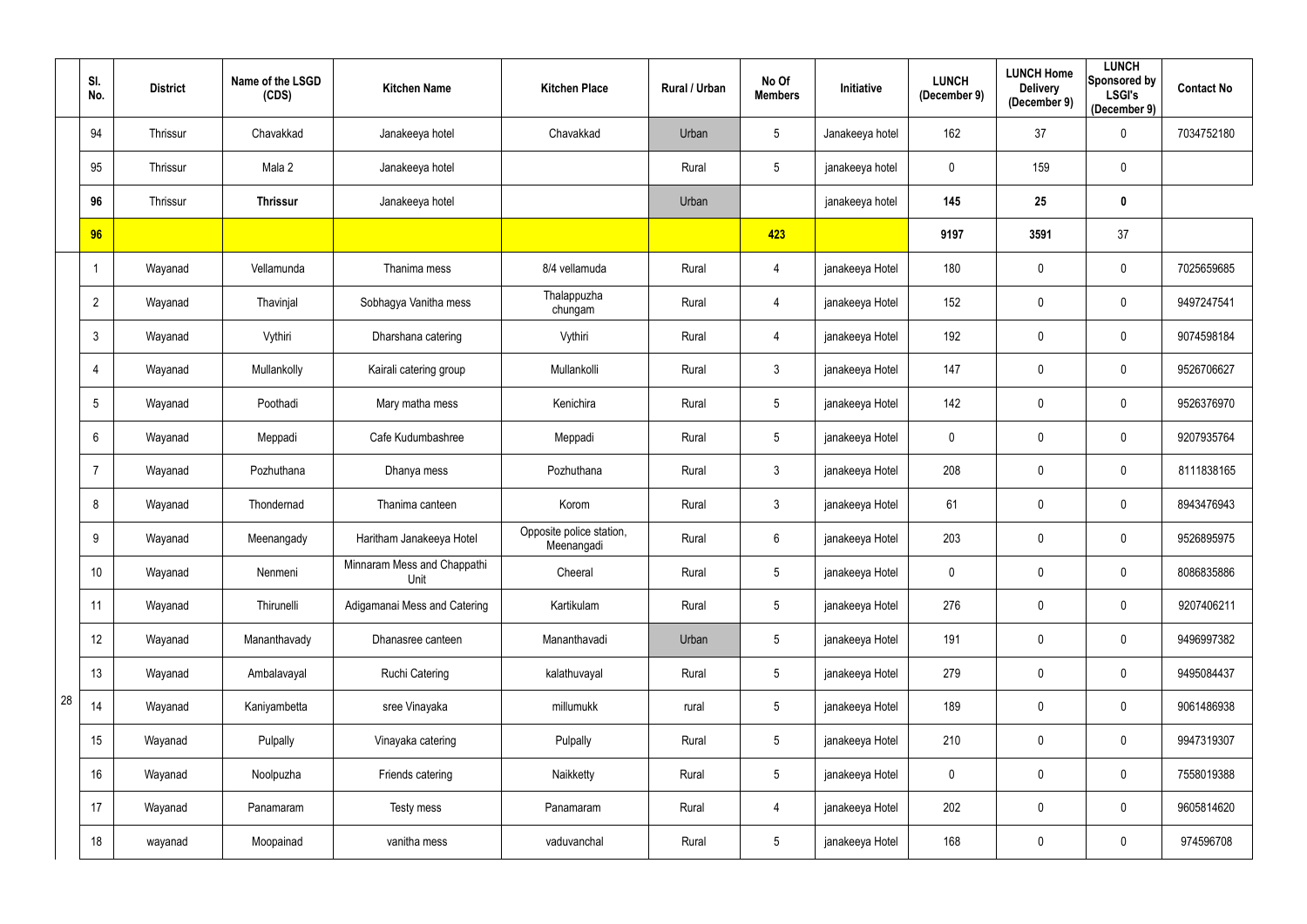| | Sl. No. | District | Name of the LSGD (CDS) | Kitchen Name | Kitchen Place | Rural / Urban | No Of Members | Initiative | LUNCH (December 9) | LUNCH Home Delivery (December 9) | LUNCH Sponsored by LSGI's (December 9) | Contact No |
|---|---|---|---|---|---|---|---|---|---|---|---|---|
| | 94 | Thrissur | Chavakkad | Janakeeya hotel | Chavakkad | Urban | 5 | Janakeeya hotel | 162 | 37 | 0 | 7034752180 |
| | 95 | Thrissur | Mala 2 | Janakeeya hotel | | Rural | 5 | janakeeya hotel | 0 | 159 | 0 | |
| | **96** | Thrissur | **Thrissur** | Janakeeya hotel | | Urban | | janakeeya hotel | **145** | **25** | **0** | |
| | **96** | | | | | | **423** | | **9197** | **3591** | 37 | |
| 28 | 1 | Wayanad | Vellamunda | Thanima mess | 8/4 vellamuda | Rural | 4 | janakeeya Hotel | 180 | 0 | 0 | 7025659685 |
| | 2 | Wayanad | Thavinjal | Sobhagya Vanitha mess | Thalappuzha chungam | Rural | 4 | janakeeya Hotel | 152 | 0 | 0 | 9497247541 |
| | 3 | Wayanad | Vythiri | Dharshana catering | Vythiri | Rural | 4 | janakeeya Hotel | 192 | 0 | 0 | 9074598184 |
| | 4 | Wayanad | Mullankolly | Kairali catering group | Mullankolli | Rural | 3 | janakeeya Hotel | 147 | 0 | 0 | 9526706627 |
| | 5 | Wayanad | Poothadi | Mary matha mess | Kenichira | Rural | 5 | janakeeya Hotel | 142 | 0 | 0 | 9526376970 |
| | 6 | Wayanad | Meppadi | Cafe Kudumbashree | Meppadi | Rural | 5 | janakeeya Hotel | 0 | 0 | 0 | 9207935764 |
| | 7 | Wayanad | Pozhuthana | Dhanya mess | Pozhuthana | Rural | 3 | janakeeya Hotel | 208 | 0 | 0 | 8111838165 |
| | 8 | Wayanad | Thondernad | Thanima canteen | Korom | Rural | 3 | janakeeya Hotel | 61 | 0 | 0 | 8943476943 |
| | 9 | Wayanad | Meenangady | Haritham Janakeeya Hotel | Opposite police station, Meenangadi | Rural | 6 | janakeeya Hotel | 203 | 0 | 0 | 9526895975 |
| | 10 | Wayanad | Nenmeni | Minnaram Mess and Chappathi Unit | Cheeral | Rural | 5 | janakeeya Hotel | 0 | 0 | 0 | 8086835886 |
| | 11 | Wayanad | Thirunelli | Adigamanai Mess and Catering | Kartikulam | Rural | 5 | janakeeya Hotel | 276 | 0 | 0 | 9207406211 |
| | 12 | Wayanad | Mananthavady | Dhanasree canteen | Mananthavadi | Urban | 5 | janakeeya Hotel | 191 | 0 | 0 | 9496997382 |
| | 13 | Wayanad | Ambalavayal | Ruchi Catering | kalathuvayal | Rural | 5 | janakeeya Hotel | 279 | 0 | 0 | 9495084437 |
| | 14 | Wayanad | Kaniyambetta | sree Vinayaka | millumukk | rural | 5 | janakeeya Hotel | 189 | 0 | 0 | 9061486938 |
| | 15 | Wayanad | Pulpally | Vinayaka catering | Pulpally | Rural | 5 | janakeeya Hotel | 210 | 0 | 0 | 9947319307 |
| | 16 | Wayanad | Noolpuzha | Friends catering | Naikketty | Rural | 5 | janakeeya Hotel | 0 | 0 | 0 | 7558019388 |
| | 17 | Wayanad | Panamaram | Testy mess | Panamaram | Rural | 4 | janakeeya Hotel | 202 | 0 | 0 | 9605814620 |
| | 18 | wayanad | Moopainad | vanitha mess | vaduvanchal | Rural | 5 | janakeeya Hotel | 168 | 0 | 0 | 974596708 |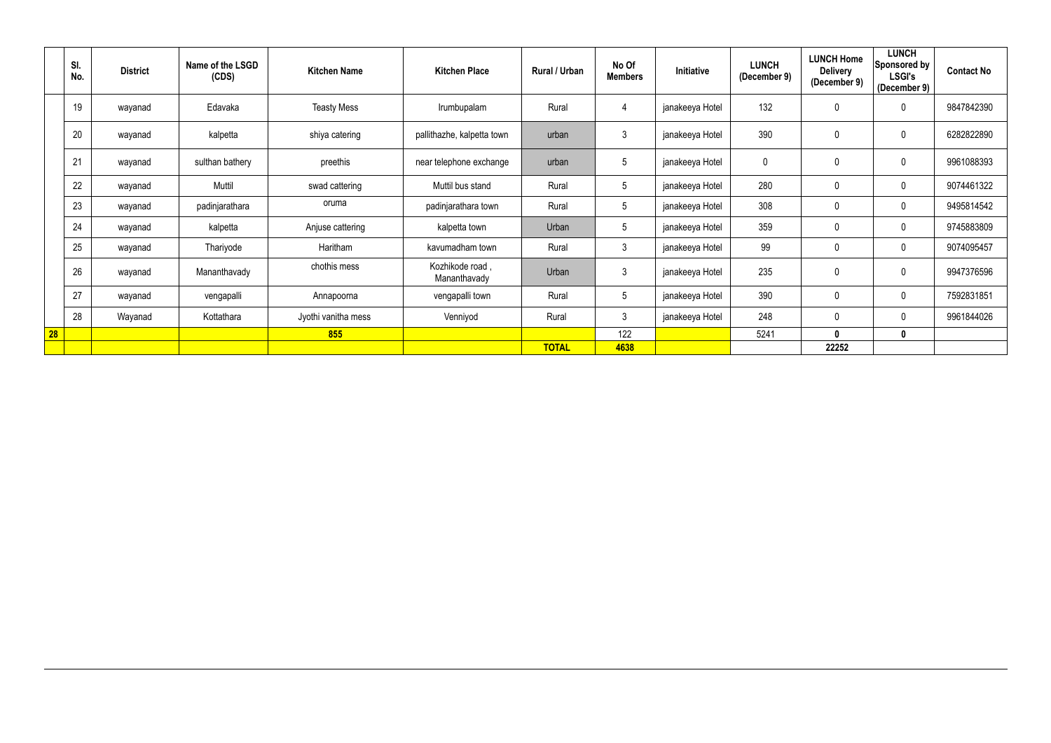| | Sl. No. | District | Name of the LSGD (CDS) | Kitchen Name | Kitchen Place | Rural / Urban | No Of Members | Initiative | LUNCH (December 9) | LUNCH Home Delivery (December 9) | LUNCH Sponsored by LSGI's (December 9) | Contact No |
|---|---|---|---|---|---|---|---|---|---|---|---|---|
| | 19 | wayanad | Edavaka | Teasty Mess | Irumbupalam | Rural | 4 | janakeeya Hotel | 132 | 0 | 0 | 9847842390 |
| | 20 | wayanad | kalpetta | shiya catering | pallithazhe, kalpetta town | urban | 3 | janakeeya Hotel | 390 | 0 | 0 | 6282822890 |
| | 21 | wayanad | sulthan bathery | preethis | near telephone exchange | urban | 5 | janakeeya Hotel | 0 | 0 | 0 | 9961088393 |
| | 22 | wayanad | Muttil | swad cattering | Muttil bus stand | Rural | 5 | janakeeya Hotel | 280 | 0 | 0 | 9074461322 |
| | 23 | wayanad | padinjarathara | oruma | padinjarathara town | Rural | 5 | janakeeya Hotel | 308 | 0 | 0 | 9495814542 |
| | 24 | wayanad | kalpetta | Anjuse cattering | kalpetta town | Urban | 5 | janakeeya Hotel | 359 | 0 | 0 | 9745883809 |
| | 25 | wayanad | Thariyode | Haritham | kavumadham town | Rural | 3 | janakeeya Hotel | 99 | 0 | 0 | 9074095457 |
| | 26 | wayanad | Mananthavady | chothis mess | Kozhikode road , Mananthavady | Urban | 3 | janakeeya Hotel | 235 | 0 | 0 | 9947376596 |
| | 27 | wayanad | vengapalli | Annapoorna | vengapalli town | Rural | 5 | janakeeya Hotel | 390 | 0 | 0 | 7592831851 |
| | 28 | Wayanad | Kottathara | Jyothi vanitha mess | Venniyod | Rural | 3 | janakeeya Hotel | 248 | 0 | 0 | 9961844026 |
| **28** | | | | **855** | | | 122 | | 5241 | **0** | **0** | |
| | | | | | | **TOTAL** | **4638** | | | **22252** | | |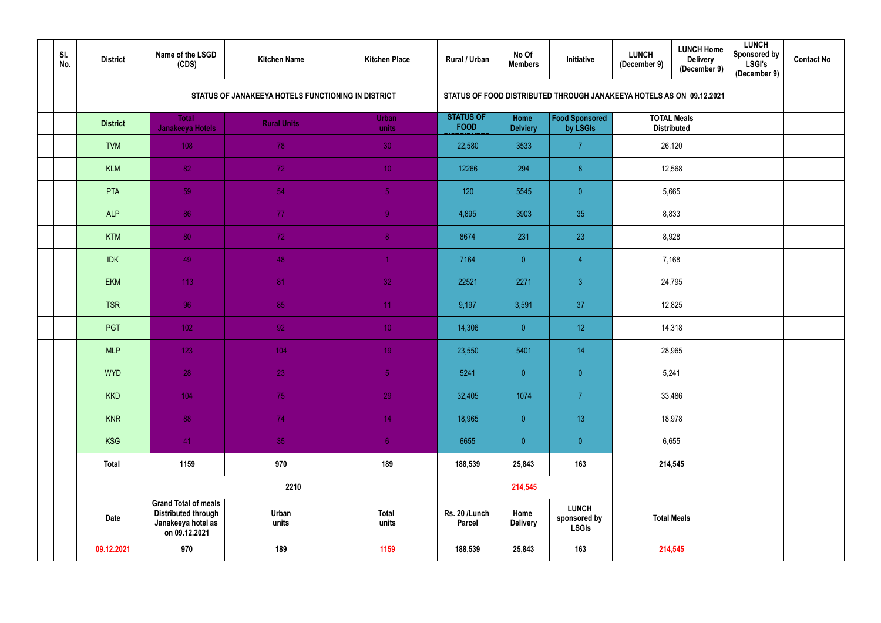| | Sl. No. | District | Name of the LSGD (CDS) | Kitchen Name | Kitchen Place | Rural / Urban | No Of Members | Initiative | LUNCH (December 9) | LUNCH Home Delivery (December 9) | LUNCH Sponsored by LSGI's (December 9) | Contact No |
|---|---|---|---|---|---|---|---|---|---|---|---|---|
| | | | STATUS OF JANAKEEYA HOTELS FUNCTIONING IN DISTRICT | | | STATUS OF FOOD DISTRIBUTED THROUGH JANAKEEYA HOTELS AS ON 09.12.2021 | | | | | | |
| | | District | Total Janakeeya Hotels | Rural Units | Urban units | STATUS OF FOOD DISTRIBUTED | Home Delviery | Food Sponsored by LSGIs | TOTAL Meals Distributed | | | |
| | | TVM | 108 | 78 | 30 | 22,580 | 3533 | 7 | 26,120 | | | |
| | | KLM | 82 | 72 | 10 | 12266 | 294 | 8 | 12,568 | | | |
| | | PTA | 59 | 54 | 5 | 120 | 5545 | 0 | 5,665 | | | |
| | | ALP | 86 | 77 | 9 | 4,895 | 3903 | 35 | 8,833 | | | |
| | | KTM | 80 | 72 | 8 | 8674 | 231 | 23 | 8,928 | | | |
| | | IDK | 49 | 48 | 1 | 7164 | 0 | 4 | 7,168 | | | |
| | | EKM | 113 | 81 | 32 | 22521 | 2271 | 3 | 24,795 | | | |
| | | TSR | 96 | 85 | 11 | 9,197 | 3,591 | 37 | 12,825 | | | |
| | | PGT | 102 | 92 | 10 | 14,306 | 0 | 12 | 14,318 | | | |
| | | MLP | 123 | 104 | 19 | 23,550 | 5401 | 14 | 28,965 | | | |
| | | WYD | 28 | 23 | 5 | 5241 | 0 | 0 | 5,241 | | | |
| | | KKD | 104 | 75 | 29 | 32,405 | 1074 | 7 | 33,486 | | | |
| | | KNR | 88 | 74 | 14 | 18,965 | 0 | 13 | 18,978 | | | |
| | | KSG | 41 | 35 | 6 | 6655 | 0 | 0 | 6,655 | | | |
| | | **Total** | **1159** | **970** | **189** | **188,539** | **25,843** | **163** | **214,545** | | | |
| | | | | **2210** | | | **214,545** | | | | | |
| | | **Date** | **Grand Total of meals Distributed through Janakeeya hotel as on 09.12.2021** | **Urban units** | **Total units** | **Rs. 20 /Lunch Parcel** | **Home Delivery** | **LUNCH sponsored by LSGIs** | **Total Meals** | | | |
| | | **09.12.2021** | **970** | **189** | **1159** | **188,539** | **25,843** | **163** | **214,545** | | | |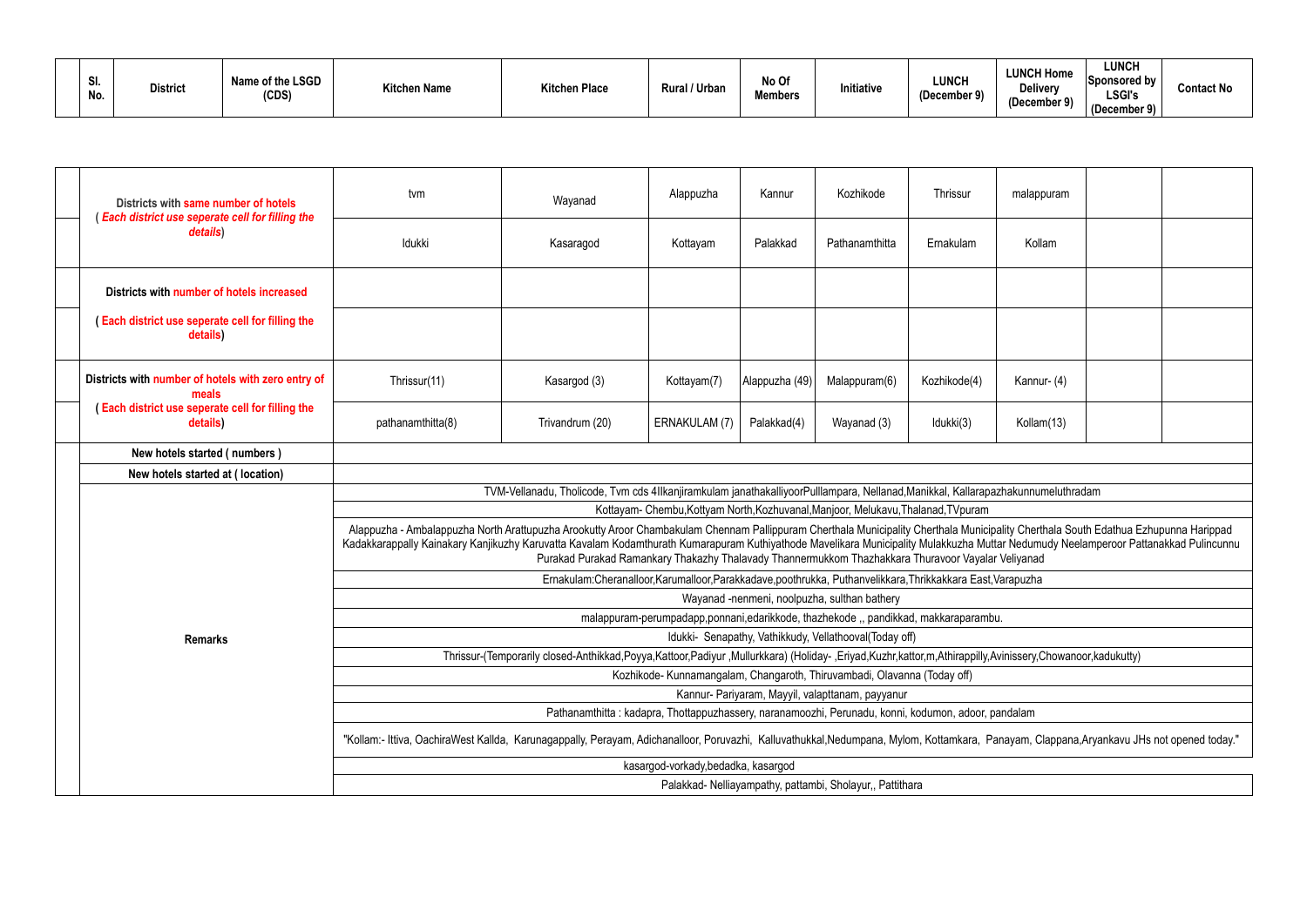| Sl. No. | District | Name of the LSGD (CDS) | Kitchen Name | Kitchen Place | Rural / Urban | No Of Members | Initiative | LUNCH (December 9) | LUNCH Home Delivery (December 9) | LUNCH Sponsored by LSGI's (December 9) | Contact No |
|---|---|---|---|---|---|---|---|---|---|---|---|

| | | | | | | | | | |
|---|---|---|---|---|---|---|---|---|---|
| Districts with same number of hotels ( *Each district use seperate cell for filling the details*) | tvm | Wayanad | Alappuzha | Kannur | Kozhikode | Thrissur | malappuram | | |
| | Idukki | Kasaragod | Kottayam | Palakkad | Pathanamthitta | Ernakulam | Kollam | | |
| Districts with number of hotels increased | | | | | | | | | |
| ( Each district use seperate cell for filling the details) | | | | | | | | | |
| Districts with number of hotels with zero entry of meals ( Each district use seperate cell for filling the details) | Thrissur(11) | Kasargod (3) | Kottayam(7) | Alappuzha (49) | Malappuram(6) | Kozhikode(4) | Kannur- (4) | | |
| | pathanamthitta(8) | Trivandrum (20) | ERNAKULAM (7) | Palakkad(4) | Wayanad (3) | Idukki(3) | Kollam(13) | | |
| New hotels started ( numbers ) | | | | | | | | | |
| New hotels started at ( location) | | | | | | | | | |
| Remarks | TVM-Vellanadu, Tholicode, Tvm cds 4Ilkanjiramkulam janathakalliyoorPulllampara, Nellanad,Manikkal, Kallarapazhakunnumeluthradam | | | | | | | | |
| | Kottayam- Chembu,Kottyam North,Kozhuvanal,Manjoor, Melukavu,Thalanad,TVpuram | | | | | | | | |
| | Alappuzha - Ambalappuzha North Arattupuzha Arookutty Aroor Chambakulam Chennam Pallippuram Cherthala Municipality Cherthala Municipality Cherthala South Edathua Ezhupunna Harippad Kadakkarappally Kainakary Kanjikuzhy Karuvatta Kavalam Kodamthurath Kumarapuram Kuthiyathode Mavelikara Municipality Mulakkuzha Muttar Nedumudy Neelamperoor Pattanakkad Pulincunnu Purakad Purakad Ramankary Thakazhy Thalavady Thannermukkom Thazhakkara Thuravoor Vayalar Veliyanad | | | | | | | | |
| | Ernakulam:Cheranalloor,Karumalloor,Parakkadave,poothrukka, Puthanvelikkara,Thrikkakkara East,Varapuzha | | | | | | | | |
| | Wayanad -nenmeni, noolpuzha, sulthan bathery | | | | | | | | |
| | malappuram-perumpadapp,ponnani,edarikkode, thazhekode ,, pandikkad, makkaraparambu. | | | | | | | | |
| | Idukki- Senapathy, Vathikkudy, Vellathooval(Today off) | | | | | | | | |
| | Thrissur-(Temporarily closed-Anthikkad,Poyya,Kattoor,Padiyur ,Mullurkkara) (Holiday- ,Eriyad,Kuzhr,kattor,m,Athirappilly,Avinissery,Chowanoor,kadukutty) | | | | | | | | |
| | Kozhikode- Kunnamangalam, Changaroth, Thiruvambadi, Olavanna (Today off) | | | | | | | | |
| | Kannur- Pariyaram, Mayyil, valapttanam, payyanur | | | | | | | | |
| | Pathanamthitta : kadapra, Thottappuzhassery, naranamoozhi, Perunadu, konni, kodumon, adoor, pandalam | | | | | | | | |
| | "Kollam:- Ittiva, OachiraWest Kallda, Karunagappally, Perayam, Adichanalloor, Poruvazhi, Kalluvathukkal,Nedumpana, Mylom, Kottamkara, Panayam, Clappana,Aryankavu JHs not opened today." | | | | | | | | |
| | kasargod-vorkady,bedadka, kasargod | | | | | | | | |
| | Palakkad- Nelliayampathy, pattambi, Sholayur,, Pattithara | | | | | | | | |